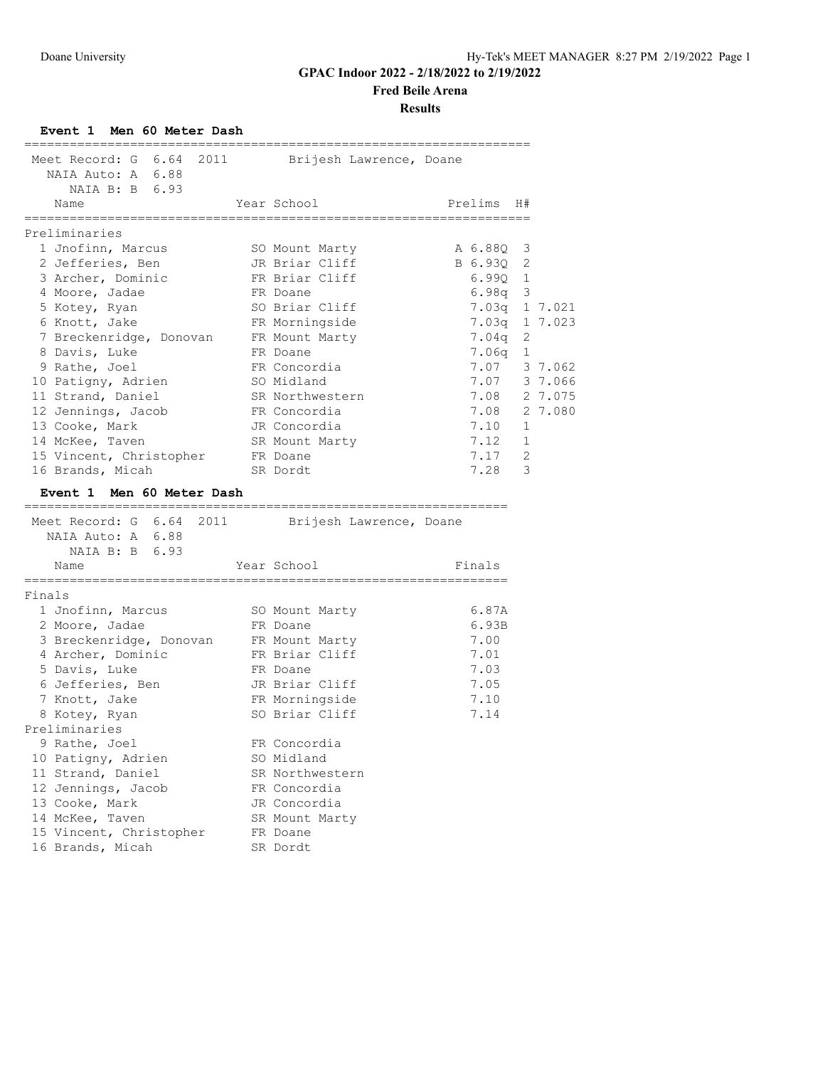# GPAC Indoor 2022 - 2/18/2022 to 2/19/2022

## Fred Beile Arena

### Results

**Event 1 Men 60 Meter Dash**

Meet Record: G 6.64 2011 Brijesh Lawrence, Doane
NAIA Auto: A 6.88
NAIA B: B 6.93

Preliminaries

| | Name | Year | School | Prelims | H# | |
|---|---|---|---|---|---|---|
| 1 | Jnofinn, Marcus | SO | Mount Marty | A 6.88Q | 3 | |
| 2 | Jefferies, Ben | JR | Briar Cliff | B 6.93Q | 2 | |
| 3 | Archer, Dominic | FR | Briar Cliff | 6.99Q | 1 | |
| 4 | Moore, Jadae | FR | Doane | 6.98q | 3 | |
| 5 | Kotey, Ryan | SO | Briar Cliff | 7.03q | 1 | 7.021 |
| 6 | Knott, Jake | FR | Morningside | 7.03q | 1 | 7.023 |
| 7 | Breckenridge, Donovan | FR | Mount Marty | 7.04q | 2 | |
| 8 | Davis, Luke | FR | Doane | 7.06q | 1 | |
| 9 | Rathe, Joel | FR | Concordia | 7.07 | 3 | 7.062 |
| 10 | Patigny, Adrien | SO | Midland | 7.07 | 3 | 7.066 |
| 11 | Strand, Daniel | SR | Northwestern | 7.08 | 2 | 7.075 |
| 12 | Jennings, Jacob | FR | Concordia | 7.08 | 2 | 7.080 |
| 13 | Cooke, Mark | JR | Concordia | 7.10 | 1 | |
| 14 | McKee, Taven | SR | Mount Marty | 7.12 | 1 | |
| 15 | Vincent, Christopher | FR | Doane | 7.17 | 2 | |
| 16 | Brands, Micah | SR | Dordt | 7.28 | 3 | |

**Event 1 Men 60 Meter Dash**

Meet Record: G 6.64 2011 Brijesh Lawrence, Doane
NAIA Auto: A 6.88
NAIA B: B 6.93

| | Name | Year | School | Finals |
|---|---|---|---|---|
| **Finals** | | | | |
| 1 | Jnofinn, Marcus | SO | Mount Marty | 6.87A |
| 2 | Moore, Jadae | FR | Doane | 6.93B |
| 3 | Breckenridge, Donovan | FR | Mount Marty | 7.00 |
| 4 | Archer, Dominic | FR | Briar Cliff | 7.01 |
| 5 | Davis, Luke | FR | Doane | 7.03 |
| 6 | Jefferies, Ben | JR | Briar Cliff | 7.05 |
| 7 | Knott, Jake | FR | Morningside | 7.10 |
| 8 | Kotey, Ryan | SO | Briar Cliff | 7.14 |
| **Preliminaries** | | | | |
| 9 | Rathe, Joel | FR | Concordia | |
| 10 | Patigny, Adrien | SO | Midland | |
| 11 | Strand, Daniel | SR | Northwestern | |
| 12 | Jennings, Jacob | FR | Concordia | |
| 13 | Cooke, Mark | JR | Concordia | |
| 14 | McKee, Taven | SR | Mount Marty | |
| 15 | Vincent, Christopher | FR | Doane | |
| 16 | Brands, Micah | SR | Dordt | |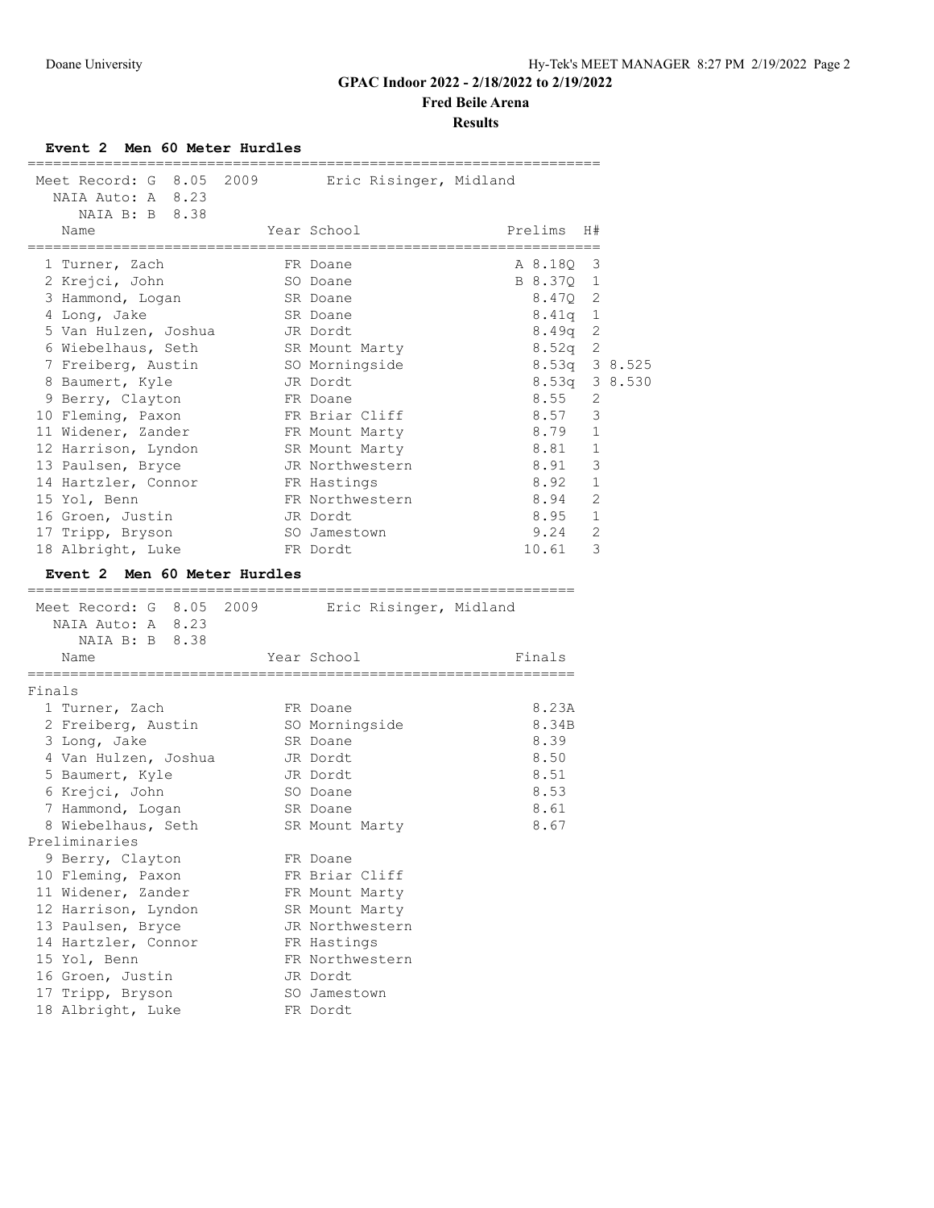# GPAC Indoor 2022 - 2/18/2022 to 2/19/2022

## Fred Beile Arena

### Results

**Event 2 Men 60 Meter Hurdles**

Meet Record: G 8.05 2009 Eric Risinger, Midland
NAIA Auto: A 8.23
NAIA B: B 8.38

| Place | Name | Year | School | Prelims | H# | |
|---|---|---|---|---|---|---|
| 1 | Turner, Zach | FR | Doane | A 8.18Q | 3 | |
| 2 | Krejci, John | SO | Doane | B 8.37Q | 1 | |
| 3 | Hammond, Logan | SR | Doane | 8.47Q | 2 | |
| 4 | Long, Jake | SR | Doane | 8.41q | 1 | |
| 5 | Van Hulzen, Joshua | JR | Dordt | 8.49q | 2 | |
| 6 | Wiebelhaus, Seth | SR | Mount Marty | 8.52q | 2 | |
| 7 | Freiberg, Austin | SO | Morningside | 8.53q | 3 | 8.525 |
| 8 | Baumert, Kyle | JR | Dordt | 8.53q | 3 | 8.530 |
| 9 | Berry, Clayton | FR | Doane | 8.55 | 2 | |
| 10 | Fleming, Paxon | FR | Briar Cliff | 8.57 | 3 | |
| 11 | Widener, Zander | FR | Mount Marty | 8.79 | 1 | |
| 12 | Harrison, Lyndon | SR | Mount Marty | 8.81 | 1 | |
| 13 | Paulsen, Bryce | JR | Northwestern | 8.91 | 3 | |
| 14 | Hartzler, Connor | FR | Hastings | 8.92 | 1 | |
| 15 | Yol, Benn | FR | Northwestern | 8.94 | 2 | |
| 16 | Groen, Justin | JR | Dordt | 8.95 | 1 | |
| 17 | Tripp, Bryson | SO | Jamestown | 9.24 | 2 | |
| 18 | Albright, Luke | FR | Dordt | 10.61 | 3 | |

**Event 2 Men 60 Meter Hurdles**

Meet Record: G 8.05 2009 Eric Risinger, Midland
NAIA Auto: A 8.23
NAIA B: B 8.38

| Place | Name | Year | School | Finals |
|---|---|---|---|---|
| **Finals** | | | | |
| 1 | Turner, Zach | FR | Doane | 8.23A |
| 2 | Freiberg, Austin | SO | Morningside | 8.34B |
| 3 | Long, Jake | SR | Doane | 8.39 |
| 4 | Van Hulzen, Joshua | JR | Dordt | 8.50 |
| 5 | Baumert, Kyle | JR | Dordt | 8.51 |
| 6 | Krejci, John | SO | Doane | 8.53 |
| 7 | Hammond, Logan | SR | Doane | 8.61 |
| 8 | Wiebelhaus, Seth | SR | Mount Marty | 8.67 |
| **Preliminaries** | | | | |
| 9 | Berry, Clayton | FR | Doane | |
| 10 | Fleming, Paxon | FR | Briar Cliff | |
| 11 | Widener, Zander | FR | Mount Marty | |
| 12 | Harrison, Lyndon | SR | Mount Marty | |
| 13 | Paulsen, Bryce | JR | Northwestern | |
| 14 | Hartzler, Connor | FR | Hastings | |
| 15 | Yol, Benn | FR | Northwestern | |
| 16 | Groen, Justin | JR | Dordt | |
| 17 | Tripp, Bryson | SO | Jamestown | |
| 18 | Albright, Luke | FR | Dordt | |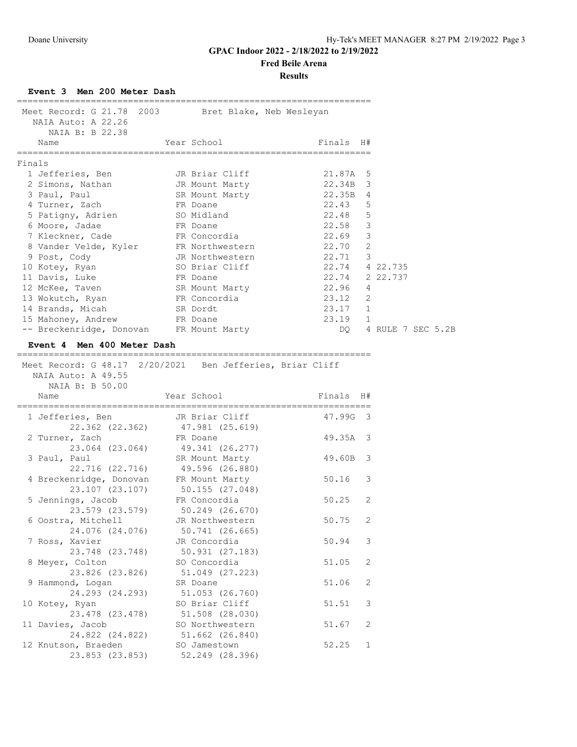**GPAC Indoor 2022 - 2/18/2022 to 2/19/2022**

**Fred Beile Arena**

**Results**

### Event 3 Men 200 Meter Dash

Meet Record: G 21.78 2003 Bret Blake, Neb Wesleyan
NAIA Auto: A 22.26
NAIA B: B 22.38

**Finals**

| Place | Name | Year | School | Finals | H# | |
|---|---|---|---|---|---|---|
| 1 | Jefferies, Ben | JR | Briar Cliff | 21.87A | 5 | |
| 2 | Simons, Nathan | JR | Mount Marty | 22.34B | 3 | |
| 3 | Paul, Paul | SR | Mount Marty | 22.35B | 4 | |
| 4 | Turner, Zach | FR | Doane | 22.43 | 5 | |
| 5 | Patigny, Adrien | SO | Midland | 22.48 | 5 | |
| 6 | Moore, Jadae | FR | Doane | 22.58 | 3 | |
| 7 | Kleckner, Cade | FR | Concordia | 22.69 | 3 | |
| 8 | Vander Velde, Kyler | FR | Northwestern | 22.70 | 2 | |
| 9 | Post, Cody | JR | Northwestern | 22.71 | 3 | |
| 10 | Kotey, Ryan | SO | Briar Cliff | 22.74 | 4 | 22.735 |
| 11 | Davis, Luke | FR | Doane | 22.74 | 2 | 22.737 |
| 12 | McKee, Taven | SR | Mount Marty | 22.96 | 4 | |
| 13 | Wokutch, Ryan | FR | Concordia | 23.12 | 2 | |
| 14 | Brands, Micah | SR | Dordt | 23.17 | 1 | |
| 15 | Mahoney, Andrew | FR | Doane | 23.19 | 1 | |
| -- | Breckenridge, Donovan | FR | Mount Marty | DQ | 4 | RULE 7 SEC 5.2B |

### Event 4 Men 400 Meter Dash

Meet Record: G 48.17 2/20/2021 Ben Jefferies, Briar Cliff
NAIA Auto: A 49.55
NAIA B: B 50.00

| Place | Name | Year | School | Finals | H# | Splits |
|---|---|---|---|---|---|---|
| 1 | Jefferies, Ben | JR | Briar Cliff | 47.99G | 3 | 22.362 (22.362) 47.981 (25.619) |
| 2 | Turner, Zach | FR | Doane | 49.35A | 3 | 23.064 (23.064) 49.341 (26.277) |
| 3 | Paul, Paul | SR | Mount Marty | 49.60B | 3 | 22.716 (22.716) 49.596 (26.880) |
| 4 | Breckenridge, Donovan | FR | Mount Marty | 50.16 | 3 | 23.107 (23.107) 50.155 (27.048) |
| 5 | Jennings, Jacob | FR | Concordia | 50.25 | 2 | 23.579 (23.579) 50.249 (26.670) |
| 6 | Oostra, Mitchell | JR | Northwestern | 50.75 | 2 | 24.076 (24.076) 50.741 (26.665) |
| 7 | Ross, Xavier | JR | Concordia | 50.94 | 3 | 23.748 (23.748) 50.931 (27.183) |
| 8 | Meyer, Colton | SO | Concordia | 51.05 | 2 | 23.826 (23.826) 51.049 (27.223) |
| 9 | Hammond, Logan | SR | Doane | 51.06 | 2 | 24.293 (24.293) 51.053 (26.760) |
| 10 | Kotey, Ryan | SO | Briar Cliff | 51.51 | 3 | 23.478 (23.478) 51.508 (28.030) |
| 11 | Davies, Jacob | SO | Northwestern | 51.67 | 2 | 24.822 (24.822) 51.662 (26.840) |
| 12 | Knutson, Braeden | SO | Jamestown | 52.25 | 1 | 23.853 (23.853) 52.249 (28.396) |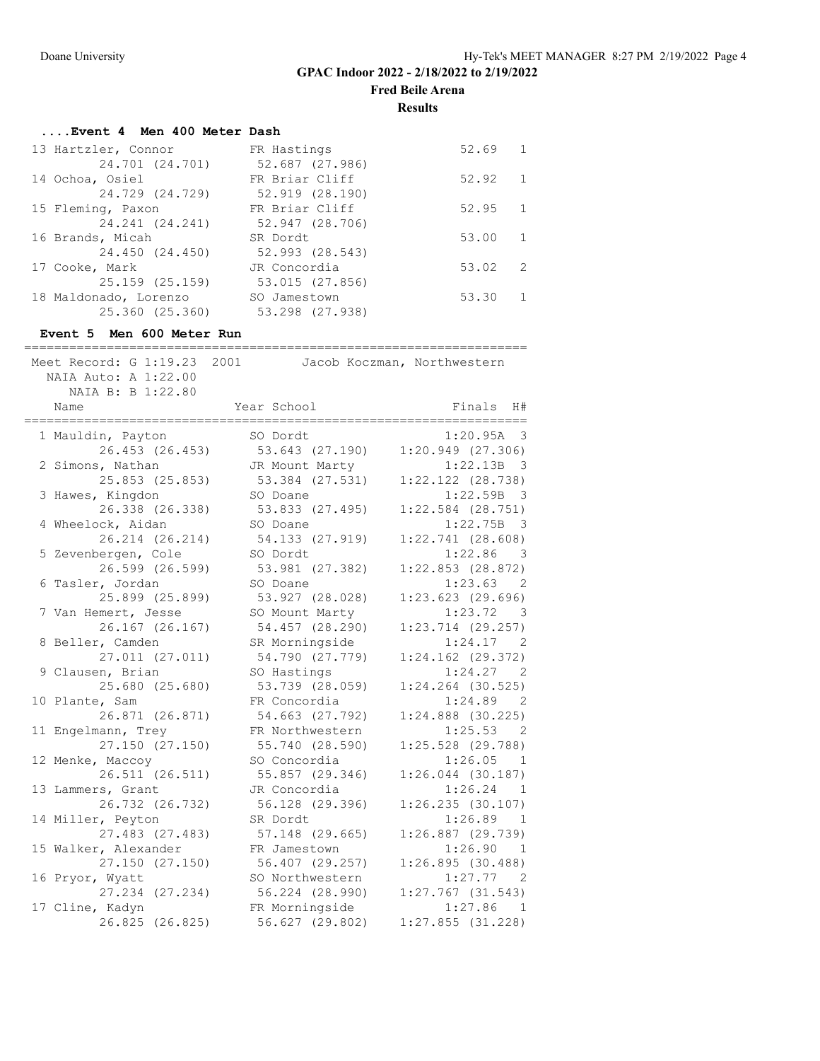# GPAC Indoor 2022 - 2/18/2022 to 2/19/2022

## Fred Beile Arena

### Results

#### ....Event 4 Men 400 Meter Dash

| Place | Name | Year | School | Finals | H# | Splits |
|---|---|---|---|---|---|---|
| 13 | Hartzler, Connor | FR | Hastings | 52.69 | 1 | 24.701 (24.701) 52.687 (27.986) |
| 14 | Ochoa, Osiel | FR | Briar Cliff | 52.92 | 1 | 24.729 (24.729) 52.919 (28.190) |
| 15 | Fleming, Paxon | FR | Briar Cliff | 52.95 | 1 | 24.241 (24.241) 52.947 (28.706) |
| 16 | Brands, Micah | SR | Dordt | 53.00 | 1 | 24.450 (24.450) 52.993 (28.543) |
| 17 | Cooke, Mark | JR | Concordia | 53.02 | 2 | 25.159 (25.159) 53.015 (27.856) |
| 18 | Maldonado, Lorenzo | SO | Jamestown | 53.30 | 1 | 25.360 (25.360) 53.298 (27.938) |

#### Event 5 Men 600 Meter Run

Meet Record: G 1:19.23 2001 Jacob Koczman, Northwestern
NAIA Auto: A 1:22.00
NAIA B: B 1:22.80

| Place | Name | Year | School | Finals | H# | Splits |
|---|---|---|---|---|---|---|
| 1 | Mauldin, Payton | SO | Dordt | 1:20.95A | 3 | 26.453 (26.453) 53.643 (27.190) 1:20.949 (27.306) |
| 2 | Simons, Nathan | JR | Mount Marty | 1:22.13B | 3 | 25.853 (25.853) 53.384 (27.531) 1:22.122 (28.738) |
| 3 | Hawes, Kingdon | SO | Doane | 1:22.59B | 3 | 26.338 (26.338) 53.833 (27.495) 1:22.584 (28.751) |
| 4 | Wheelock, Aidan | SO | Doane | 1:22.75B | 3 | 26.214 (26.214) 54.133 (27.919) 1:22.741 (28.608) |
| 5 | Zevenbergen, Cole | SO | Dordt | 1:22.86 | 3 | 26.599 (26.599) 53.981 (27.382) 1:22.853 (28.872) |
| 6 | Tasler, Jordan | SO | Doane | 1:23.63 | 2 | 25.899 (25.899) 53.927 (28.028) 1:23.623 (29.696) |
| 7 | Van Hemert, Jesse | SO | Mount Marty | 1:23.72 | 3 | 26.167 (26.167) 54.457 (28.290) 1:23.714 (29.257) |
| 8 | Beller, Camden | SR | Morningside | 1:24.17 | 2 | 27.011 (27.011) 54.790 (27.779) 1:24.162 (29.372) |
| 9 | Clausen, Brian | SO | Hastings | 1:24.27 | 2 | 25.680 (25.680) 53.739 (28.059) 1:24.264 (30.525) |
| 10 | Plante, Sam | FR | Concordia | 1:24.89 | 2 | 26.871 (26.871) 54.663 (27.792) 1:24.888 (30.225) |
| 11 | Engelmann, Trey | FR | Northwestern | 1:25.53 | 2 | 27.150 (27.150) 55.740 (28.590) 1:25.528 (29.788) |
| 12 | Menke, Maccoy | SO | Concordia | 1:26.05 | 1 | 26.511 (26.511) 55.857 (29.346) 1:26.044 (30.187) |
| 13 | Lammers, Grant | JR | Concordia | 1:26.24 | 1 | 26.732 (26.732) 56.128 (29.396) 1:26.235 (30.107) |
| 14 | Miller, Peyton | SR | Dordt | 1:26.89 | 1 | 27.483 (27.483) 57.148 (29.665) 1:26.887 (29.739) |
| 15 | Walker, Alexander | FR | Jamestown | 1:26.90 | 1 | 27.150 (27.150) 56.407 (29.257) 1:26.895 (30.488) |
| 16 | Pryor, Wyatt | SO | Northwestern | 1:27.77 | 2 | 27.234 (27.234) 56.224 (28.990) 1:27.767 (31.543) |
| 17 | Cline, Kadyn | FR | Morningside | 1:27.86 | 1 | 26.825 (26.825) 56.627 (29.802) 1:27.855 (31.228) |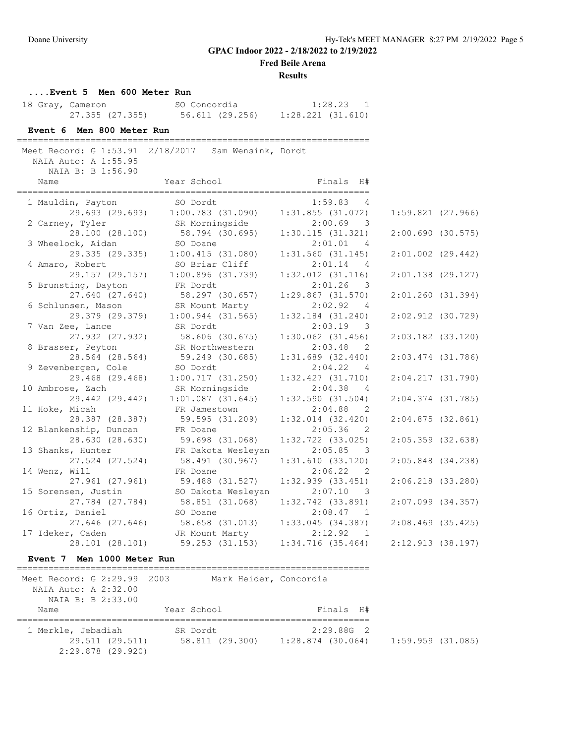## GPAC Indoor 2022 - 2/18/2022 to 2/19/2022

**Fred Beile Arena**

**Results**

### ....Event 5 Men 600 Meter Run

```
 18 Gray, Cameron             SO Concordia              1:28.23   1 
        27.355 (27.355)      56.611 (29.256)    1:28.221 (31.610)
```

### Event 6 Men 800 Meter Run

```
===================================================================
 Meet Record: G 1:53.91  2/18/2017   Sam Wensink, Dordt
   NAIA Auto: A 1:55.95
      NAIA B: B 1:56.90
    Name                    Year School                 Finals  H# 
===================================================================
  1 Mauldin, Payton           SO Dordt                  1:59.83   4 
        29.693 (29.693)    1:00.783 (31.090)    1:31.855 (31.072)    1:59.821 (27.966)
  2 Carney, Tyler             SR Morningside            2:00.69   3 
        28.100 (28.100)      58.794 (30.695)    1:30.115 (31.321)    2:00.690 (30.575)
  3 Wheelock, Aidan           SO Doane                  2:01.01   4 
        29.335 (29.335)    1:00.415 (31.080)    1:31.560 (31.145)    2:01.002 (29.442)
  4 Amaro, Robert             SO Briar Cliff            2:01.14   4 
        29.157 (29.157)    1:00.896 (31.739)    1:32.012 (31.116)    2:01.138 (29.127)
  5 Brunsting, Dayton         FR Dordt                  2:01.26   3 
        27.640 (27.640)      58.297 (30.657)    1:29.867 (31.570)    2:01.260 (31.394)
  6 Schlunsen, Mason          SR Mount Marty            2:02.92   4 
        29.379 (29.379)    1:00.944 (31.565)    1:32.184 (31.240)    2:02.912 (30.729)
  7 Van Zee, Lance            SR Dordt                  2:03.19   3 
        27.932 (27.932)      58.606 (30.675)    1:30.062 (31.456)    2:03.182 (33.120)
  8 Brasser, Peyton           SR Northwestern           2:03.48   2 
        28.564 (28.564)      59.249 (30.685)    1:31.689 (32.440)    2:03.474 (31.786)
  9 Zevenbergen, Cole         SO Dordt                  2:04.22   4 
        29.468 (29.468)    1:00.717 (31.250)    1:32.427 (31.710)    2:04.217 (31.790)
 10 Ambrose, Zach             SR Morningside            2:04.38   4 
        29.442 (29.442)    1:01.087 (31.645)    1:32.590 (31.504)    2:04.374 (31.785)
 11 Hoke, Micah               FR Jamestown              2:04.88   2 
        28.387 (28.387)      59.595 (31.209)    1:32.014 (32.420)    2:04.875 (32.861)
 12 Blankenship, Duncan       FR Doane                  2:05.36   2 
        28.630 (28.630)      59.698 (31.068)    1:32.722 (33.025)    2:05.359 (32.638)
 13 Shanks, Hunter            FR Dakota Wesleyan        2:05.85   3 
        27.524 (27.524)      58.491 (30.967)    1:31.610 (33.120)    2:05.848 (34.238)
 14 Wenz, Will                FR Doane                  2:06.22   2 
        27.961 (27.961)      59.488 (31.527)    1:32.939 (33.451)    2:06.218 (33.280)
 15 Sorensen, Justin          SO Dakota Wesleyan        2:07.10   3 
        27.784 (27.784)      58.851 (31.068)    1:32.742 (33.891)    2:07.099 (34.357)
 16 Ortiz, Daniel             SO Doane                  2:08.47   1 
        27.646 (27.646)      58.658 (31.013)    1:33.045 (34.387)    2:08.469 (35.425)
 17 Ideker, Caden             JR Mount Marty            2:12.92   1 
        28.101 (28.101)      59.253 (31.153)    1:34.716 (35.464)    2:12.913 (38.197)
```

### Event 7 Men 1000 Meter Run

```
===================================================================
 Meet Record: G 2:29.99  2003        Mark Heider, Concordia
   NAIA Auto: A 2:32.00
      NAIA B: B 2:33.00
    Name                    Year School                 Finals  H# 
===================================================================
  1 Merkle, Jebadiah          SR Dordt                  2:29.88G  2 
        29.511 (29.511)      58.811 (29.300)    1:28.874 (30.064)    1:59.959 (31.085)
      2:29.878 (29.920)
```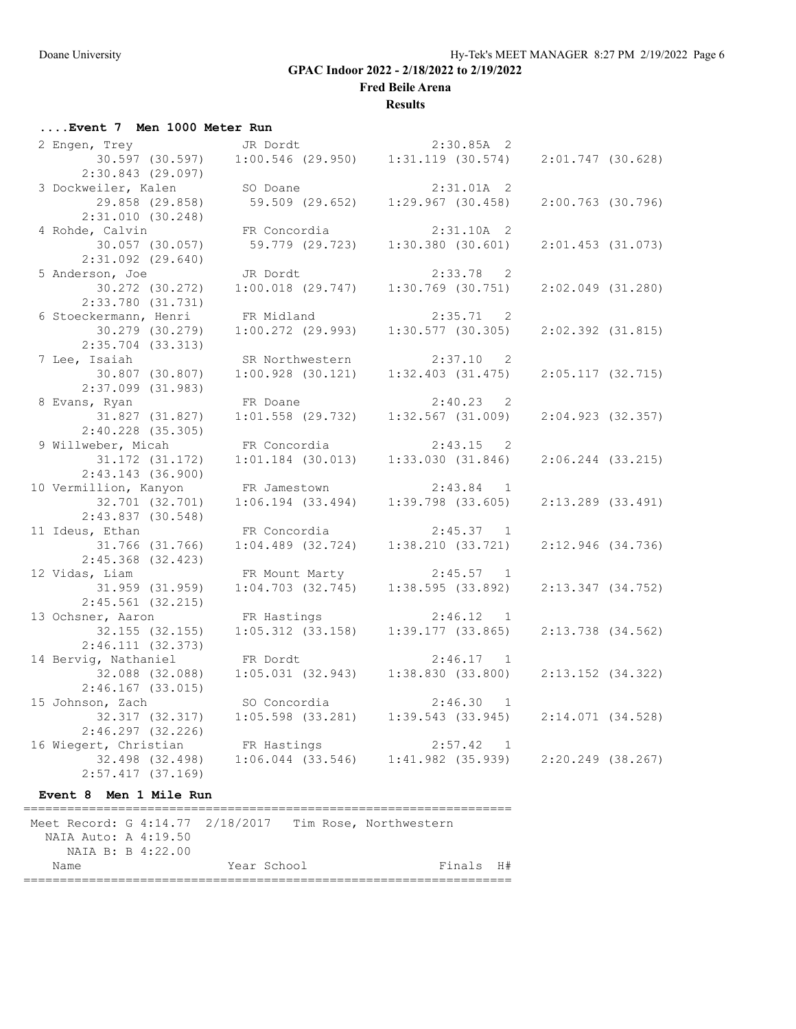# GPAC Indoor 2022 - 2/18/2022 to 2/19/2022

**Fred Beile Arena**

**Results**

### ....Event 7 Men 1000 Meter Run

```
  2 Engen, Trey              JR Dordt                 2:30.85A  2 
         30.597 (30.597)  1:00.546 (29.950)   1:31.119 (30.574)   2:01.747 (30.628)
       2:30.843 (29.097)
  3 Dockweiler, Kalen        SO Doane                 2:31.01A  2 
         29.858 (29.858)    59.509 (29.652)   1:29.967 (30.458)   2:00.763 (30.796)
       2:31.010 (30.248)
  4 Rohde, Calvin            FR Concordia             2:31.10A  2 
         30.057 (30.057)    59.779 (29.723)   1:30.380 (30.601)   2:01.453 (31.073)
       2:31.092 (29.640)
  5 Anderson, Joe            JR Dordt                 2:33.78   2 
         30.272 (30.272)  1:00.018 (29.747)   1:30.769 (30.751)   2:02.049 (31.280)
       2:33.780 (31.731)
  6 Stoeckermann, Henri      FR Midland               2:35.71   2 
         30.279 (30.279)  1:00.272 (29.993)   1:30.577 (30.305)   2:02.392 (31.815)
       2:35.704 (33.313)
  7 Lee, Isaiah              SR Northwestern          2:37.10   2 
         30.807 (30.807)  1:00.928 (30.121)   1:32.403 (31.475)   2:05.117 (32.715)
       2:37.099 (31.983)
  8 Evans, Ryan              FR Doane                 2:40.23   2 
         31.827 (31.827)  1:01.558 (29.732)   1:32.567 (31.009)   2:04.923 (32.357)
       2:40.228 (35.305)
  9 Willweber, Micah         FR Concordia             2:43.15   2 
         31.172 (31.172)  1:01.184 (30.013)   1:33.030 (31.846)   2:06.244 (33.215)
       2:43.143 (36.900)
 10 Vermillion, Kanyon       FR Jamestown             2:43.84   1 
         32.701 (32.701)  1:06.194 (33.494)   1:39.798 (33.605)   2:13.289 (33.491)
       2:43.837 (30.548)
 11 Ideus, Ethan             FR Concordia             2:45.37   1 
         31.766 (31.766)  1:04.489 (32.724)   1:38.210 (33.721)   2:12.946 (34.736)
       2:45.368 (32.423)
 12 Vidas, Liam              FR Mount Marty           2:45.57   1 
         31.959 (31.959)  1:04.703 (32.745)   1:38.595 (33.892)   2:13.347 (34.752)
       2:45.561 (32.215)
 13 Ochsner, Aaron           FR Hastings              2:46.12   1 
         32.155 (32.155)  1:05.312 (33.158)   1:39.177 (33.865)   2:13.738 (34.562)
       2:46.111 (32.373)
 14 Bervig, Nathaniel        FR Dordt                 2:46.17   1 
         32.088 (32.088)  1:05.031 (32.943)   1:38.830 (33.800)   2:13.152 (34.322)
       2:46.167 (33.015)
 15 Johnson, Zach            SO Concordia             2:46.30   1 
         32.317 (32.317)  1:05.598 (33.281)   1:39.543 (33.945)   2:14.071 (34.528)
       2:46.297 (32.226)
 16 Wiegert, Christian       FR Hastings              2:57.42   1 
         32.498 (32.498)  1:06.044 (33.546)   1:41.982 (35.939)   2:20.249 (38.267)
       2:57.417 (37.169)
```

### Event 8 Men 1 Mile Run

```
===================================================================
 Meet Record: G 4:14.77  2/18/2017   Tim Rose, Northwestern
   NAIA Auto: A 4:19.50
      NAIA B: B 4:22.00
    Name                    Year School                 Finals  H#
===================================================================
```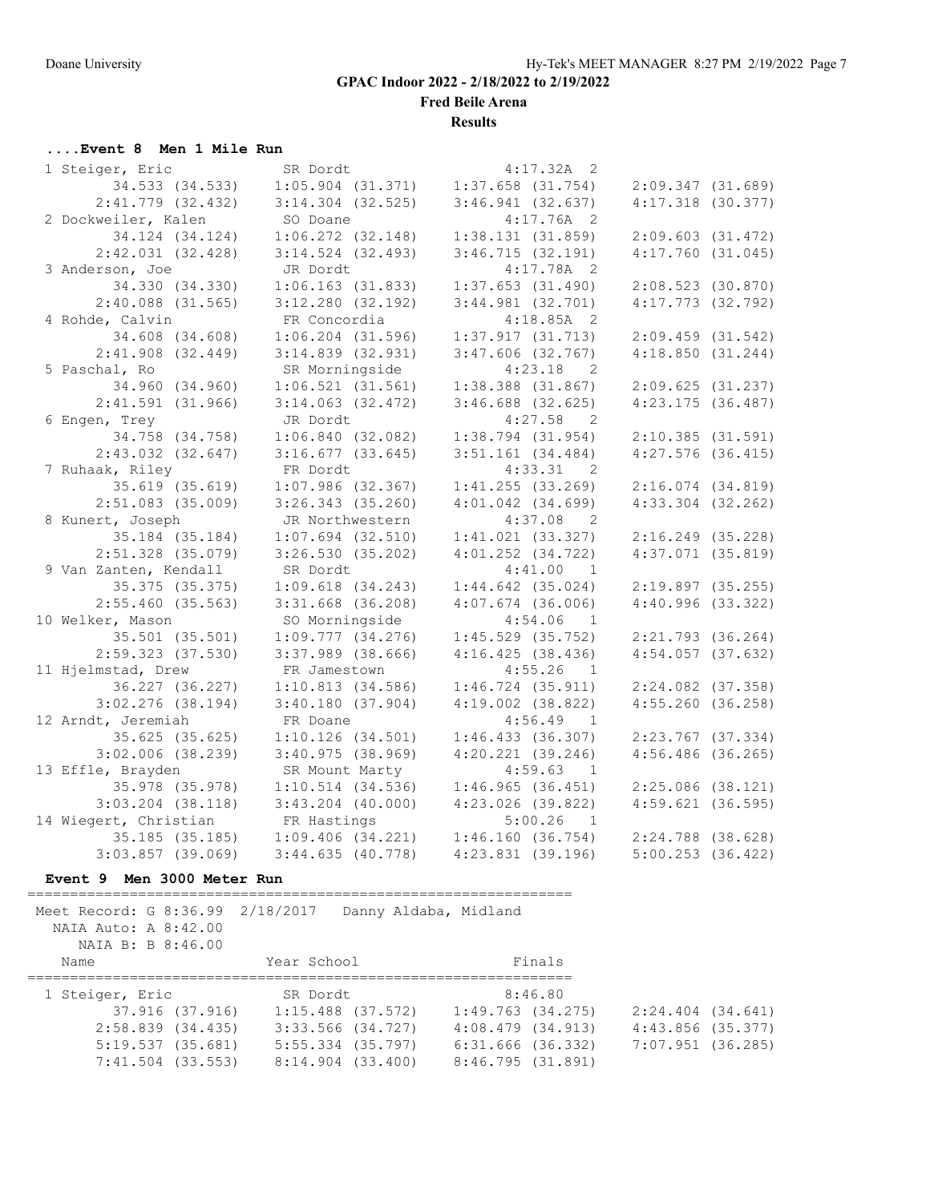GPAC Indoor 2022 - 2/18/2022 to 2/19/2022

Fred Beile Arena

Results

### ....Event 8 Men 1 Mile Run

```
 1 Steiger, Eric             SR Dordt                   4:17.32A  2
         34.533 (34.533)    1:05.904 (31.371)    1:37.658 (31.754)    2:09.347 (31.689)
       2:41.779 (32.432)    3:14.304 (32.525)    3:46.941 (32.637)    4:17.318 (30.377)
 2 Dockweiler, Kalen         SO Doane                   4:17.76A  2
         34.124 (34.124)    1:06.272 (32.148)    1:38.131 (31.859)    2:09.603 (31.472)
       2:42.031 (32.428)    3:14.524 (32.493)    3:46.715 (32.191)    4:17.760 (31.045)
 3 Anderson, Joe             JR Dordt                   4:17.78A  2
         34.330 (34.330)    1:06.163 (31.833)    1:37.653 (31.490)    2:08.523 (30.870)
       2:40.088 (31.565)    3:12.280 (32.192)    3:44.981 (32.701)    4:17.773 (32.792)
 4 Rohde, Calvin             FR Concordia               4:18.85A  2
         34.608 (34.608)    1:06.204 (31.596)    1:37.917 (31.713)    2:09.459 (31.542)
       2:41.908 (32.449)    3:14.839 (32.931)    3:47.606 (32.767)    4:18.850 (31.244)
 5 Paschal, Ro               SR Morningside             4:23.18   2
         34.960 (34.960)    1:06.521 (31.561)    1:38.388 (31.867)    2:09.625 (31.237)
       2:41.591 (31.966)    3:14.063 (32.472)    3:46.688 (32.625)    4:23.175 (36.487)
 6 Engen, Trey               JR Dordt                   4:27.58   2
         34.758 (34.758)    1:06.840 (32.082)    1:38.794 (31.954)    2:10.385 (31.591)
       2:43.032 (32.647)    3:16.677 (33.645)    3:51.161 (34.484)    4:27.576 (36.415)
 7 Ruhaak, Riley             FR Dordt                   4:33.31   2
         35.619 (35.619)    1:07.986 (32.367)    1:41.255 (33.269)    2:16.074 (34.819)
       2:51.083 (35.009)    3:26.343 (35.260)    4:01.042 (34.699)    4:33.304 (32.262)
 8 Kunert, Joseph            JR Northwestern            4:37.08   2
         35.184 (35.184)    1:07.694 (32.510)    1:41.021 (33.327)    2:16.249 (35.228)
       2:51.328 (35.079)    3:26.530 (35.202)    4:01.252 (34.722)    4:37.071 (35.819)
 9 Van Zanten, Kendall       SR Dordt                   4:41.00   1
         35.375 (35.375)    1:09.618 (34.243)    1:44.642 (35.024)    2:19.897 (35.255)
       2:55.460 (35.563)    3:31.668 (36.208)    4:07.674 (36.006)    4:40.996 (33.322)
10 Welker, Mason             SO Morningside             4:54.06   1
         35.501 (35.501)    1:09.777 (34.276)    1:45.529 (35.752)    2:21.793 (36.264)
       2:59.323 (37.530)    3:37.989 (38.666)    4:16.425 (38.436)    4:54.057 (37.632)
11 Hjelmstad, Drew           FR Jamestown               4:55.26   1
         36.227 (36.227)    1:10.813 (34.586)    1:46.724 (35.911)    2:24.082 (37.358)
       3:02.276 (38.194)    3:40.180 (37.904)    4:19.002 (38.822)    4:55.260 (36.258)
12 Arndt, Jeremiah           FR Doane                   4:56.49   1
         35.625 (35.625)    1:10.126 (34.501)    1:46.433 (36.307)    2:23.767 (37.334)
       3:02.006 (38.239)    3:40.975 (38.969)    4:20.221 (39.246)    4:56.486 (36.265)
13 Effle, Brayden            SR Mount Marty             4:59.63   1
         35.978 (35.978)    1:10.514 (34.536)    1:46.965 (36.451)    2:25.086 (38.121)
       3:03.204 (38.118)    3:43.204 (40.000)    4:23.026 (39.822)    4:59.621 (36.595)
14 Wiegert, Christian        FR Hastings                5:00.26   1
         35.185 (35.185)    1:09.406 (34.221)    1:46.160 (36.754)    2:24.788 (38.628)
       3:03.857 (39.069)    3:44.635 (40.778)    4:23.831 (39.196)    5:00.253 (36.422)
```

### Event 9 Men 3000 Meter Run

```
================================================================
 Meet Record: G 8:36.99  2/18/2017    Danny Aldaba, Midland
   NAIA Auto: A 8:42.00
      NAIA B: B 8:46.00
    Name                    Year School                  Finals
================================================================
 1 Steiger, Eric             SR Dordt                   8:46.80
         37.916 (37.916)    1:15.488 (37.572)    1:49.763 (34.275)    2:24.404 (34.641)
       2:58.839 (34.435)    3:33.566 (34.727)    4:08.479 (34.913)    4:43.856 (35.377)
       5:19.537 (35.681)    5:55.334 (35.797)    6:31.666 (36.332)    7:07.951 (36.285)
       7:41.504 (33.553)    8:14.904 (33.400)    8:46.795 (31.891)
```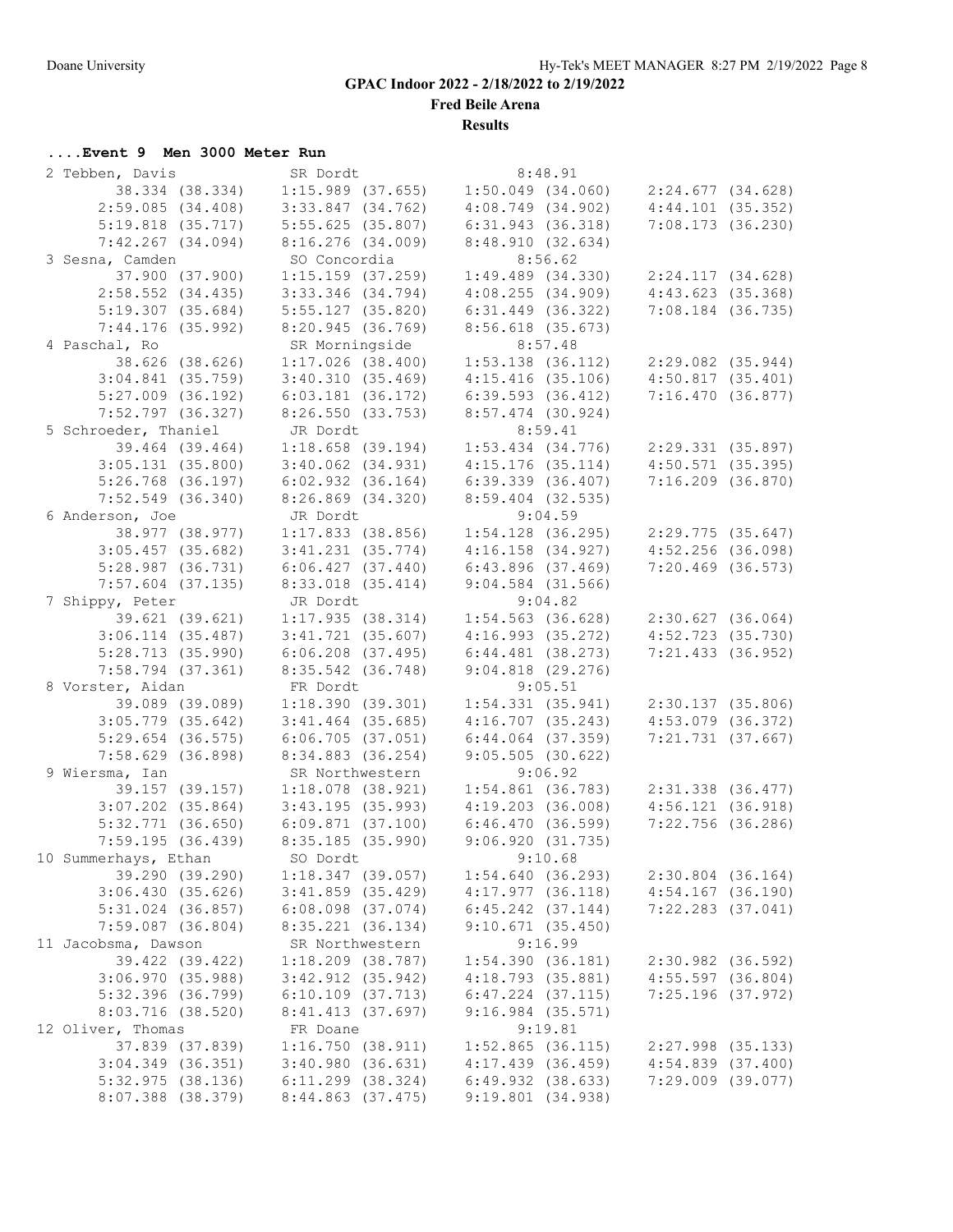# GPAC Indoor 2022 - 2/18/2022 to 2/19/2022

**Fred Beile Arena**

**Results**

### ....Event 9  Men 3000 Meter Run

```
  2 Tebben, Davis              SR Dordt                  8:48.91  
         38.334 (38.334)    1:15.989 (37.655)    1:50.049 (34.060)    2:24.677 (34.628)
       2:59.085 (34.408)    3:33.847 (34.762)    4:08.749 (34.902)    4:44.101 (35.352)
       5:19.818 (35.717)    5:55.625 (35.807)    6:31.943 (36.318)    7:08.173 (36.230)
       7:42.267 (34.094)    8:16.276 (34.009)    8:48.910 (32.634)
  3 Sesna, Camden              SO Concordia              8:56.62  
         37.900 (37.900)    1:15.159 (37.259)    1:49.489 (34.330)    2:24.117 (34.628)
       2:58.552 (34.435)    3:33.346 (34.794)    4:08.255 (34.909)    4:43.623 (35.368)
       5:19.307 (35.684)    5:55.127 (35.820)    6:31.449 (36.322)    7:08.184 (36.735)
       7:44.176 (35.992)    8:20.945 (36.769)    8:56.618 (35.673)
  4 Paschal, Ro                SR Morningside            8:57.48  
         38.626 (38.626)    1:17.026 (38.400)    1:53.138 (36.112)    2:29.082 (35.944)
       3:04.841 (35.759)    3:40.310 (35.469)    4:15.416 (35.106)    4:50.817 (35.401)
       5:27.009 (36.192)    6:03.181 (36.172)    6:39.593 (36.412)    7:16.470 (36.877)
       7:52.797 (36.327)    8:26.550 (33.753)    8:57.474 (30.924)
  5 Schroeder, Thaniel         JR Dordt                  8:59.41  
         39.464 (39.464)    1:18.658 (39.194)    1:53.434 (34.776)    2:29.331 (35.897)
       3:05.131 (35.800)    3:40.062 (34.931)    4:15.176 (35.114)    4:50.571 (35.395)
       5:26.768 (36.197)    6:02.932 (36.164)    6:39.339 (36.407)    7:16.209 (36.870)
       7:52.549 (36.340)    8:26.869 (34.320)    8:59.404 (32.535)
  6 Anderson, Joe              JR Dordt                  9:04.59  
         38.977 (38.977)    1:17.833 (38.856)    1:54.128 (36.295)    2:29.775 (35.647)
       3:05.457 (35.682)    3:41.231 (35.774)    4:16.158 (34.927)    4:52.256 (36.098)
       5:28.987 (36.731)    6:06.427 (37.440)    6:43.896 (37.469)    7:20.469 (36.573)
       7:57.604 (37.135)    8:33.018 (35.414)    9:04.584 (31.566)
  7 Shippy, Peter              JR Dordt                  9:04.82  
         39.621 (39.621)    1:17.935 (38.314)    1:54.563 (36.628)    2:30.627 (36.064)
       3:06.114 (35.487)    3:41.721 (35.607)    4:16.993 (35.272)    4:52.723 (35.730)
       5:28.713 (35.990)    6:06.208 (37.495)    6:44.481 (38.273)    7:21.433 (36.952)
       7:58.794 (37.361)    8:35.542 (36.748)    9:04.818 (29.276)
  8 Vorster, Aidan             FR Dordt                  9:05.51  
         39.089 (39.089)    1:18.390 (39.301)    1:54.331 (35.941)    2:30.137 (35.806)
       3:05.779 (35.642)    3:41.464 (35.685)    4:16.707 (35.243)    4:53.079 (36.372)
       5:29.654 (36.575)    6:06.705 (37.051)    6:44.064 (37.359)    7:21.731 (37.667)
       7:58.629 (36.898)    8:34.883 (36.254)    9:05.505 (30.622)
  9 Wiersma, Ian               SR Northwestern           9:06.92  
         39.157 (39.157)    1:18.078 (38.921)    1:54.861 (36.783)    2:31.338 (36.477)
       3:07.202 (35.864)    3:43.195 (35.993)    4:19.203 (36.008)    4:56.121 (36.918)
       5:32.771 (36.650)    6:09.871 (37.100)    6:46.470 (36.599)    7:22.756 (36.286)
       7:59.195 (36.439)    8:35.185 (35.990)    9:06.920 (31.735)
 10 Summerhays, Ethan          SO Dordt                  9:10.68  
         39.290 (39.290)    1:18.347 (39.057)    1:54.640 (36.293)    2:30.804 (36.164)
       3:06.430 (35.626)    3:41.859 (35.429)    4:17.977 (36.118)    4:54.167 (36.190)
       5:31.024 (36.857)    6:08.098 (37.074)    6:45.242 (37.144)    7:22.283 (37.041)
       7:59.087 (36.804)    8:35.221 (36.134)    9:10.671 (35.450)
 11 Jacobsma, Dawson           SR Northwestern           9:16.99  
         39.422 (39.422)    1:18.209 (38.787)    1:54.390 (36.181)    2:30.982 (36.592)
       3:06.970 (35.988)    3:42.912 (35.942)    4:18.793 (35.881)    4:55.597 (36.804)
       5:32.396 (36.799)    6:10.109 (37.713)    6:47.224 (37.115)    7:25.196 (37.972)
       8:03.716 (38.520)    8:41.413 (37.697)    9:16.984 (35.571)
 12 Oliver, Thomas             FR Doane                  9:19.81  
         37.839 (37.839)    1:16.750 (38.911)    1:52.865 (36.115)    2:27.998 (35.133)
       3:04.349 (36.351)    3:40.980 (36.631)    4:17.439 (36.459)    4:54.839 (37.400)
       5:32.975 (38.136)    6:11.299 (38.324)    6:49.932 (38.633)    7:29.009 (39.077)
       8:07.388 (38.379)    8:44.863 (37.475)    9:19.801 (34.938)
```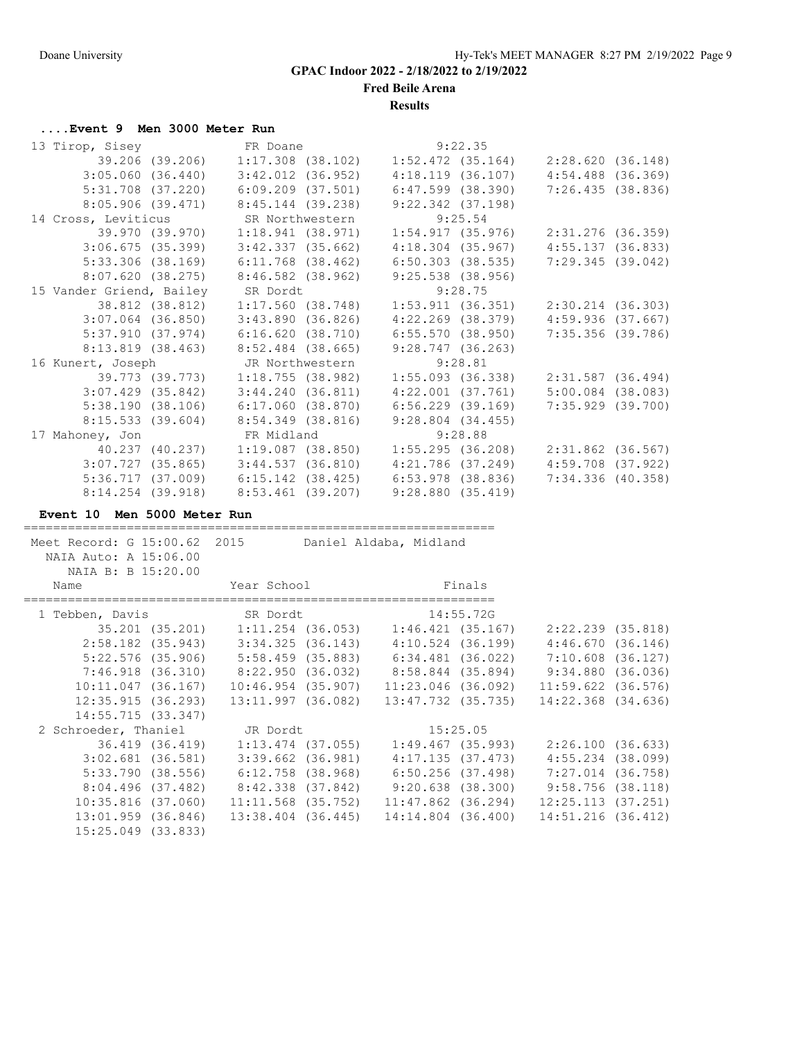# GPAC Indoor 2022 - 2/18/2022 to 2/19/2022

**Fred Beile Arena**

**Results**

### ....Event 9 Men 3000 Meter Run

```
 13 Tirop, Sisey               FR Doane                    9:22.35
         39.206 (39.206)    1:17.308 (38.102)    1:52.472 (35.164)    2:28.620 (36.148)
       3:05.060 (36.440)    3:42.012 (36.952)    4:18.119 (36.107)    4:54.488 (36.369)
       5:31.708 (37.220)    6:09.209 (37.501)    6:47.599 (38.390)    7:26.435 (38.836)
       8:05.906 (39.471)    8:45.144 (39.238)    9:22.342 (37.198)
 14 Cross, Leviticus           SR Northwestern             9:25.54
         39.970 (39.970)    1:18.941 (38.971)    1:54.917 (35.976)    2:31.276 (36.359)
       3:06.675 (35.399)    3:42.337 (35.662)    4:18.304 (35.967)    4:55.137 (36.833)
       5:33.306 (38.169)    6:11.768 (38.462)    6:50.303 (38.535)    7:29.345 (39.042)
       8:07.620 (38.275)    8:46.582 (38.962)    9:25.538 (38.956)
 15 Vander Griend, Bailey      SR Dordt                    9:28.75
         38.812 (38.812)    1:17.560 (38.748)    1:53.911 (36.351)    2:30.214 (36.303)
       3:07.064 (36.850)    3:43.890 (36.826)    4:22.269 (38.379)    4:59.936 (37.667)
       5:37.910 (37.974)    6:16.620 (38.710)    6:55.570 (38.950)    7:35.356 (39.786)
       8:13.819 (38.463)    8:52.484 (38.665)    9:28.747 (36.263)
 16 Kunert, Joseph             JR Northwestern             9:28.81
         39.773 (39.773)    1:18.755 (38.982)    1:55.093 (36.338)    2:31.587 (36.494)
       3:07.429 (35.842)    3:44.240 (36.811)    4:22.001 (37.761)    5:00.084 (38.083)
       5:38.190 (38.106)    6:17.060 (38.870)    6:56.229 (39.169)    7:35.929 (39.700)
       8:15.533 (39.604)    8:54.349 (38.816)    9:28.804 (34.455)
 17 Mahoney, Jon               FR Midland                  9:28.88
         40.237 (40.237)    1:19.087 (38.850)    1:55.295 (36.208)    2:31.862 (36.567)
       3:07.727 (35.865)    3:44.537 (36.810)    4:21.786 (37.249)    4:59.708 (37.922)
       5:36.717 (37.009)    6:15.142 (38.425)    6:53.978 (38.836)    7:34.336 (40.358)
       8:14.254 (39.918)    8:53.461 (39.207)    9:28.880 (35.419)
```

### Event 10 Men 5000 Meter Run

```
================================================================
Meet Record: G 15:00.62  2015        Daniel Aldaba, Midland
  NAIA Auto: A 15:06.00
     NAIA B: B 15:20.00
   Name                    Year School                  Finals
================================================================
  1 Tebben, Davis              SR Dordt                   14:55.72G
         35.201 (35.201)    1:11.254 (36.053)    1:46.421 (35.167)    2:22.239 (35.818)
       2:58.182 (35.943)    3:34.325 (36.143)    4:10.524 (36.199)    4:46.670 (36.146)
       5:22.576 (35.906)    5:58.459 (35.883)    6:34.481 (36.022)    7:10.608 (36.127)
       7:46.918 (36.310)    8:22.950 (36.032)    8:58.844 (35.894)    9:34.880 (36.036)
      10:11.047 (36.167)   10:46.954 (35.907)   11:23.046 (36.092)   11:59.622 (36.576)
      12:35.915 (36.293)   13:11.997 (36.082)   13:47.732 (35.735)   14:22.368 (34.636)
      14:55.715 (33.347)
  2 Schroeder, Thaniel         JR Dordt                   15:25.05
         36.419 (36.419)    1:13.474 (37.055)    1:49.467 (35.993)    2:26.100 (36.633)
       3:02.681 (36.581)    3:39.662 (36.981)    4:17.135 (37.473)    4:55.234 (38.099)
       5:33.790 (38.556)    6:12.758 (38.968)    6:50.256 (37.498)    7:27.014 (36.758)
       8:04.496 (37.482)    8:42.338 (37.842)    9:20.638 (38.300)    9:58.756 (38.118)
      10:35.816 (37.060)   11:11.568 (35.752)   11:47.862 (36.294)   12:25.113 (37.251)
      13:01.959 (36.846)   13:38.404 (36.445)   14:14.804 (36.400)   14:51.216 (36.412)
      15:25.049 (33.833)
```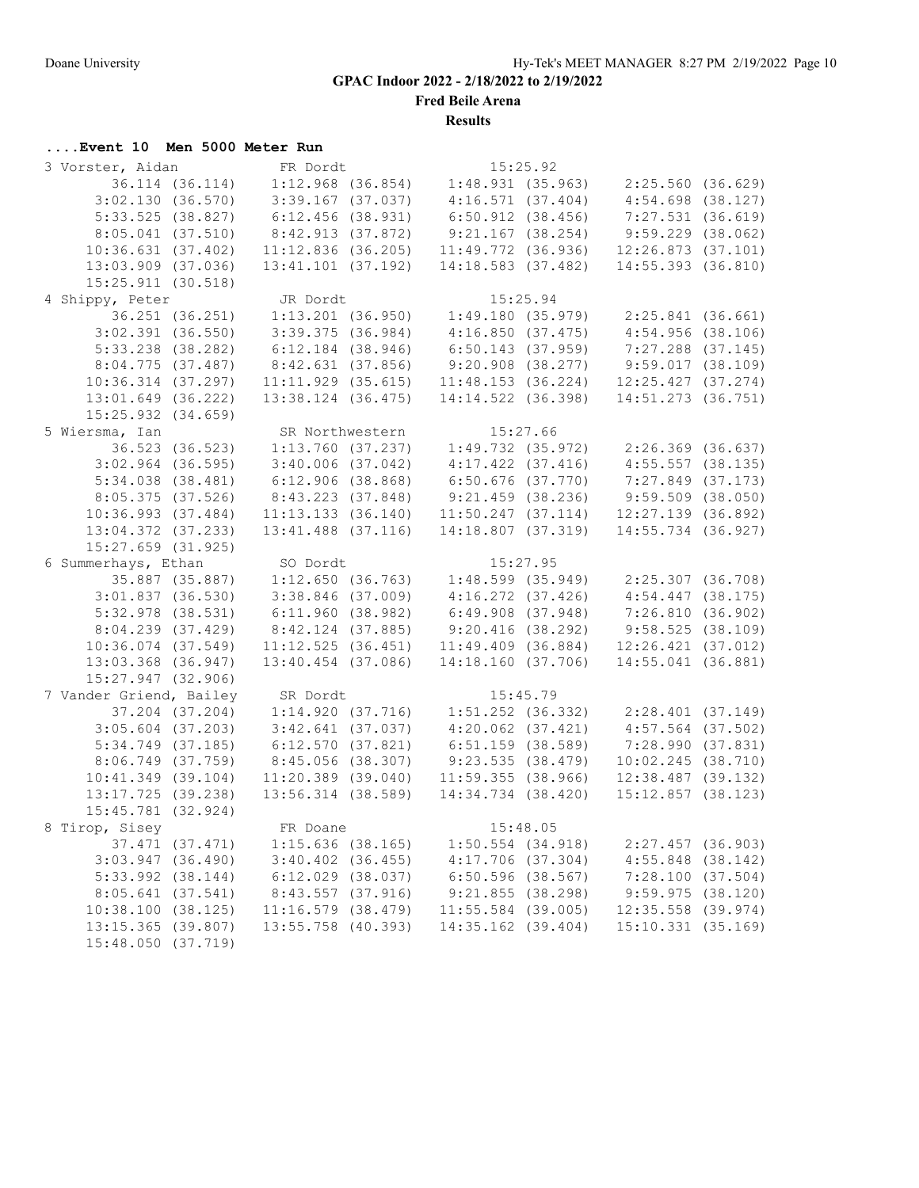# GPAC Indoor 2022 - 2/18/2022 to 2/19/2022

**Fred Beile Arena**

**Results**

### ....Event 10 Men 5000 Meter Run

```
  3 Vorster, Aidan            FR Dordt                 15:25.92  
         36.114 (36.114)    1:12.968 (36.854)    1:48.931 (35.963)    2:25.560 (36.629)
       3:02.130 (36.570)    3:39.167 (37.037)    4:16.571 (37.404)    4:54.698 (38.127)
       5:33.525 (38.827)    6:12.456 (38.931)    6:50.912 (38.456)    7:27.531 (36.619)
       8:05.041 (37.510)    8:42.913 (37.872)    9:21.167 (38.254)    9:59.229 (38.062)
      10:36.631 (37.402)   11:12.836 (36.205)   11:49.772 (36.936)   12:26.873 (37.101)
      13:03.909 (37.036)   13:41.101 (37.192)   14:18.583 (37.482)   14:55.393 (36.810)
      15:25.911 (30.518)
  4 Shippy, Peter             JR Dordt                 15:25.94  
         36.251 (36.251)    1:13.201 (36.950)    1:49.180 (35.979)    2:25.841 (36.661)
       3:02.391 (36.550)    3:39.375 (36.984)    4:16.850 (37.475)    4:54.956 (38.106)
       5:33.238 (38.282)    6:12.184 (38.946)    6:50.143 (37.959)    7:27.288 (37.145)
       8:04.775 (37.487)    8:42.631 (37.856)    9:20.908 (38.277)    9:59.017 (38.109)
      10:36.314 (37.297)   11:11.929 (35.615)   11:48.153 (36.224)   12:25.427 (37.274)
      13:01.649 (36.222)   13:38.124 (36.475)   14:14.522 (36.398)   14:51.273 (36.751)
      15:25.932 (34.659)
  5 Wiersma, Ian              SR Northwestern          15:27.66  
         36.523 (36.523)    1:13.760 (37.237)    1:49.732 (35.972)    2:26.369 (36.637)
       3:02.964 (36.595)    3:40.006 (37.042)    4:17.422 (37.416)    4:55.557 (38.135)
       5:34.038 (38.481)    6:12.906 (38.868)    6:50.676 (37.770)    7:27.849 (37.173)
       8:05.375 (37.526)    8:43.223 (37.848)    9:21.459 (38.236)    9:59.509 (38.050)
      10:36.993 (37.484)   11:13.133 (36.140)   11:50.247 (37.114)   12:27.139 (36.892)
      13:04.372 (37.233)   13:41.488 (37.116)   14:18.807 (37.319)   14:55.734 (36.927)
      15:27.659 (31.925)
  6 Summerhays, Ethan         SO Dordt                 15:27.95  
         35.887 (35.887)    1:12.650 (36.763)    1:48.599 (35.949)    2:25.307 (36.708)
       3:01.837 (36.530)    3:38.846 (37.009)    4:16.272 (37.426)    4:54.447 (38.175)
       5:32.978 (38.531)    6:11.960 (38.982)    6:49.908 (37.948)    7:26.810 (36.902)
       8:04.239 (37.429)    8:42.124 (37.885)    9:20.416 (38.292)    9:58.525 (38.109)
      10:36.074 (37.549)   11:12.525 (36.451)   11:49.409 (36.884)   12:26.421 (37.012)
      13:03.368 (36.947)   13:40.454 (37.086)   14:18.160 (37.706)   14:55.041 (36.881)
      15:27.947 (32.906)
  7 Vander Griend, Bailey     SR Dordt                 15:45.79  
         37.204 (37.204)    1:14.920 (37.716)    1:51.252 (36.332)    2:28.401 (37.149)
       3:05.604 (37.203)    3:42.641 (37.037)    4:20.062 (37.421)    4:57.564 (37.502)
       5:34.749 (37.185)    6:12.570 (37.821)    6:51.159 (38.589)    7:28.990 (37.831)
       8:06.749 (37.759)    8:45.056 (38.307)    9:23.535 (38.479)   10:02.245 (38.710)
      10:41.349 (39.104)   11:20.389 (39.040)   11:59.355 (38.966)   12:38.487 (39.132)
      13:17.725 (39.238)   13:56.314 (38.589)   14:34.734 (38.420)   15:12.857 (38.123)
      15:45.781 (32.924)
  8 Tirop, Sisey              FR Doane                 15:48.05  
         37.471 (37.471)    1:15.636 (38.165)    1:50.554 (34.918)    2:27.457 (36.903)
       3:03.947 (36.490)    3:40.402 (36.455)    4:17.706 (37.304)    4:55.848 (38.142)
       5:33.992 (38.144)    6:12.029 (38.037)    6:50.596 (38.567)    7:28.100 (37.504)
       8:05.641 (37.541)    8:43.557 (37.916)    9:21.855 (38.298)    9:59.975 (38.120)
      10:38.100 (38.125)   11:16.579 (38.479)   11:55.584 (39.005)   12:35.558 (39.974)
      13:15.365 (39.807)   13:55.758 (40.393)   14:35.162 (39.404)   15:10.331 (35.169)
      15:48.050 (37.719)
```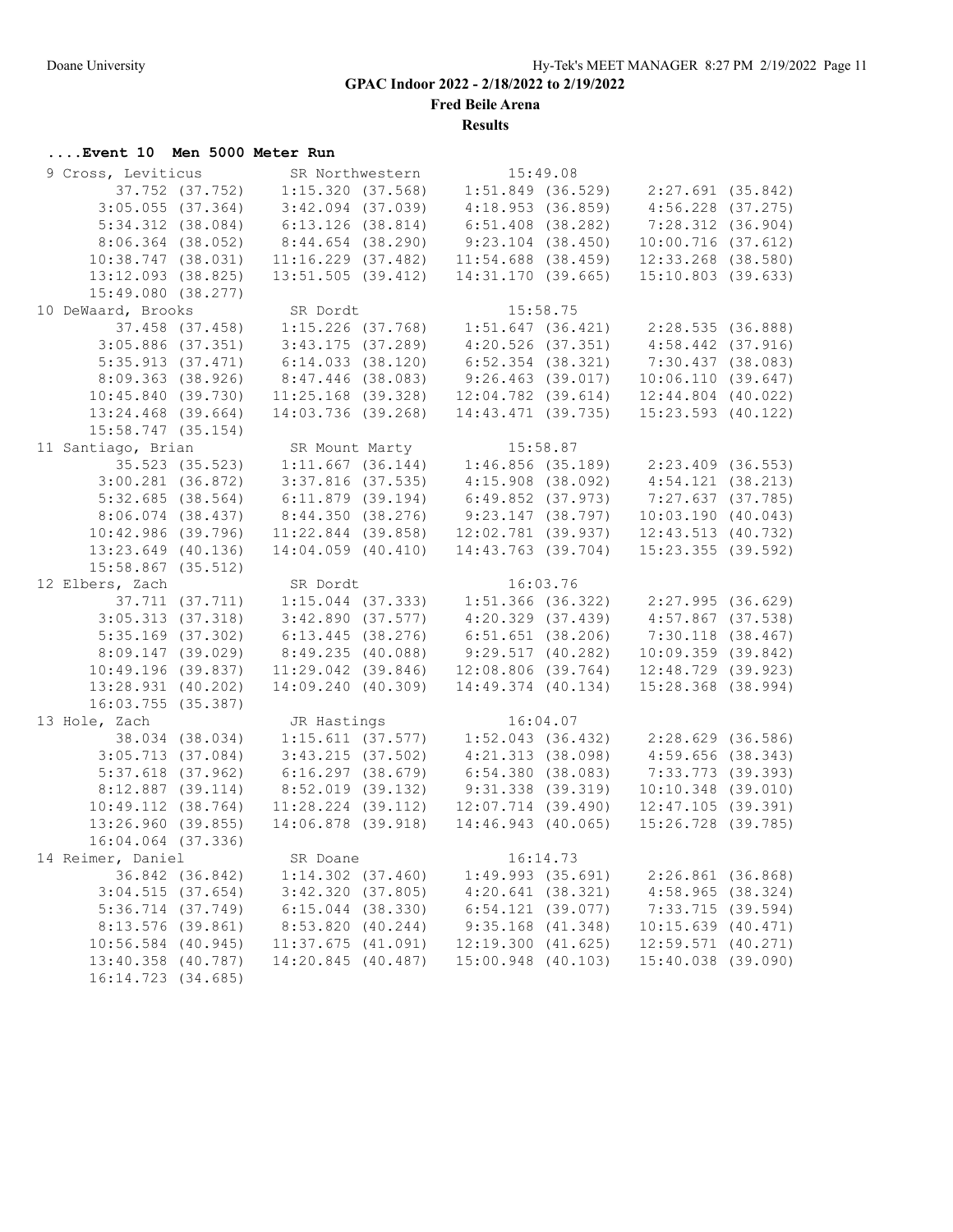GPAC Indoor 2022 - 2/18/2022 to 2/19/2022

Fred Beile Arena

Results

### ....Event 10 Men 5000 Meter Run

```
 9 Cross, Leviticus          SR Northwestern          15:49.08
        37.752 (37.752)     1:15.320 (37.568)     1:51.849 (36.529)     2:27.691 (35.842)
      3:05.055 (37.364)     3:42.094 (37.039)     4:18.953 (36.859)     4:56.228 (37.275)
      5:34.312 (38.084)     6:13.126 (38.814)     6:51.408 (38.282)     7:28.312 (36.904)
      8:06.364 (38.052)     8:44.654 (38.290)     9:23.104 (38.450)    10:00.716 (37.612)
     10:38.747 (38.031)    11:16.229 (37.482)    11:54.688 (38.459)    12:33.268 (38.580)
     13:12.093 (38.825)    13:51.505 (39.412)    14:31.170 (39.665)    15:10.803 (39.633)
     15:49.080 (38.277)
10 DeWaard, Brooks           SR Dordt                 15:58.75
        37.458 (37.458)     1:15.226 (37.768)     1:51.647 (36.421)     2:28.535 (36.888)
      3:05.886 (37.351)     3:43.175 (37.289)     4:20.526 (37.351)     4:58.442 (37.916)
      5:35.913 (37.471)     6:14.033 (38.120)     6:52.354 (38.321)     7:30.437 (38.083)
      8:09.363 (38.926)     8:47.446 (38.083)     9:26.463 (39.017)    10:06.110 (39.647)
     10:45.840 (39.730)    11:25.168 (39.328)    12:04.782 (39.614)    12:44.804 (40.022)
     13:24.468 (39.664)    14:03.736 (39.268)    14:43.471 (39.735)    15:23.593 (40.122)
     15:58.747 (35.154)
11 Santiago, Brian           SR Mount Marty           15:58.87
        35.523 (35.523)     1:11.667 (36.144)     1:46.856 (35.189)     2:23.409 (36.553)
      3:00.281 (36.872)     3:37.816 (37.535)     4:15.908 (38.092)     4:54.121 (38.213)
      5:32.685 (38.564)     6:11.879 (39.194)     6:49.852 (37.973)     7:27.637 (37.785)
      8:06.074 (38.437)     8:44.350 (38.276)     9:23.147 (38.797)    10:03.190 (40.043)
     10:42.986 (39.796)    11:22.844 (39.858)    12:02.781 (39.937)    12:43.513 (40.732)
     13:23.649 (40.136)    14:04.059 (40.410)    14:43.763 (39.704)    15:23.355 (39.592)
     15:58.867 (35.512)
12 Elbers, Zach              SR Dordt                 16:03.76
        37.711 (37.711)     1:15.044 (37.333)     1:51.366 (36.322)     2:27.995 (36.629)
      3:05.313 (37.318)     3:42.890 (37.577)     4:20.329 (37.439)     4:57.867 (37.538)
      5:35.169 (37.302)     6:13.445 (38.276)     6:51.651 (38.206)     7:30.118 (38.467)
      8:09.147 (39.029)     8:49.235 (40.088)     9:29.517 (40.282)    10:09.359 (39.842)
     10:49.196 (39.837)    11:29.042 (39.846)    12:08.806 (39.764)    12:48.729 (39.923)
     13:28.931 (40.202)    14:09.240 (40.309)    14:49.374 (40.134)    15:28.368 (38.994)
     16:03.755 (35.387)
13 Hole, Zach                JR Hastings              16:04.07
        38.034 (38.034)     1:15.611 (37.577)     1:52.043 (36.432)     2:28.629 (36.586)
      3:05.713 (37.084)     3:43.215 (37.502)     4:21.313 (38.098)     4:59.656 (38.343)
      5:37.618 (37.962)     6:16.297 (38.679)     6:54.380 (38.083)     7:33.773 (39.393)
      8:12.887 (39.114)     8:52.019 (39.132)     9:31.338 (39.319)    10:10.348 (39.010)
     10:49.112 (38.764)    11:28.224 (39.112)    12:07.714 (39.490)    12:47.105 (39.391)
     13:26.960 (39.855)    14:06.878 (39.918)    14:46.943 (40.065)    15:26.728 (39.785)
     16:04.064 (37.336)
14 Reimer, Daniel            SR Doane                 16:14.73
        36.842 (36.842)     1:14.302 (37.460)     1:49.993 (35.691)     2:26.861 (36.868)
      3:04.515 (37.654)     3:42.320 (37.805)     4:20.641 (38.321)     4:58.965 (38.324)
      5:36.714 (37.749)     6:15.044 (38.330)     6:54.121 (39.077)     7:33.715 (39.594)
      8:13.576 (39.861)     8:53.820 (40.244)     9:35.168 (41.348)    10:15.639 (40.471)
     10:56.584 (40.945)    11:37.675 (41.091)    12:19.300 (41.625)    12:59.571 (40.271)
     13:40.358 (40.787)    14:20.845 (40.487)    15:00.948 (40.103)    15:40.038 (39.090)
     16:14.723 (34.685)
```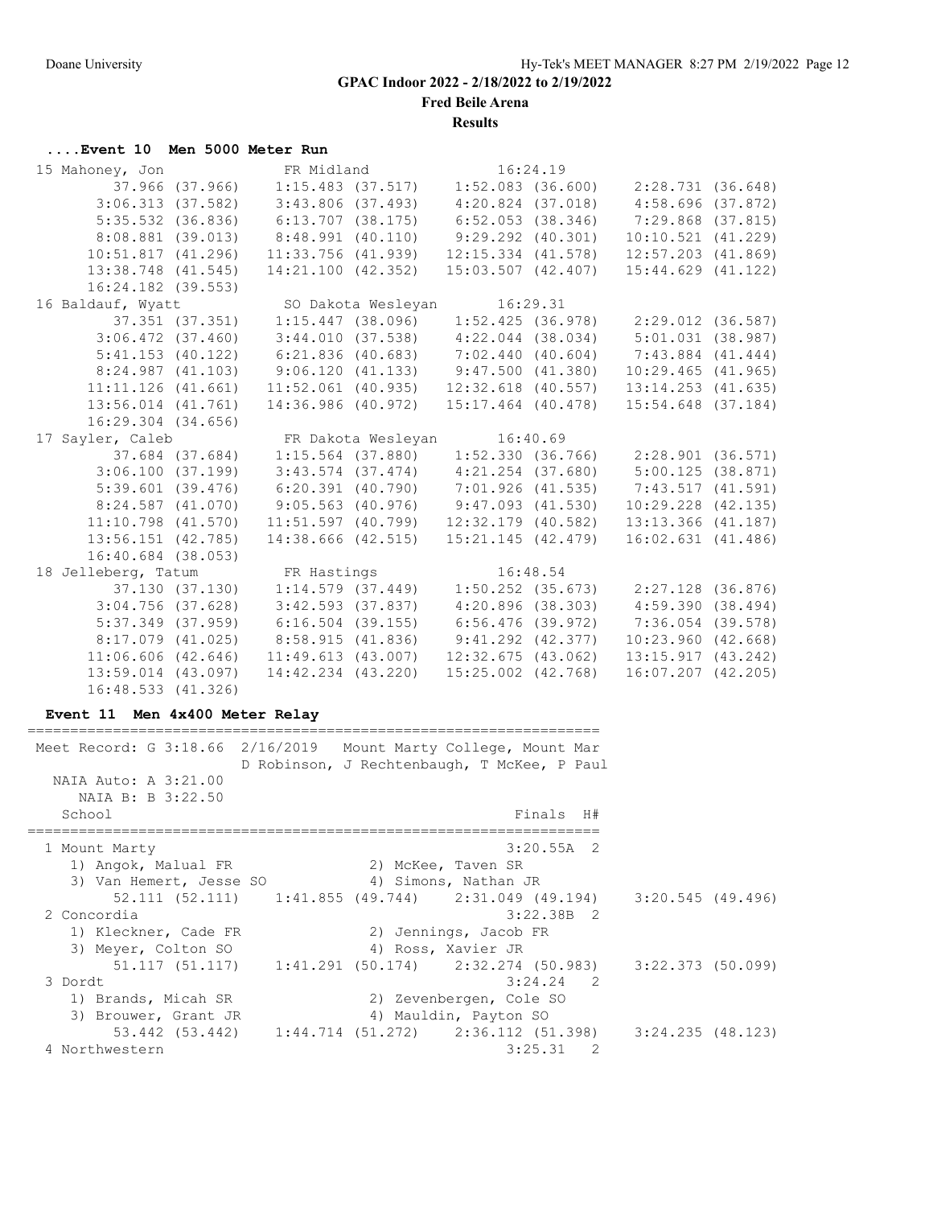## GPAC Indoor 2022 - 2/18/2022 to 2/19/2022

**Fred Beile Arena**

**Results**

### ....Event 10 Men 5000 Meter Run

```
 15 Mahoney, Jon              FR Midland               16:24.19
         37.966 (37.966)    1:15.483 (37.517)    1:52.083 (36.600)    2:28.731 (36.648)
       3:06.313 (37.582)    3:43.806 (37.493)    4:20.824 (37.018)    4:58.696 (37.872)
       5:35.532 (36.836)    6:13.707 (38.175)    6:52.053 (38.346)    7:29.868 (37.815)
       8:08.881 (39.013)    8:48.991 (40.110)    9:29.292 (40.301)   10:10.521 (41.229)
      10:51.817 (41.296)   11:33.756 (41.939)   12:15.334 (41.578)   12:57.203 (41.869)
      13:38.748 (41.545)   14:21.100 (42.352)   15:03.507 (42.407)   15:44.629 (41.122)
      16:24.182 (39.553)
 16 Baldauf, Wyatt            SO Dakota Wesleyan       16:29.31
         37.351 (37.351)    1:15.447 (38.096)    1:52.425 (36.978)    2:29.012 (36.587)
       3:06.472 (37.460)    3:44.010 (37.538)    4:22.044 (38.034)    5:01.031 (38.987)
       5:41.153 (40.122)    6:21.836 (40.683)    7:02.440 (40.604)    7:43.884 (41.444)
       8:24.987 (41.103)    9:06.120 (41.133)    9:47.500 (41.380)   10:29.465 (41.965)
      11:11.126 (41.661)   11:52.061 (40.935)   12:32.618 (40.557)   13:14.253 (41.635)
      13:56.014 (41.761)   14:36.986 (40.972)   15:17.464 (40.478)   15:54.648 (37.184)
      16:29.304 (34.656)
 17 Sayler, Caleb             FR Dakota Wesleyan       16:40.69
         37.684 (37.684)    1:15.564 (37.880)    1:52.330 (36.766)    2:28.901 (36.571)
       3:06.100 (37.199)    3:43.574 (37.474)    4:21.254 (37.680)    5:00.125 (38.871)
       5:39.601 (39.476)    6:20.391 (40.790)    7:01.926 (41.535)    7:43.517 (41.591)
       8:24.587 (41.070)    9:05.563 (40.976)    9:47.093 (41.530)   10:29.228 (42.135)
      11:10.798 (41.570)   11:51.597 (40.799)   12:32.179 (40.582)   13:13.366 (41.187)
      13:56.151 (42.785)   14:38.666 (42.515)   15:21.145 (42.479)   16:02.631 (41.486)
      16:40.684 (38.053)
 18 Jelleberg, Tatum          FR Hastings              16:48.54
         37.130 (37.130)    1:14.579 (37.449)    1:50.252 (35.673)    2:27.128 (36.876)
       3:04.756 (37.628)    3:42.593 (37.837)    4:20.896 (38.303)    4:59.390 (38.494)
       5:37.349 (37.959)    6:16.504 (39.155)    6:56.476 (39.972)    7:36.054 (39.578)
       8:17.079 (41.025)    8:58.915 (41.836)    9:41.292 (42.377)   10:23.960 (42.668)
      11:06.606 (42.646)   11:49.613 (43.007)   12:32.675 (43.062)   13:15.917 (43.242)
      13:59.014 (43.097)   14:42.234 (43.220)   15:25.002 (42.768)   16:07.207 (42.205)
      16:48.533 (41.326)
```

### Event 11 Men 4x400 Meter Relay

```
===================================================================
 Meet Record: G 3:18.66  2/16/2019   Mount Marty College, Mount Mar
                         D Robinson, J Rechtenbaugh, T McKee, P Paul
   NAIA Auto: A 3:21.00
      NAIA B: B 3:22.50
    School                                            Finals  H#
===================================================================
  1 Mount Marty                                      3:20.55A  2
     1) Angok, Malual FR                2) McKee, Taven SR
     3) Van Hemert, Jesse SO            4) Simons, Nathan JR
         52.111 (52.111)    1:41.855 (49.744)    2:31.049 (49.194)    3:20.545 (49.496)
  2 Concordia                                        3:22.38B  2
     1) Kleckner, Cade FR               2) Jennings, Jacob FR
     3) Meyer, Colton SO                4) Ross, Xavier JR
         51.117 (51.117)    1:41.291 (50.174)    2:32.274 (50.983)    3:22.373 (50.099)
  3 Dordt                                            3:24.24   2
     1) Brands, Micah SR                2) Zevenbergen, Cole SO
     3) Brouwer, Grant JR               4) Mauldin, Payton SO
         53.442 (53.442)    1:44.714 (51.272)    2:36.112 (51.398)    3:24.235 (48.123)
  4 Northwestern                                     3:25.31   2
```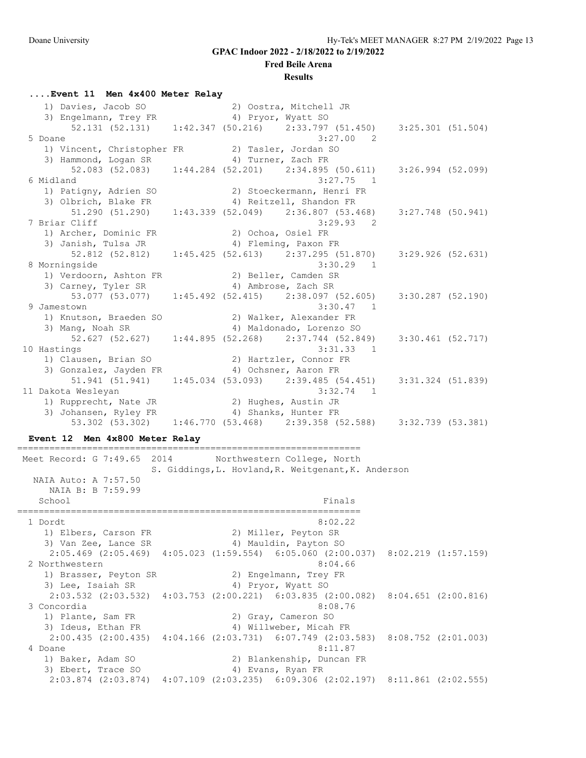**GPAC Indoor 2022 - 2/18/2022 to 2/19/2022**

**Fred Beile Arena**

**Results**

### ....Event 11 Men 4x400 Meter Relay

```
    1) Davies, Jacob SO              2) Oostra, Mitchell JR
    3) Engelmann, Trey FR            4) Pryor, Wyatt SO
         52.131 (52.131)    1:42.347 (50.216)    2:33.797 (51.450)    3:25.301 (51.504)
  5 Doane                                              3:27.00   2
    1) Vincent, Christopher FR       2) Tasler, Jordan SO
    3) Hammond, Logan SR             4) Turner, Zach FR
         52.083 (52.083)    1:44.284 (52.201)    2:34.895 (50.611)    3:26.994 (52.099)
  6 Midland                                            3:27.75   1
    1) Patigny, Adrien SO            2) Stoeckermann, Henri FR
    3) Olbrich, Blake FR             4) Reitzell, Shandon FR
         51.290 (51.290)    1:43.339 (52.049)    2:36.807 (53.468)    3:27.748 (50.941)
  7 Briar Cliff                                        3:29.93   2
    1) Archer, Dominic FR            2) Ochoa, Osiel FR
    3) Janish, Tulsa JR              4) Fleming, Paxon FR
         52.812 (52.812)    1:45.425 (52.613)    2:37.295 (51.870)    3:29.926 (52.631)
  8 Morningside                                        3:30.29   1
    1) Verdoorn, Ashton FR           2) Beller, Camden SR
    3) Carney, Tyler SR              4) Ambrose, Zach SR
         53.077 (53.077)    1:45.492 (52.415)    2:38.097 (52.605)    3:30.287 (52.190)
  9 Jamestown                                          3:30.47   1
    1) Knutson, Braeden SO           2) Walker, Alexander FR
    3) Mang, Noah SR                 4) Maldonado, Lorenzo SO
         52.627 (52.627)    1:44.895 (52.268)    2:37.744 (52.849)    3:30.461 (52.717)
 10 Hastings                                           3:31.33   1
    1) Clausen, Brian SO             2) Hartzler, Connor FR
    3) Gonzalez, Jayden FR           4) Ochsner, Aaron FR
         51.941 (51.941)    1:45.034 (53.093)    2:39.485 (54.451)    3:31.324 (51.839)
 11 Dakota Wesleyan                                    3:32.74   1
    1) Rupprecht, Nate JR            2) Hughes, Austin JR
    3) Johansen, Ryley FR            4) Shanks, Hunter FR
         53.302 (53.302)    1:46.770 (53.468)    2:39.358 (52.588)    3:32.739 (53.381)
```

### Event 12 Men 4x800 Meter Relay

```
=================================================================
 Meet Record: G 7:49.65  2014       Northwestern College, North
                          S. Giddings,L. Hovland,R. Weitgenant,K. Anderson
   NAIA Auto: A 7:57.50
     NAIA B: B 7:59.99
   School                                              Finals
=================================================================
  1 Dordt                                              8:02.22
    1) Elbers, Carson FR             2) Miller, Peyton SR
    3) Van Zee, Lance SR             4) Mauldin, Payton SO
     2:05.469 (2:05.469)  4:05.023 (1:59.554)  6:05.060 (2:00.037)  8:02.219 (1:57.159)
  2 Northwestern                                       8:04.66
    1) Brasser, Peyton SR            2) Engelmann, Trey FR
    3) Lee, Isaiah SR                4) Pryor, Wyatt SO
     2:03.532 (2:03.532)  4:03.753 (2:00.221)  6:03.835 (2:00.082)  8:04.651 (2:00.816)
  3 Concordia                                          8:08.76
    1) Plante, Sam FR                2) Gray, Cameron SO
    3) Ideus, Ethan FR               4) Willweber, Micah FR
     2:00.435 (2:00.435)  4:04.166 (2:03.731)  6:07.749 (2:03.583)  8:08.752 (2:01.003)
  4 Doane                                              8:11.87
    1) Baker, Adam SO                2) Blankenship, Duncan FR
    3) Ebert, Trace SO               4) Evans, Ryan FR
     2:03.874 (2:03.874)  4:07.109 (2:03.235)  6:09.306 (2:02.197)  8:11.861 (2:02.555)
```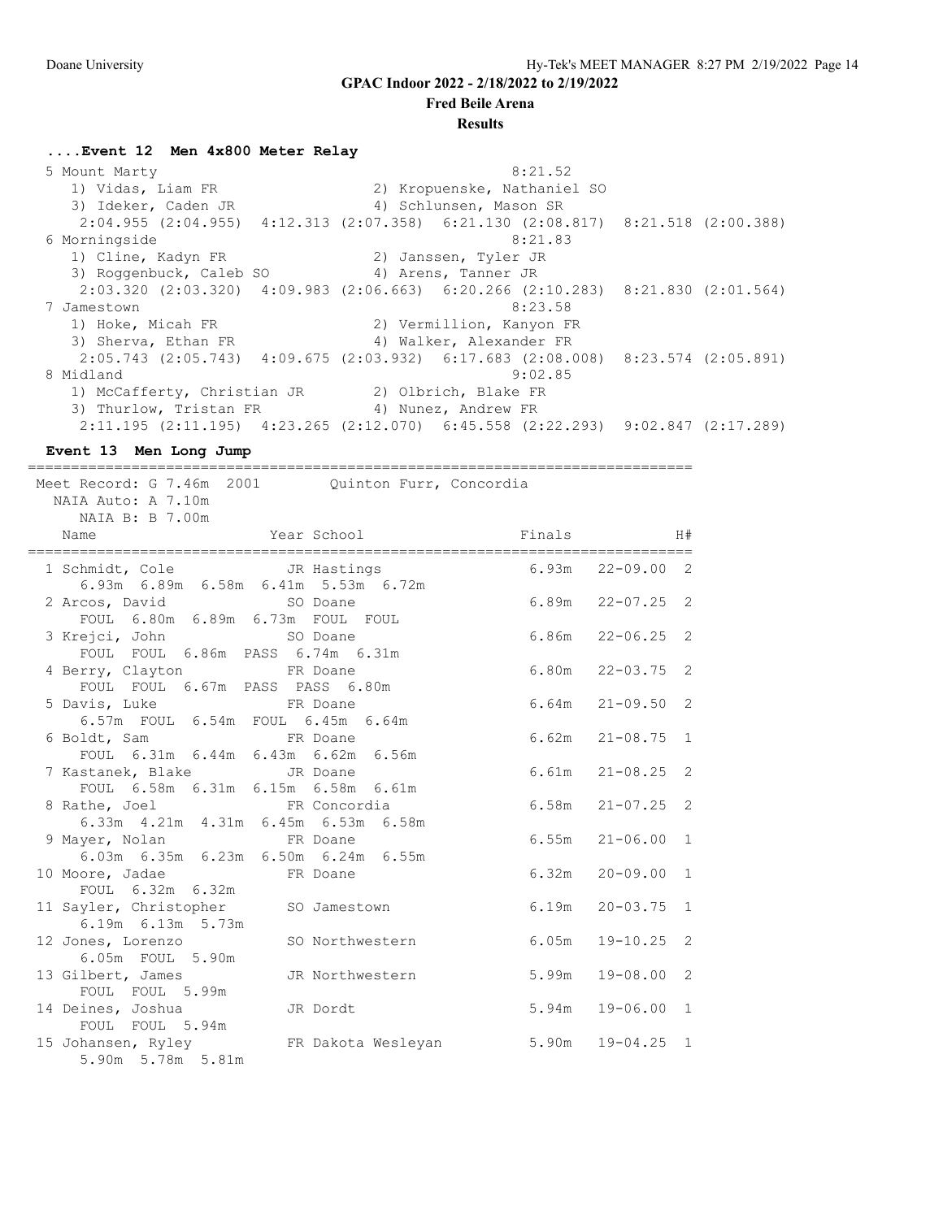## GPAC Indoor 2022 - 2/18/2022 to 2/19/2022

**Fred Beile Arena**

**Results**

### ....Event 12 Men 4x800 Meter Relay

```
  5 Mount Marty                                               8:21.52
     1) Vidas, Liam FR                  2) Kropuenske, Nathaniel SO
     3) Ideker, Caden JR                4) Schlunsen, Mason SR
      2:04.955 (2:04.955)  4:12.313 (2:07.358)  6:21.130 (2:08.817)  8:21.518 (2:00.388)
  6 Morningside                                               8:21.83
     1) Cline, Kadyn FR                 2) Janssen, Tyler JR
     3) Roggenbuck, Caleb SO            4) Arens, Tanner JR
      2:03.320 (2:03.320)  4:09.983 (2:06.663)  6:20.266 (2:10.283)  8:21.830 (2:01.564)
  7 Jamestown                                                 8:23.58
     1) Hoke, Micah FR                  2) Vermillion, Kanyon FR
     3) Sherva, Ethan FR                4) Walker, Alexander FR
      2:05.743 (2:05.743)  4:09.675 (2:03.932)  6:17.683 (2:08.008)  8:23.574 (2:05.891)
  8 Midland                                                   9:02.85
     1) McCafferty, Christian JR        2) Olbrich, Blake FR
     3) Thurlow, Tristan FR             4) Nunez, Andrew FR
      2:11.195 (2:11.195)  4:23.265 (2:12.070)  6:45.558 (2:22.293)  9:02.847 (2:17.289)
```

### Event 13 Men Long Jump

```
===============================================================================
 Meet Record: G 7.46m  2001        Quinton Furr, Concordia
   NAIA Auto: A 7.10m
   NAIA B: B 7.00m
    Name                    Year School                  Finals            H#
===============================================================================
  1 Schmidt, Cole            JR Hastings                 6.93m   22-09.00   2
      6.93m  6.89m  6.58m  6.41m  5.53m  6.72m
  2 Arcos, David             SO Doane                    6.89m   22-07.25   2
      FOUL  6.80m  6.89m  6.73m  FOUL  FOUL
  3 Krejci, John             SO Doane                    6.86m   22-06.25   2
      FOUL  FOUL  6.86m  PASS  6.74m  6.31m
  4 Berry, Clayton           FR Doane                    6.80m   22-03.75   2
      FOUL  FOUL  6.67m  PASS  PASS  6.80m
  5 Davis, Luke              FR Doane                    6.64m   21-09.50   2
      6.57m  FOUL  6.54m  FOUL  6.45m  6.64m
  6 Boldt, Sam               FR Doane                    6.62m   21-08.75   1
      FOUL  6.31m  6.44m  6.43m  6.62m  6.56m
  7 Kastanek, Blake          JR Doane                    6.61m   21-08.25   2
      FOUL  6.58m  6.31m  6.15m  6.58m  6.61m
  8 Rathe, Joel              FR Concordia                6.58m   21-07.25   2
      6.33m  4.21m  4.31m  6.45m  6.53m  6.58m
  9 Mayer, Nolan             FR Doane                    6.55m   21-06.00   1
      6.03m  6.35m  6.23m  6.50m  6.24m  6.55m
 10 Moore, Jadae             FR Doane                    6.32m   20-09.00   1
      FOUL  6.32m  6.32m
 11 Sayler, Christopher      SO Jamestown                6.19m   20-03.75   1
      6.19m  6.13m  5.73m
 12 Jones, Lorenzo           SO Northwestern             6.05m   19-10.25   2
      6.05m  FOUL  5.90m
 13 Gilbert, James           JR Northwestern             5.99m   19-08.00   2
      FOUL  FOUL  5.99m
 14 Deines, Joshua           JR Dordt                    5.94m   19-06.00   1
      FOUL  FOUL  5.94m
 15 Johansen, Ryley          FR Dakota Wesleyan          5.90m   19-04.25   1
      5.90m  5.78m  5.81m
```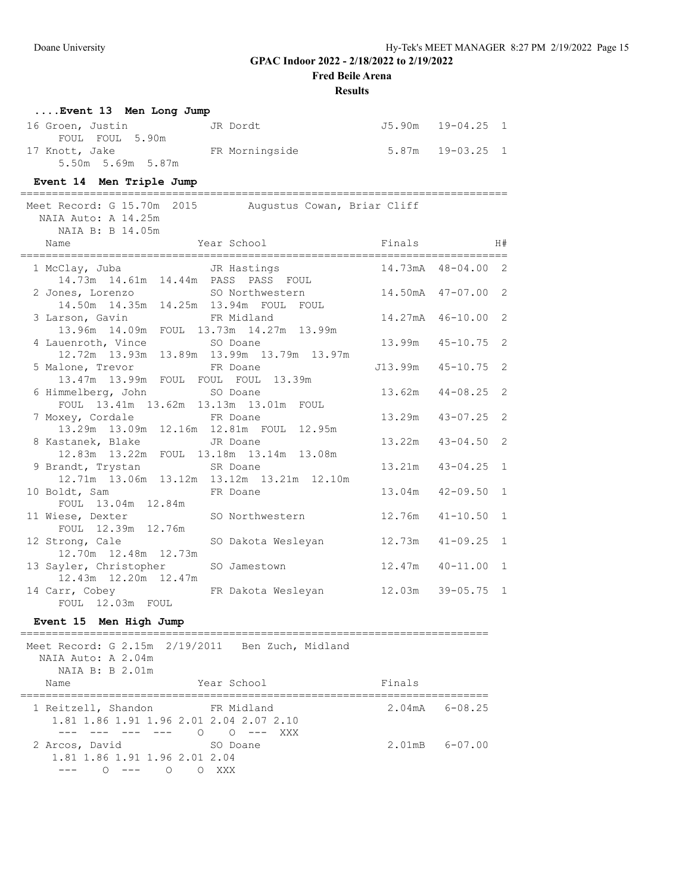**GPAC Indoor 2022 - 2/18/2022 to 2/19/2022**

**Fred Beile Arena**

**Results**

### ....Event 13 Men Long Jump

```
 16 Groen, Justin             JR Dordt                 J5.90m   19-04.25  1
     FOUL  FOUL  5.90m
 17 Knott, Jake               FR Morningside            5.87m   19-03.25  1
     5.50m  5.69m  5.87m
```

### Event 14 Men Triple Jump

```
===============================================================================
Meet Record: G 15.70m  2015        Augustus Cowan, Briar Cliff
  NAIA Auto: A 14.25m
  NAIA B: B 14.05m
    Name                    Year School                  Finals            H#
===============================================================================
  1 McClay, Juba             JR Hastings               14.73mA  48-04.00  2
     14.73m  14.61m  14.44m  PASS  PASS  FOUL
  2 Jones, Lorenzo           SO Northwestern           14.50mA  47-07.00  2
     14.50m  14.35m  14.25m  13.94m  FOUL  FOUL
  3 Larson, Gavin            FR Midland                14.27mA  46-10.00  2
     13.96m  14.09m  FOUL  13.73m  14.27m  13.99m
  4 Lauenroth, Vince         SO Doane                  13.99m   45-10.75  2
     12.72m  13.93m  13.89m  13.99m  13.79m  13.97m
  5 Malone, Trevor           FR Doane                 J13.99m   45-10.75  2
     13.47m  13.99m  FOUL  FOUL  FOUL  13.39m
  6 Himmelberg, John         SO Doane                  13.62m   44-08.25  2
     FOUL  13.41m  13.62m  13.13m  13.01m  FOUL
  7 Moxey, Cordale           FR Doane                  13.29m   43-07.25  2
     13.29m  13.09m  12.16m  12.81m  FOUL  12.95m
  8 Kastanek, Blake          JR Doane                  13.22m   43-04.50  2
     12.83m  13.22m  FOUL  13.18m  13.14m  13.08m
  9 Brandt, Trystan          SR Doane                  13.21m   43-04.25  1
     12.71m  13.06m  13.12m  13.12m  13.21m  12.10m
 10 Boldt, Sam               FR Doane                  13.04m   42-09.50  1
     FOUL  13.04m  12.84m
 11 Wiese, Dexter            SO Northwestern           12.76m   41-10.50  1
     FOUL  12.39m  12.76m
 12 Strong, Cale             SO Dakota Wesleyan        12.73m   41-09.25  1
     12.70m  12.48m  12.73m
 13 Sayler, Christopher      SO Jamestown              12.47m   40-11.00  1
     12.43m  12.20m  12.47m
 14 Carr, Cobey              FR Dakota Wesleyan        12.03m   39-05.75  1
     FOUL  12.03m  FOUL
```

### Event 15 Men High Jump

```
==========================================================================
Meet Record: G 2.15m  2/19/2011    Ben Zuch, Midland
  NAIA Auto: A 2.04m
  NAIA B: B 2.01m
    Name                    Year School                  Finals
==========================================================================
  1 Reitzell, Shandon        FR Midland                  2.04mA   6-08.25
     1.81 1.86 1.91 1.96 2.01 2.04 2.07 2.10
      ---  ---  ---  ---    O    O  ---  XXX
  2 Arcos, David             SO Doane                    2.01mB   6-07.00
     1.81 1.86 1.91 1.96 2.01 2.04
      ---    O  ---    O    O  XXX
```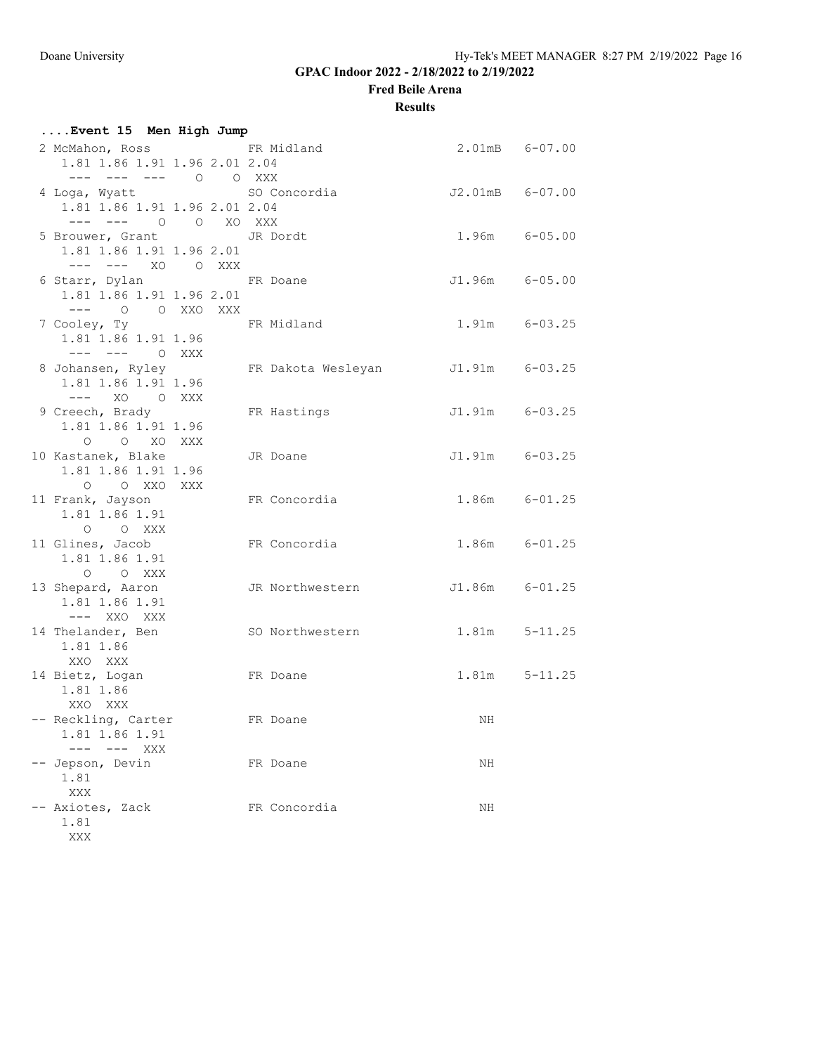Doane University — Hy-Tek's MEET MANAGER 8:27 PM 2/19/2022

## GPAC Indoor 2022 - 2/18/2022 to 2/19/2022

### Fred Beile Arena

### Results

**....Event 15 Men High Jump**

```
 2 McMahon, Ross            FR Midland                  2.01mB   6-07.00
    1.81 1.86 1.91 1.96 2.01 2.04
    ---  ---  ---   O    O  XXX
 4 Loga, Wyatt              SO Concordia               J2.01mB   6-07.00
    1.81 1.86 1.91 1.96 2.01 2.04
    ---  ---   O    O   XO  XXX
 5 Brouwer, Grant           JR Dordt                    1.96m    6-05.00
    1.81 1.86 1.91 1.96 2.01
    ---  ---  XO    O  XXX
 6 Starr, Dylan             FR Doane                   J1.96m    6-05.00
    1.81 1.86 1.91 1.96 2.01
    ---   O    O  XXO  XXX
 7 Cooley, Ty               FR Midland                  1.91m    6-03.25
    1.81 1.86 1.91 1.96
    ---  ---   O  XXX
 8 Johansen, Ryley          FR Dakota Wesleyan         J1.91m    6-03.25
    1.81 1.86 1.91 1.96
    ---  XO    O  XXX
 9 Creech, Brady            FR Hastings                J1.91m    6-03.25
    1.81 1.86 1.91 1.96
     O    O   XO  XXX
10 Kastanek, Blake          JR Doane                   J1.91m    6-03.25
    1.81 1.86 1.91 1.96
     O    O  XXO  XXX
11 Frank, Jayson            FR Concordia                1.86m    6-01.25
    1.81 1.86 1.91
     O    O  XXX
11 Glines, Jacob            FR Concordia                1.86m    6-01.25
    1.81 1.86 1.91
     O    O  XXX
13 Shepard, Aaron           JR Northwestern            J1.86m    6-01.25
    1.81 1.86 1.91
    ---  XXO  XXX
14 Thelander, Ben           SO Northwestern             1.81m    5-11.25
    1.81 1.86
    XXO  XXX
14 Bietz, Logan             FR Doane                    1.81m    5-11.25
    1.81 1.86
    XXO  XXX
-- Reckling, Carter         FR Doane                       NH
    1.81 1.86 1.91
    ---  ---  XXX
-- Jepson, Devin            FR Doane                       NH
    1.81
    XXX
-- Axiotes, Zack            FR Concordia                   NH
    1.81
    XXX
```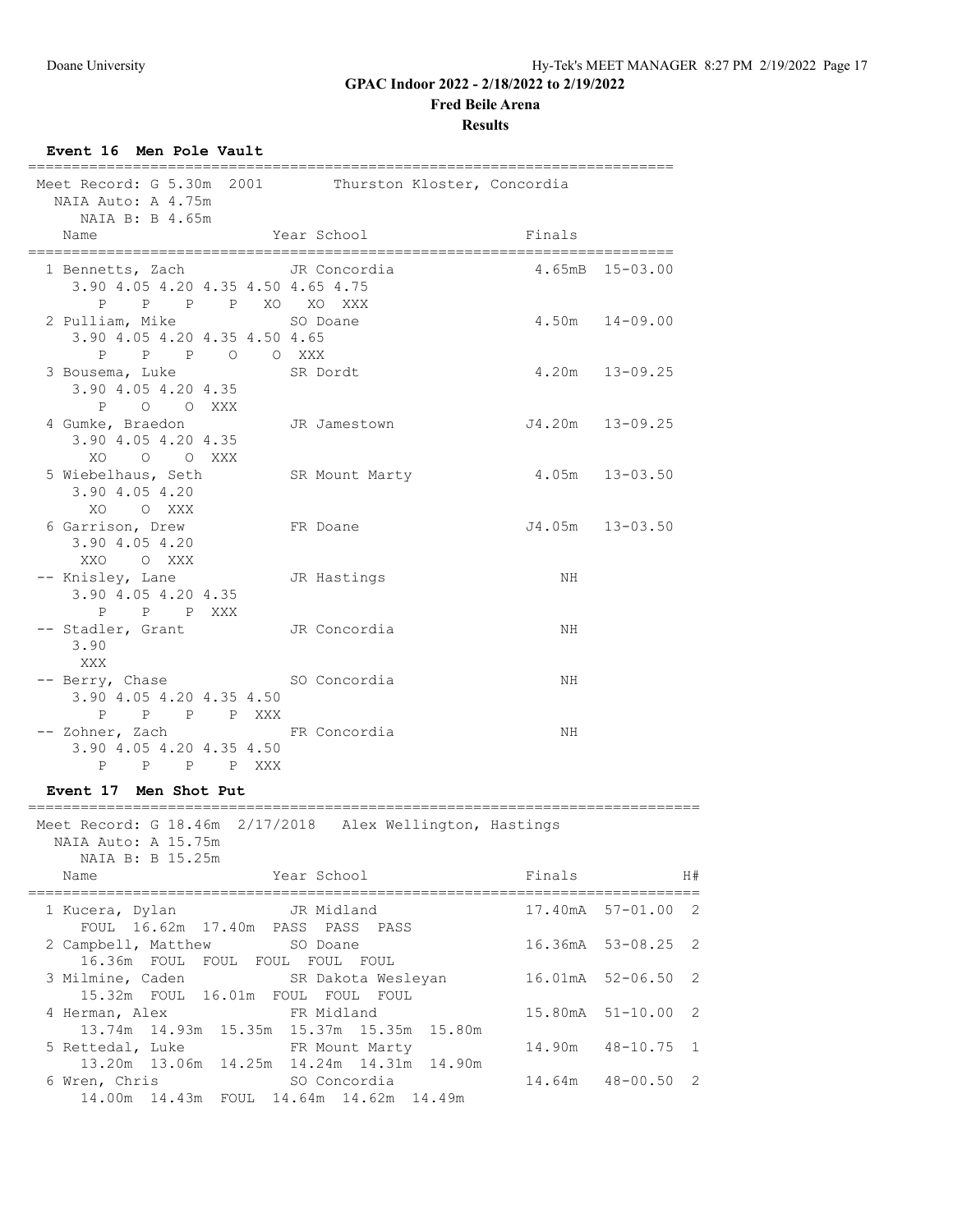## GPAC Indoor 2022 - 2/18/2022 to 2/19/2022

**Fred Beile Arena**

**Results**

### Event 16 Men Pole Vault

Meet Record: G 5.30m 2001 Thurston Kloster, Concordia
NAIA Auto: A 4.75m
NAIA B: B 4.65m

| Place | Name | Year | School | Finals | |
|---|---|---|---|---|---|
| 1 | Bennetts, Zach | JR | Concordia | 4.65mB | 15-03.00 |
| | 3.90 4.05 4.20 4.35 4.50 4.65 4.75 | | | | |
| | P P P P XO XO XXX | | | | |
| 2 | Pulliam, Mike | SO | Doane | 4.50m | 14-09.00 |
| | 3.90 4.05 4.20 4.35 4.50 4.65 | | | | |
| | P P P O O XXX | | | | |
| 3 | Bousema, Luke | SR | Dordt | 4.20m | 13-09.25 |
| | 3.90 4.05 4.20 4.35 | | | | |
| | P O O XXX | | | | |
| 4 | Gumke, Braedon | JR | Jamestown | J4.20m | 13-09.25 |
| | 3.90 4.05 4.20 4.35 | | | | |
| | XO O O XXX | | | | |
| 5 | Wiebelhaus, Seth | SR | Mount Marty | 4.05m | 13-03.50 |
| | 3.90 4.05 4.20 | | | | |
| | XO O XXX | | | | |
| 6 | Garrison, Drew | FR | Doane | J4.05m | 13-03.50 |
| | 3.90 4.05 4.20 | | | | |
| | XXO O XXX | | | | |
| -- | Knisley, Lane | JR | Hastings | NH | |
| | 3.90 4.05 4.20 4.35 | | | | |
| | P P P XXX | | | | |
| -- | Stadler, Grant | JR | Concordia | NH | |
| | 3.90 | | | | |
| | XXX | | | | |
| -- | Berry, Chase | SO | Concordia | NH | |
| | 3.90 4.05 4.20 4.35 4.50 | | | | |
| | P P P P XXX | | | | |
| -- | Zohner, Zach | FR | Concordia | NH | |
| | 3.90 4.05 4.20 4.35 4.50 | | | | |
| | P P P P XXX | | | | |

### Event 17 Men Shot Put

Meet Record: G 18.46m 2/17/2018 Alex Wellington, Hastings
NAIA Auto: A 15.75m
NAIA B: B 15.25m

| Place | Name | Year | School | Finals | | H# |
|---|---|---|---|---|---|---|
| 1 | Kucera, Dylan | JR | Midland | 17.40mA | 57-01.00 | 2 |
| | FOUL 16.62m 17.40m PASS PASS PASS | | | | | |
| 2 | Campbell, Matthew | SO | Doane | 16.36mA | 53-08.25 | 2 |
| | 16.36m FOUL FOUL FOUL FOUL FOUL | | | | | |
| 3 | Milmine, Caden | SR | Dakota Wesleyan | 16.01mA | 52-06.50 | 2 |
| | 15.32m FOUL 16.01m FOUL FOUL FOUL | | | | | |
| 4 | Herman, Alex | FR | Midland | 15.80mA | 51-10.00 | 2 |
| | 13.74m 14.93m 15.35m 15.37m 15.35m 15.80m | | | | | |
| 5 | Rettedal, Luke | FR | Mount Marty | 14.90m | 48-10.75 | 1 |
| | 13.20m 13.06m 14.25m 14.24m 14.31m 14.90m | | | | | |
| 6 | Wren, Chris | SO | Concordia | 14.64m | 48-00.50 | 2 |
| | 14.00m 14.43m FOUL 14.64m 14.62m 14.49m | | | | | |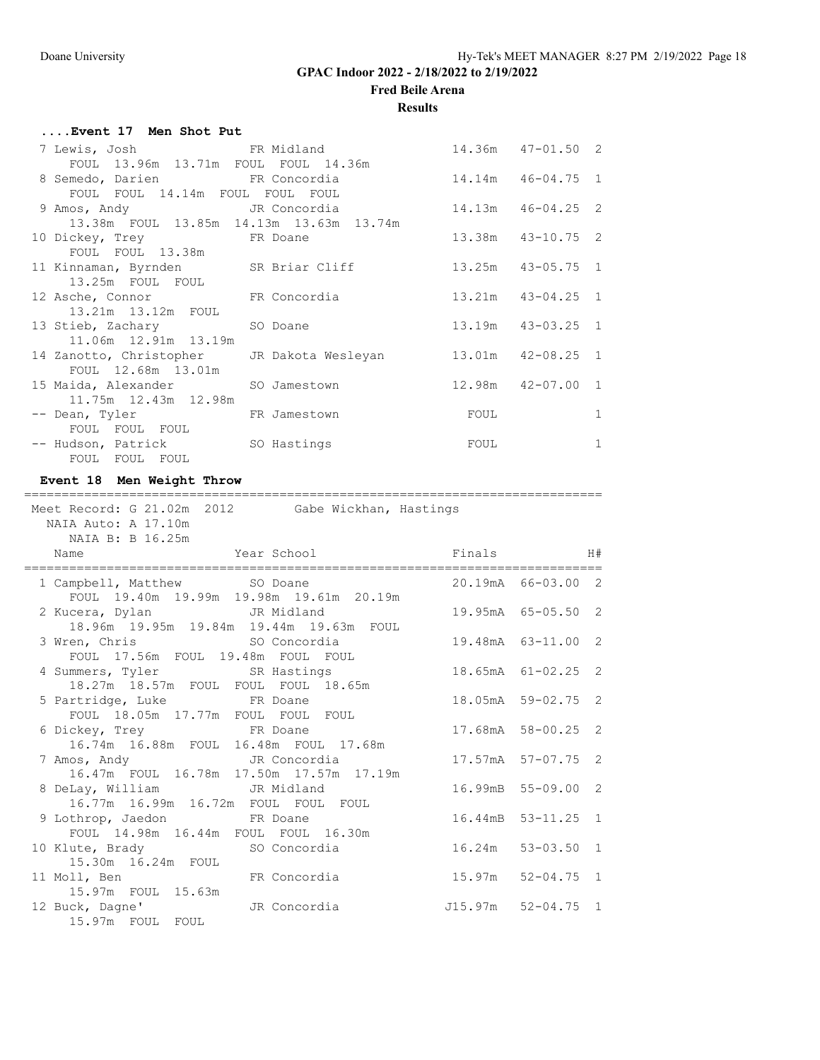## GPAC Indoor 2022 - 2/18/2022 to 2/19/2022

**Fred Beile Arena**

**Results**

### ....Event 17 Men Shot Put

| Place | Name | Year | School | Finals | | H# |
|---|---|---|---|---|---|---|
| 7 | Lewis, Josh | FR | Midland | 14.36m | 47-01.50 | 2 |
| | FOUL 13.96m 13.71m FOUL FOUL 14.36m | | | | | |
| 8 | Semedo, Darien | FR | Concordia | 14.14m | 46-04.75 | 1 |
| | FOUL FOUL 14.14m FOUL FOUL FOUL | | | | | |
| 9 | Amos, Andy | JR | Concordia | 14.13m | 46-04.25 | 2 |
| | 13.38m FOUL 13.85m 14.13m 13.63m 13.74m | | | | | |
| 10 | Dickey, Trey | FR | Doane | 13.38m | 43-10.75 | 2 |
| | FOUL FOUL 13.38m | | | | | |
| 11 | Kinnaman, Byrnden | SR | Briar Cliff | 13.25m | 43-05.75 | 1 |
| | 13.25m FOUL FOUL | | | | | |
| 12 | Asche, Connor | FR | Concordia | 13.21m | 43-04.25 | 1 |
| | 13.21m 13.12m FOUL | | | | | |
| 13 | Stieb, Zachary | SO | Doane | 13.19m | 43-03.25 | 1 |
| | 11.06m 12.91m 13.19m | | | | | |
| 14 | Zanotto, Christopher | JR | Dakota Wesleyan | 13.01m | 42-08.25 | 1 |
| | FOUL 12.68m 13.01m | | | | | |
| 15 | Maida, Alexander | SO | Jamestown | 12.98m | 42-07.00 | 1 |
| | 11.75m 12.43m 12.98m | | | | | |
| -- | Dean, Tyler | FR | Jamestown | FOUL | | 1 |
| | FOUL FOUL FOUL | | | | | |
| -- | Hudson, Patrick | SO | Hastings | FOUL | | 1 |
| | FOUL FOUL FOUL | | | | | |

### Event 18 Men Weight Throw

Meet Record: G 21.02m 2012 Gabe Wickhan, Hastings
NAIA Auto: A 17.10m
NAIA B: B 16.25m

| Place | Name | Year | School | Finals | | H# |
|---|---|---|---|---|---|---|
| 1 | Campbell, Matthew | SO | Doane | 20.19mA | 66-03.00 | 2 |
| | FOUL 19.40m 19.99m 19.98m 19.61m 20.19m | | | | | |
| 2 | Kucera, Dylan | JR | Midland | 19.95mA | 65-05.50 | 2 |
| | 18.96m 19.95m 19.84m 19.44m 19.63m FOUL | | | | | |
| 3 | Wren, Chris | SO | Concordia | 19.48mA | 63-11.00 | 2 |
| | FOUL 17.56m FOUL 19.48m FOUL FOUL | | | | | |
| 4 | Summers, Tyler | SR | Hastings | 18.65mA | 61-02.25 | 2 |
| | 18.27m 18.57m FOUL FOUL FOUL 18.65m | | | | | |
| 5 | Partridge, Luke | FR | Doane | 18.05mA | 59-02.75 | 2 |
| | FOUL 18.05m 17.77m FOUL FOUL FOUL | | | | | |
| 6 | Dickey, Trey | FR | Doane | 17.68mA | 58-00.25 | 2 |
| | 16.74m 16.88m FOUL 16.48m FOUL 17.68m | | | | | |
| 7 | Amos, Andy | JR | Concordia | 17.57mA | 57-07.75 | 2 |
| | 16.47m FOUL 16.78m 17.50m 17.57m 17.19m | | | | | |
| 8 | DeLay, William | JR | Midland | 16.99mB | 55-09.00 | 2 |
| | 16.77m 16.99m 16.72m FOUL FOUL FOUL | | | | | |
| 9 | Lothrop, Jaedon | FR | Doane | 16.44mB | 53-11.25 | 1 |
| | FOUL 14.98m 16.44m FOUL FOUL 16.30m | | | | | |
| 10 | Klute, Brady | SO | Concordia | 16.24m | 53-03.50 | 1 |
| | 15.30m 16.24m FOUL | | | | | |
| 11 | Moll, Ben | FR | Concordia | 15.97m | 52-04.75 | 1 |
| | 15.97m FOUL 15.63m | | | | | |
| 12 | Buck, Dagne' | JR | Concordia | J15.97m | 52-04.75 | 1 |
| | 15.97m FOUL FOUL | | | | | |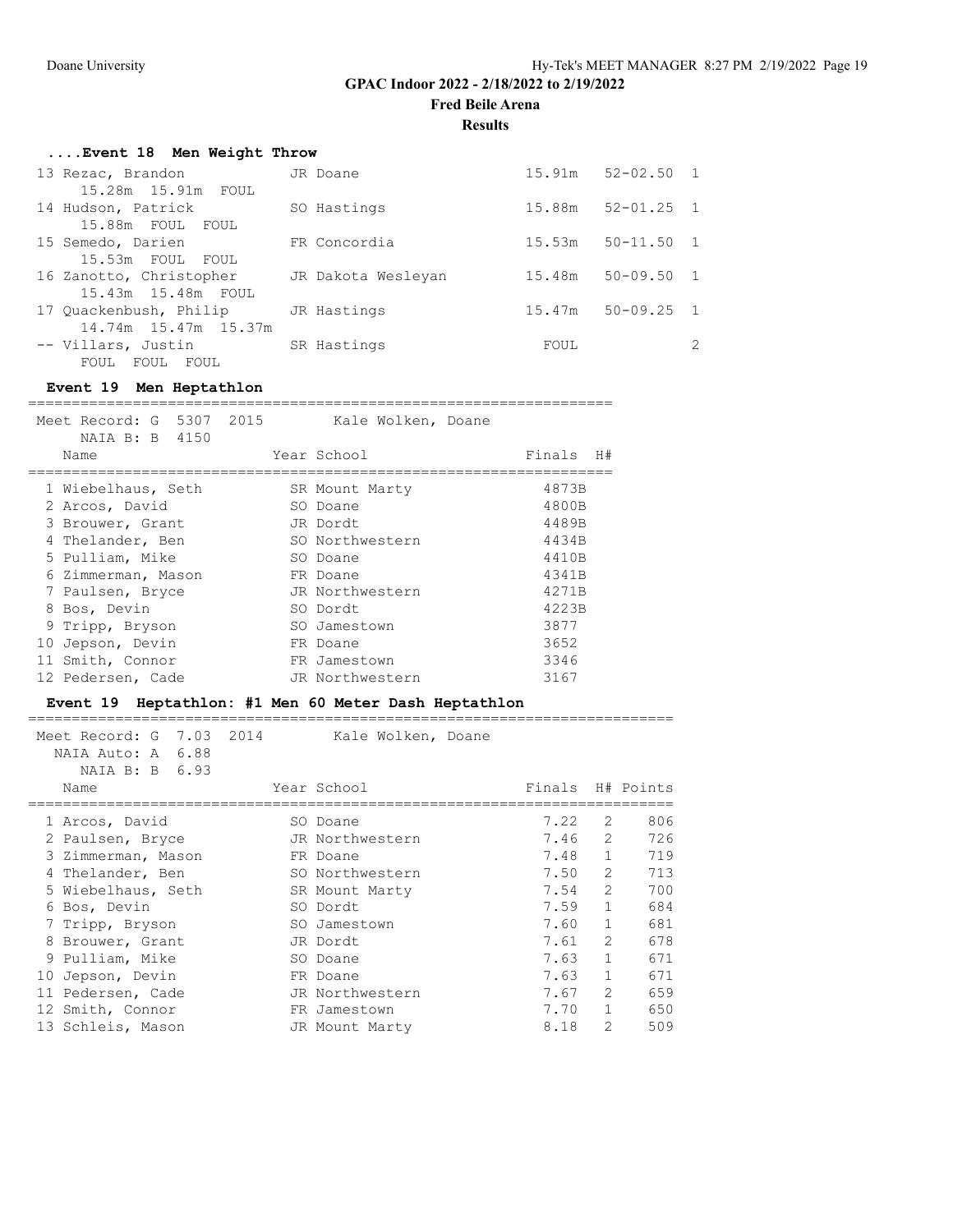# GPAC Indoor 2022 - 2/18/2022 to 2/19/2022

## Fred Beile Arena

### Results

#### ....Event 18 Men Weight Throw

| Place | Name | Year | School | Finals | | H# |
|---|---|---|---|---|---|---|
| 13 | Rezac, Brandon | JR | Doane | 15.91m | 52-02.50 | 1 |
| | 15.28m 15.91m FOUL | | | | | |
| 14 | Hudson, Patrick | SO | Hastings | 15.88m | 52-01.25 | 1 |
| | 15.88m FOUL FOUL | | | | | |
| 15 | Semedo, Darien | FR | Concordia | 15.53m | 50-11.50 | 1 |
| | 15.53m FOUL FOUL | | | | | |
| 16 | Zanotto, Christopher | JR | Dakota Wesleyan | 15.48m | 50-09.50 | 1 |
| | 15.43m 15.48m FOUL | | | | | |
| 17 | Quackenbush, Philip | JR | Hastings | 15.47m | 50-09.25 | 1 |
| | 14.74m 15.47m 15.37m | | | | | |
| -- | Villars, Justin | SR | Hastings | FOUL | | 2 |
| | FOUL FOUL FOUL | | | | | |

#### Event 19 Men Heptathlon

Meet Record: G 5307 2015 Kale Wolken, Doane
NAIA B: B 4150

| Place | Name | Year | School | Finals | H# |
|---|---|---|---|---|---|
| 1 | Wiebelhaus, Seth | SR | Mount Marty | 4873B | |
| 2 | Arcos, David | SO | Doane | 4800B | |
| 3 | Brouwer, Grant | JR | Dordt | 4489B | |
| 4 | Thelander, Ben | SO | Northwestern | 4434B | |
| 5 | Pulliam, Mike | SO | Doane | 4410B | |
| 6 | Zimmerman, Mason | FR | Doane | 4341B | |
| 7 | Paulsen, Bryce | JR | Northwestern | 4271B | |
| 8 | Bos, Devin | SO | Dordt | 4223B | |
| 9 | Tripp, Bryson | SO | Jamestown | 3877 | |
| 10 | Jepson, Devin | FR | Doane | 3652 | |
| 11 | Smith, Connor | FR | Jamestown | 3346 | |
| 12 | Pedersen, Cade | JR | Northwestern | 3167 | |

#### Event 19 Heptathlon: #1 Men 60 Meter Dash Heptathlon

Meet Record: G 7.03 2014 Kale Wolken, Doane
NAIA Auto: A 6.88
NAIA B: B 6.93

| Place | Name | Year | School | Finals | H# | Points |
|---|---|---|---|---|---|---|
| 1 | Arcos, David | SO | Doane | 7.22 | 2 | 806 |
| 2 | Paulsen, Bryce | JR | Northwestern | 7.46 | 2 | 726 |
| 3 | Zimmerman, Mason | FR | Doane | 7.48 | 1 | 719 |
| 4 | Thelander, Ben | SO | Northwestern | 7.50 | 2 | 713 |
| 5 | Wiebelhaus, Seth | SR | Mount Marty | 7.54 | 2 | 700 |
| 6 | Bos, Devin | SO | Dordt | 7.59 | 1 | 684 |
| 7 | Tripp, Bryson | SO | Jamestown | 7.60 | 1 | 681 |
| 8 | Brouwer, Grant | JR | Dordt | 7.61 | 2 | 678 |
| 9 | Pulliam, Mike | SO | Doane | 7.63 | 1 | 671 |
| 10 | Jepson, Devin | FR | Doane | 7.63 | 1 | 671 |
| 11 | Pedersen, Cade | JR | Northwestern | 7.67 | 2 | 659 |
| 12 | Smith, Connor | FR | Jamestown | 7.70 | 1 | 650 |
| 13 | Schleis, Mason | JR | Mount Marty | 8.18 | 2 | 509 |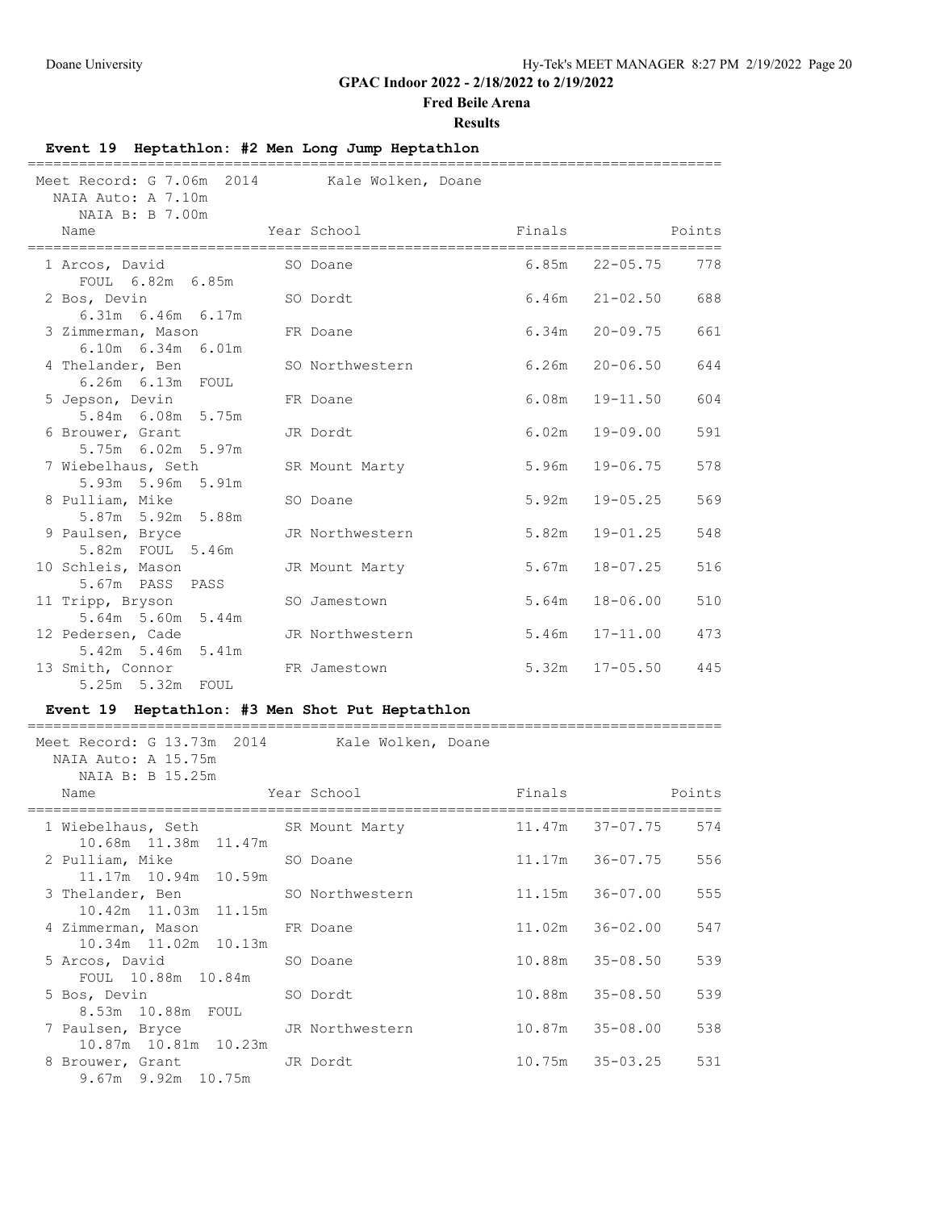## GPAC Indoor 2022 - 2/18/2022 to 2/19/2022

### Fred Beile Arena

### Results

#### Event 19 Heptathlon: #2 Men Long Jump Heptathlon

Meet Record: G 7.06m 2014 Kale Wolken, Doane
NAIA Auto: A 7.10m
NAIA B: B 7.00m

| Place | Name | Year | School | Finals | | Points |
|---|---|---|---|---|---|---|
| 1 | Arcos, David | SO | Doane | 6.85m | 22-05.75 | 778 |
| | FOUL 6.82m 6.85m | | | | | |
| 2 | Bos, Devin | SO | Dordt | 6.46m | 21-02.50 | 688 |
| | 6.31m 6.46m 6.17m | | | | | |
| 3 | Zimmerman, Mason | FR | Doane | 6.34m | 20-09.75 | 661 |
| | 6.10m 6.34m 6.01m | | | | | |
| 4 | Thelander, Ben | SO | Northwestern | 6.26m | 20-06.50 | 644 |
| | 6.26m 6.13m FOUL | | | | | |
| 5 | Jepson, Devin | FR | Doane | 6.08m | 19-11.50 | 604 |
| | 5.84m 6.08m 5.75m | | | | | |
| 6 | Brouwer, Grant | JR | Dordt | 6.02m | 19-09.00 | 591 |
| | 5.75m 6.02m 5.97m | | | | | |
| 7 | Wiebelhaus, Seth | SR | Mount Marty | 5.96m | 19-06.75 | 578 |
| | 5.93m 5.96m 5.91m | | | | | |
| 8 | Pulliam, Mike | SO | Doane | 5.92m | 19-05.25 | 569 |
| | 5.87m 5.92m 5.88m | | | | | |
| 9 | Paulsen, Bryce | JR | Northwestern | 5.82m | 19-01.25 | 548 |
| | 5.82m FOUL 5.46m | | | | | |
| 10 | Schleis, Mason | JR | Mount Marty | 5.67m | 18-07.25 | 516 |
| | 5.67m PASS PASS | | | | | |
| 11 | Tripp, Bryson | SO | Jamestown | 5.64m | 18-06.00 | 510 |
| | 5.64m 5.60m 5.44m | | | | | |
| 12 | Pedersen, Cade | JR | Northwestern | 5.46m | 17-11.00 | 473 |
| | 5.42m 5.46m 5.41m | | | | | |
| 13 | Smith, Connor | FR | Jamestown | 5.32m | 17-05.50 | 445 |
| | 5.25m 5.32m FOUL | | | | | |

#### Event 19 Heptathlon: #3 Men Shot Put Heptathlon

Meet Record: G 13.73m 2014 Kale Wolken, Doane
NAIA Auto: A 15.75m
NAIA B: B 15.25m

| Place | Name | Year | School | Finals | | Points |
|---|---|---|---|---|---|---|
| 1 | Wiebelhaus, Seth | SR | Mount Marty | 11.47m | 37-07.75 | 574 |
| | 10.68m 11.38m 11.47m | | | | | |
| 2 | Pulliam, Mike | SO | Doane | 11.17m | 36-07.75 | 556 |
| | 11.17m 10.94m 10.59m | | | | | |
| 3 | Thelander, Ben | SO | Northwestern | 11.15m | 36-07.00 | 555 |
| | 10.42m 11.03m 11.15m | | | | | |
| 4 | Zimmerman, Mason | FR | Doane | 11.02m | 36-02.00 | 547 |
| | 10.34m 11.02m 10.13m | | | | | |
| 5 | Arcos, David | SO | Doane | 10.88m | 35-08.50 | 539 |
| | FOUL 10.88m 10.84m | | | | | |
| 5 | Bos, Devin | SO | Dordt | 10.88m | 35-08.50 | 539 |
| | 8.53m 10.88m FOUL | | | | | |
| 7 | Paulsen, Bryce | JR | Northwestern | 10.87m | 35-08.00 | 538 |
| | 10.87m 10.81m 10.23m | | | | | |
| 8 | Brouwer, Grant | JR | Dordt | 10.75m | 35-03.25 | 531 |
| | 9.67m 9.92m 10.75m | | | | | |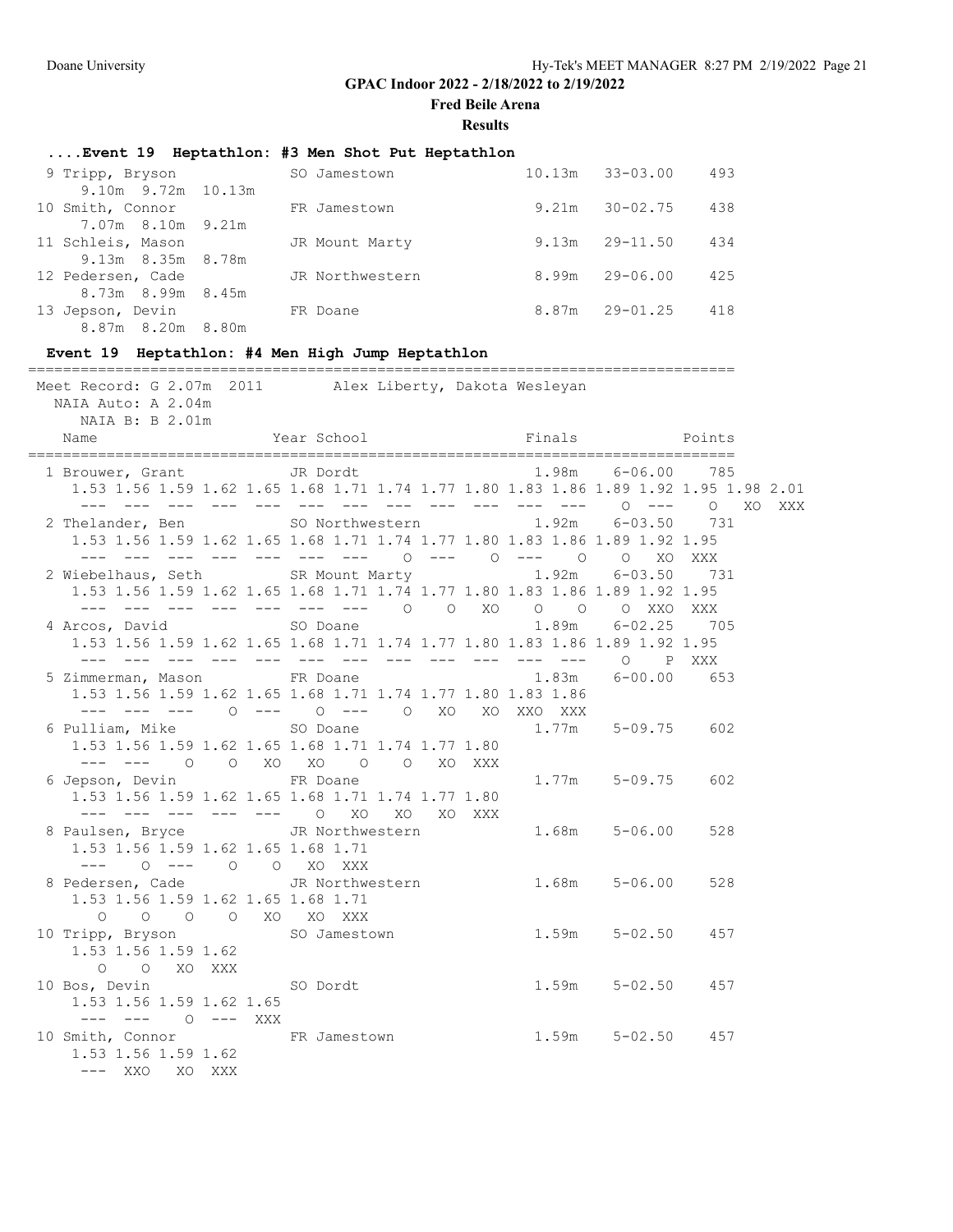## GPAC Indoor 2022 - 2/18/2022 to 2/19/2022

**Fred Beile Arena**

**Results**

### ....Event 19 Heptathlon: #3 Men Shot Put Heptathlon

```
  9 Tripp, Bryson            SO Jamestown             10.13m   33-03.00    493
      9.10m  9.72m  10.13m
 10 Smith, Connor            FR Jamestown              9.21m   30-02.75    438
      7.07m  8.10m  9.21m
 11 Schleis, Mason           JR Mount Marty            9.13m   29-11.50    434
      9.13m  8.35m  8.78m
 12 Pedersen, Cade           JR Northwestern           8.99m   29-06.00    425
      8.73m  8.99m  8.45m
 13 Jepson, Devin            FR Doane                  8.87m   29-01.25    418
      8.87m  8.20m  8.80m
```

### Event 19 Heptathlon: #4 Men High Jump Heptathlon

```
================================================================================
 Meet Record: G 2.07m  2011       Alex Liberty, Dakota Wesleyan
   NAIA Auto: A 2.04m
     NAIA B: B 2.01m
    Name                    Year School                  Finals            Points
================================================================================
  1 Brouwer, Grant           JR Dordt                  1.98m    6-06.00    785
     1.53 1.56 1.59 1.62 1.65 1.68 1.71 1.74 1.77 1.80 1.83 1.86 1.89 1.92 1.95 1.98 2.01
      ---  ---  ---  ---  ---  ---  ---  ---  ---  ---  ---  ---  ---    O  ---    O   XO  XXX
  2 Thelander, Ben           SO Northwestern           1.92m    6-03.50    731
     1.53 1.56 1.59 1.62 1.65 1.68 1.71 1.74 1.77 1.80 1.83 1.86 1.89 1.92 1.95
      ---  ---  ---  ---  ---  ---  ---    O  ---    O  ---    O    O   XO  XXX
  2 Wiebelhaus, Seth         SR Mount Marty            1.92m    6-03.50    731
     1.53 1.56 1.59 1.62 1.65 1.68 1.71 1.74 1.77 1.80 1.83 1.86 1.89 1.92 1.95
      ---  ---  ---  ---  ---  ---  ---    O    O   XO    O    O    O  XXO  XXX
  4 Arcos, David             SO Doane                  1.89m    6-02.25    705
     1.53 1.56 1.59 1.62 1.65 1.68 1.71 1.74 1.77 1.80 1.83 1.86 1.89 1.92 1.95
      ---  ---  ---  ---  ---  ---  ---  ---  ---  ---  ---  ---    O    P  XXX
  5 Zimmerman, Mason         FR Doane                  1.83m    6-00.00    653
     1.53 1.56 1.59 1.62 1.65 1.68 1.71 1.74 1.77 1.80 1.83 1.86
      ---  ---  ---    O  ---    O  ---    O   XO   XO  XXO  XXX
  6 Pulliam, Mike            SO Doane                  1.77m    5-09.75    602
     1.53 1.56 1.59 1.62 1.65 1.68 1.71 1.74 1.77 1.80
      ---  ---    O    O   XO   XO    O    O   XO  XXX
  6 Jepson, Devin            FR Doane                  1.77m    5-09.75    602
     1.53 1.56 1.59 1.62 1.65 1.68 1.71 1.74 1.77 1.80
      ---  ---  ---  ---  ---    O   XO   XO   XO  XXX
  8 Paulsen, Bryce           JR Northwestern           1.68m    5-06.00    528
     1.53 1.56 1.59 1.62 1.65 1.68 1.71
      ---    O  ---    O    O   XO  XXX
  8 Pedersen, Cade           JR Northwestern           1.68m    5-06.00    528
     1.53 1.56 1.59 1.62 1.65 1.68 1.71
        O    O    O    O   XO   XO  XXX
 10 Tripp, Bryson            SO Jamestown              1.59m    5-02.50    457
     1.53 1.56 1.59 1.62
        O    O   XO  XXX
 10 Bos, Devin               SO Dordt                  1.59m    5-02.50    457
     1.53 1.56 1.59 1.62 1.65
      ---  ---    O  ---  XXX
 10 Smith, Connor            FR Jamestown              1.59m    5-02.50    457
     1.53 1.56 1.59 1.62
      ---  XXO   XO  XXX
```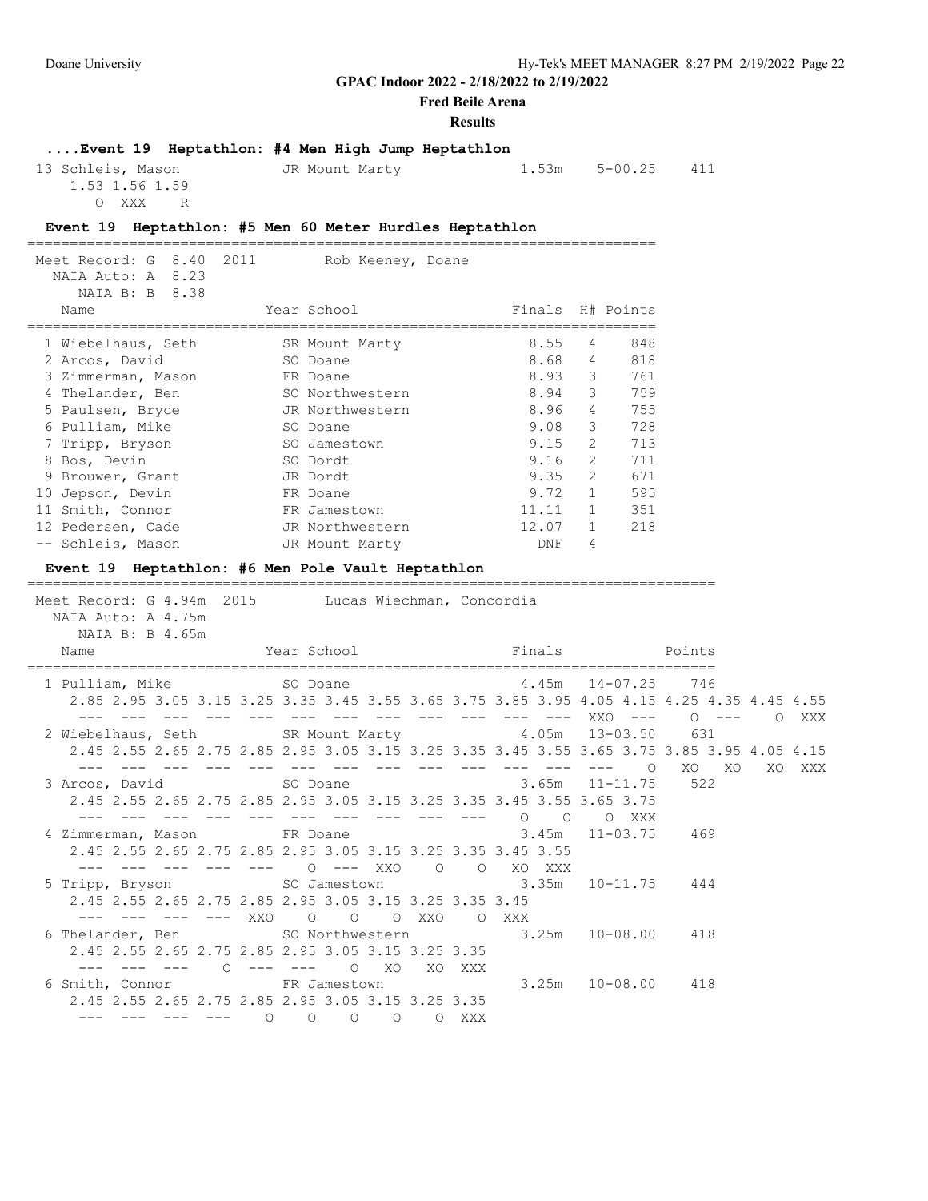**GPAC Indoor 2022 - 2/18/2022 to 2/19/2022**

**Fred Beile Arena**

**Results**

### ....Event 19 Heptathlon: #4 Men High Jump Heptathlon

```
 13 Schleis, Mason          JR Mount Marty            1.53m    5-00.25    411
    1.53 1.56 1.59
       O  XXX   R
```

### Event 19 Heptathlon: #5 Men 60 Meter Hurdles Heptathlon

Meet Record: G 8.40 2011 Rob Keeney, Doane
NAIA Auto: A 8.23
NAIA B: B 8.38

| Name | Year | School | Finals | H# | Points |
|---|---|---|---|---|---|
| 1 Wiebelhaus, Seth | SR | Mount Marty | 8.55 | 4 | 848 |
| 2 Arcos, David | SO | Doane | 8.68 | 4 | 818 |
| 3 Zimmerman, Mason | FR | Doane | 8.93 | 3 | 761 |
| 4 Thelander, Ben | SO | Northwestern | 8.94 | 3 | 759 |
| 5 Paulsen, Bryce | JR | Northwestern | 8.96 | 4 | 755 |
| 6 Pulliam, Mike | SO | Doane | 9.08 | 3 | 728 |
| 7 Tripp, Bryson | SO | Jamestown | 9.15 | 2 | 713 |
| 8 Bos, Devin | SO | Dordt | 9.16 | 2 | 711 |
| 9 Brouwer, Grant | JR | Dordt | 9.35 | 2 | 671 |
| 10 Jepson, Devin | FR | Doane | 9.72 | 1 | 595 |
| 11 Smith, Connor | FR | Jamestown | 11.11 | 1 | 351 |
| 12 Pedersen, Cade | JR | Northwestern | 12.07 | 1 | 218 |
| -- Schleis, Mason | JR | Mount Marty | DNF | 4 | |

### Event 19 Heptathlon: #6 Men Pole Vault Heptathlon

Meet Record: G 4.94m 2015 Lucas Wiechman, Concordia
NAIA Auto: A 4.75m
NAIA B: B 4.65m

```
  Name                    Year School                   Finals              Points
=================================================================================
  1 Pulliam, Mike          SO Doane                      4.45m   14-07.25    746
     2.85 2.95 3.05 3.15 3.25 3.35 3.45 3.55 3.65 3.75 3.85 3.95 4.05 4.15 4.25 4.35 4.45 4.55
      ---  ---  ---  ---  ---  ---  ---  ---  ---  ---  ---  ---  ---  XXO  ---    O  ---    O  XXX
  2 Wiebelhaus, Seth       SR Mount Marty                4.05m   13-03.50    631
     2.45 2.55 2.65 2.75 2.85 2.95 3.05 3.15 3.25 3.35 3.45 3.55 3.65 3.75 3.85 3.95 4.05 4.15
      ---  ---  ---  ---  ---  ---  ---  ---  ---  ---  ---  ---  ---    O   XO   XO   XO  XXX
  3 Arcos, David           SO Doane                      3.65m   11-11.75    522
     2.45 2.55 2.65 2.75 2.85 2.95 3.05 3.15 3.25 3.35 3.45 3.55 3.65 3.75
      ---  ---  ---  ---  ---  ---  ---  ---  ---  ---    O    O    O  XXX
  4 Zimmerman, Mason       FR Doane                      3.45m   11-03.75    469
     2.45 2.55 2.65 2.75 2.85 2.95 3.05 3.15 3.25 3.35 3.45 3.55
      ---  ---  ---  ---  ---    O  ---  XXO    O    O   XO  XXX
  5 Tripp, Bryson          SO Jamestown                  3.35m   10-11.75    444
     2.45 2.55 2.65 2.75 2.85 2.95 3.05 3.15 3.25 3.35 3.45
      ---  ---  ---  ---  XXO    O    O    O  XXO    O  XXX
  6 Thelander, Ben         SO Northwestern               3.25m   10-08.00    418
     2.45 2.55 2.65 2.75 2.85 2.95 3.05 3.15 3.25 3.35
      ---  ---  ---    O  ---  ---    O   XO   XO  XXX
  6 Smith, Connor          FR Jamestown                  3.25m   10-08.00    418
     2.45 2.55 2.65 2.75 2.85 2.95 3.05 3.15 3.25 3.35
      ---  ---  ---  ---    O    O    O    O    O  XXX
```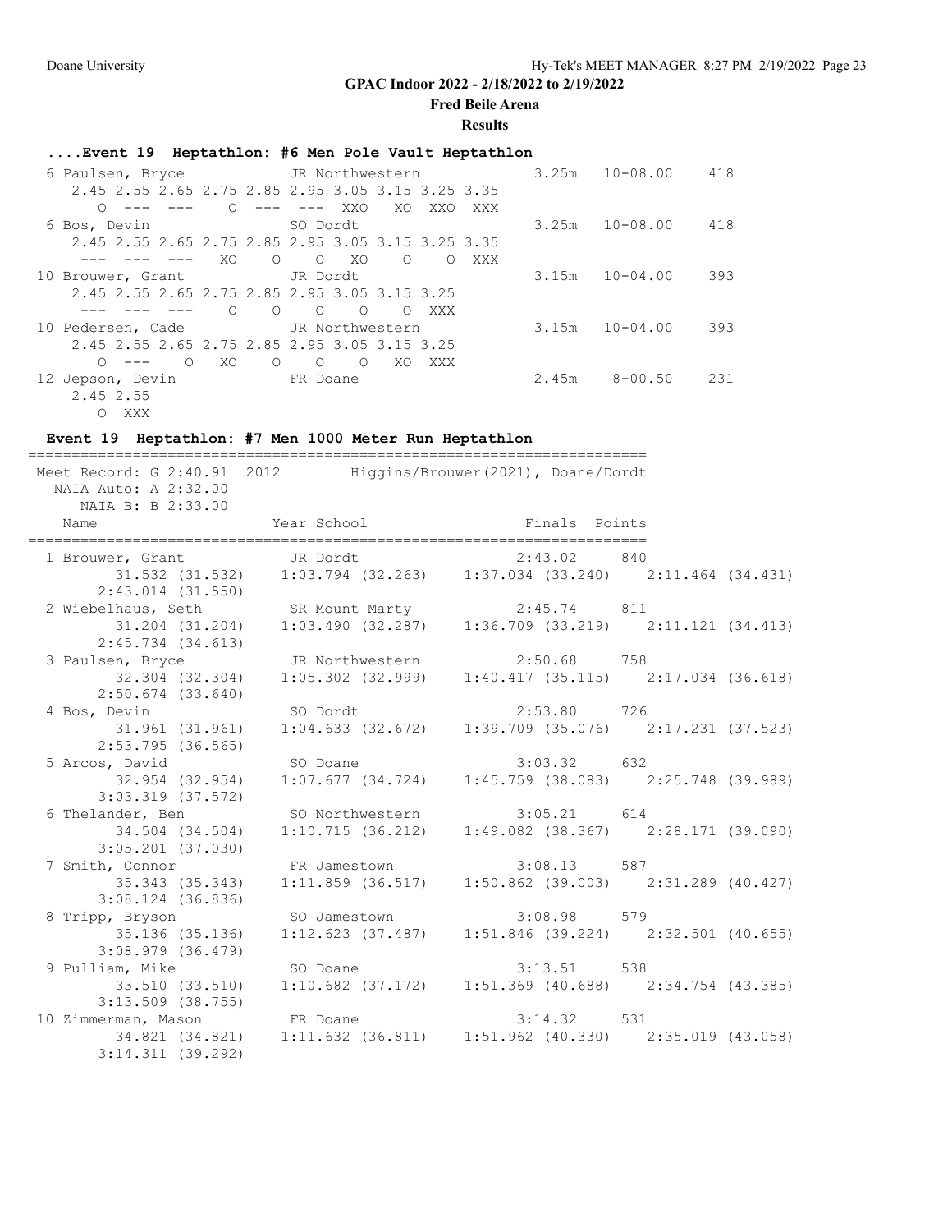## GPAC Indoor 2022 - 2/18/2022 to 2/19/2022

**Fred Beile Arena**

**Results**

### ....Event 19 Heptathlon: #6 Men Pole Vault Heptathlon

```
 6 Paulsen, Bryce          JR Northwestern               3.25m   10-08.00    418
    2.45 2.55 2.65 2.75 2.85 2.95 3.05 3.15 3.25 3.35
       O  ---  ---    O  ---  ---  XXO   XO  XXO  XXX
 6 Bos, Devin              SO Dordt                      3.25m   10-08.00    418
    2.45 2.55 2.65 2.75 2.85 2.95 3.05 3.15 3.25 3.35
     ---  ---  ---   XO    O    O   XO    O    O  XXX
10 Brouwer, Grant          JR Dordt                      3.15m   10-04.00    393
    2.45 2.55 2.65 2.75 2.85 2.95 3.05 3.15 3.25
     ---  ---  ---    O    O    O    O    O  XXX
10 Pedersen, Cade          JR Northwestern               3.15m   10-04.00    393
    2.45 2.55 2.65 2.75 2.85 2.95 3.05 3.15 3.25
       O  ---    O   XO    O    O    O   XO  XXX
12 Jepson, Devin           FR Doane                      2.45m    8-00.50    231
    2.45 2.55
       O  XXX
```

### Event 19 Heptathlon: #7 Men 1000 Meter Run Heptathlon

```
=======================================================================
 Meet Record: G 2:40.91  2012        Higgins/Brouwer(2021), Doane/Dordt
   NAIA Auto: A 2:32.00
     NAIA B: B 2:33.00
    Name                    Year School                 Finals  Points
=======================================================================
  1 Brouwer, Grant          JR Dordt                   2:43.02    840
         31.532 (31.532)    1:03.794 (32.263)    1:37.034 (33.240)    2:11.464 (34.431)
      2:43.014 (31.550)
  2 Wiebelhaus, Seth        SR Mount Marty             2:45.74    811
         31.204 (31.204)    1:03.490 (32.287)    1:36.709 (33.219)    2:11.121 (34.413)
      2:45.734 (34.613)
  3 Paulsen, Bryce          JR Northwestern            2:50.68    758
         32.304 (32.304)    1:05.302 (32.999)    1:40.417 (35.115)    2:17.034 (36.618)
      2:50.674 (33.640)
  4 Bos, Devin              SO Dordt                   2:53.80    726
         31.961 (31.961)    1:04.633 (32.672)    1:39.709 (35.076)    2:17.231 (37.523)
      2:53.795 (36.565)
  5 Arcos, David            SO Doane                   3:03.32    632
         32.954 (32.954)    1:07.677 (34.724)    1:45.759 (38.083)    2:25.748 (39.989)
      3:03.319 (37.572)
  6 Thelander, Ben          SO Northwestern            3:05.21    614
         34.504 (34.504)    1:10.715 (36.212)    1:49.082 (38.367)    2:28.171 (39.090)
      3:05.201 (37.030)
  7 Smith, Connor           FR Jamestown               3:08.13    587
         35.343 (35.343)    1:11.859 (36.517)    1:50.862 (39.003)    2:31.289 (40.427)
      3:08.124 (36.836)
  8 Tripp, Bryson           SO Jamestown               3:08.98    579
         35.136 (35.136)    1:12.623 (37.487)    1:51.846 (39.224)    2:32.501 (40.655)
      3:08.979 (36.479)
  9 Pulliam, Mike           SO Doane                   3:13.51    538
         33.510 (33.510)    1:10.682 (37.172)    1:51.369 (40.688)    2:34.754 (43.385)
      3:13.509 (38.755)
 10 Zimmerman, Mason        FR Doane                   3:14.32    531
         34.821 (34.821)    1:11.632 (36.811)    1:51.962 (40.330)    2:35.019 (43.058)
      3:14.311 (39.292)
```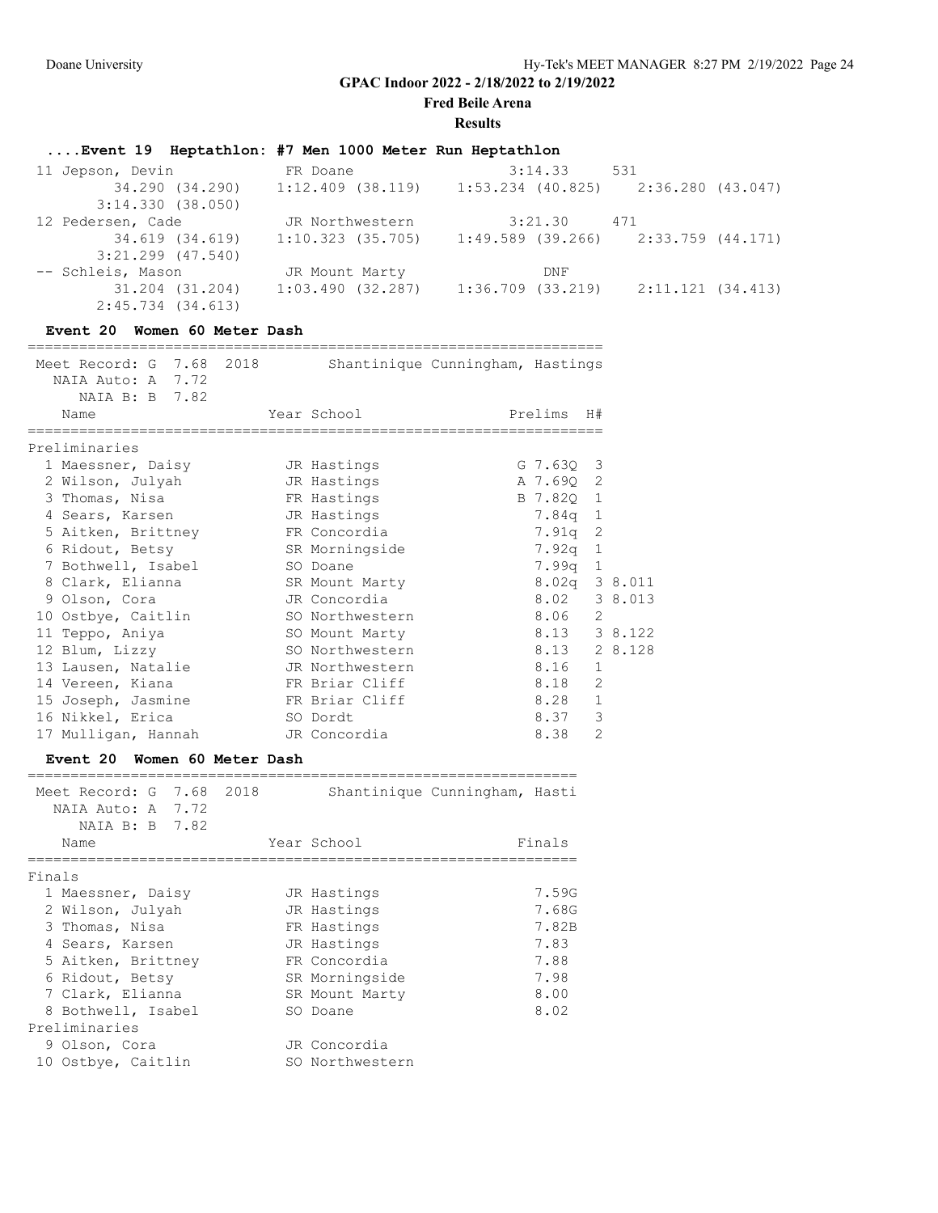GPAC Indoor 2022 - 2/18/2022 to 2/19/2022

Fred Beile Arena

Results

### ....Event 19 Heptathlon: #7 Men 1000 Meter Run Heptathlon

```
 11 Jepson, Devin             FR Doane                  3:14.33     531
         34.290 (34.290)    1:12.409 (38.119)    1:53.234 (40.825)    2:36.280 (43.047)
       3:14.330 (38.050)
 12 Pedersen, Cade            JR Northwestern           3:21.30     471
         34.619 (34.619)    1:10.323 (35.705)    1:49.589 (39.266)    2:33.759 (44.171)
       3:21.299 (47.540)
 -- Schleis, Mason            JR Mount Marty                DNF
         31.204 (31.204)    1:03.490 (32.287)    1:36.709 (33.219)    2:11.121 (34.413)
       2:45.734 (34.613)
```

### Event 20 Women 60 Meter Dash

```
===================================================================
 Meet Record: G  7.68  2018        Shantinique Cunningham, Hastings
   NAIA Auto: A  7.72
      NAIA B: B  7.82
    Name                    Year School                Prelims  H#
===================================================================
Preliminaries
  1 Maessner, Daisy         JR Hastings              G 7.63Q  3
  2 Wilson, Julyah          JR Hastings              A 7.69Q  2
  3 Thomas, Nisa            FR Hastings              B 7.82Q  1
  4 Sears, Karsen           JR Hastings                7.84q  1
  5 Aitken, Brittney        FR Concordia               7.91q  2
  6 Ridout, Betsy           SR Morningside             7.92q  1
  7 Bothwell, Isabel        SO Doane                   7.99q  1
  8 Clark, Elianna          SR Mount Marty             8.02q  3 8.011
  9 Olson, Cora             JR Concordia               8.02   3 8.013
 10 Ostbye, Caitlin         SO Northwestern            8.06   2
 11 Teppo, Aniya            SO Mount Marty             8.13   3 8.122
 12 Blum, Lizzy             SO Northwestern            8.13   2 8.128
 13 Lausen, Natalie         JR Northwestern            8.16   1
 14 Vereen, Kiana           FR Briar Cliff             8.18   2
 15 Joseph, Jasmine         FR Briar Cliff             8.28   1
 16 Nikkel, Erica           SO Dordt                   8.37   3
 17 Mulligan, Hannah        JR Concordia               8.38   2
```

### Event 20 Women 60 Meter Dash

```
===============================================================
 Meet Record: G  7.68  2018        Shantinique Cunningham, Hasti
   NAIA Auto: A  7.72
      NAIA B: B  7.82
    Name                    Year School                 Finals
===============================================================
Finals
  1 Maessner, Daisy         JR Hastings                 7.59G
  2 Wilson, Julyah          JR Hastings                 7.68G
  3 Thomas, Nisa            FR Hastings                 7.82B
  4 Sears, Karsen           JR Hastings                 7.83
  5 Aitken, Brittney        FR Concordia                7.88
  6 Ridout, Betsy           SR Morningside              7.98
  7 Clark, Elianna          SR Mount Marty              8.00
  8 Bothwell, Isabel        SO Doane                    8.02
Preliminaries
  9 Olson, Cora             JR Concordia
 10 Ostbye, Caitlin         SO Northwestern
```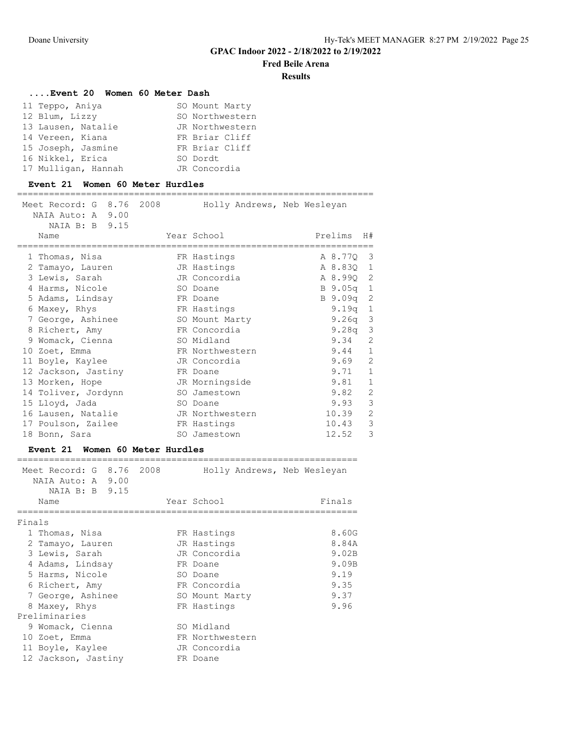# GPAC Indoor 2022 - 2/18/2022 to 2/19/2022

## Fred Beile Arena

### Results

#### ....Event 20 Women 60 Meter Dash

| Place | Name | Year | School |
|---|---|---|---|
| 11 | Teppo, Aniya | SO | Mount Marty |
| 12 | Blum, Lizzy | SO | Northwestern |
| 13 | Lausen, Natalie | JR | Northwestern |
| 14 | Vereen, Kiana | FR | Briar Cliff |
| 15 | Joseph, Jasmine | FR | Briar Cliff |
| 16 | Nikkel, Erica | SO | Dordt |
| 17 | Mulligan, Hannah | JR | Concordia |

#### Event 21 Women 60 Meter Hurdles

Meet Record: G 8.76 2008 Holly Andrews, Neb Wesleyan
NAIA Auto: A 9.00
NAIA B: B 9.15

| Place | Name | Year | School | Prelims | H# |
|---|---|---|---|---|---|
| 1 | Thomas, Nisa | FR | Hastings | A 8.77Q | 3 |
| 2 | Tamayo, Lauren | JR | Hastings | A 8.83Q | 1 |
| 3 | Lewis, Sarah | JR | Concordia | A 8.99Q | 2 |
| 4 | Harms, Nicole | SO | Doane | B 9.05q | 1 |
| 5 | Adams, Lindsay | FR | Doane | B 9.09q | 2 |
| 6 | Maxey, Rhys | FR | Hastings | 9.19q | 1 |
| 7 | George, Ashinee | SO | Mount Marty | 9.26q | 3 |
| 8 | Richert, Amy | FR | Concordia | 9.28q | 3 |
| 9 | Womack, Cienna | SO | Midland | 9.34 | 2 |
| 10 | Zoet, Emma | FR | Northwestern | 9.44 | 1 |
| 11 | Boyle, Kaylee | JR | Concordia | 9.69 | 2 |
| 12 | Jackson, Jastiny | FR | Doane | 9.71 | 1 |
| 13 | Morken, Hope | JR | Morningside | 9.81 | 1 |
| 14 | Toliver, Jordynn | SO | Jamestown | 9.82 | 2 |
| 15 | Lloyd, Jada | SO | Doane | 9.93 | 3 |
| 16 | Lausen, Natalie | JR | Northwestern | 10.39 | 2 |
| 17 | Poulson, Zailee | FR | Hastings | 10.43 | 3 |
| 18 | Bonn, Sara | SO | Jamestown | 12.52 | 3 |

#### Event 21 Women 60 Meter Hurdles

Meet Record: G 8.76 2008 Holly Andrews, Neb Wesleyan
NAIA Auto: A 9.00
NAIA B: B 9.15

| Place | Name | Year | School | Finals |
|---|---|---|---|---|
| **Finals** | | | | |
| 1 | Thomas, Nisa | FR | Hastings | 8.60G |
| 2 | Tamayo, Lauren | JR | Hastings | 8.84A |
| 3 | Lewis, Sarah | JR | Concordia | 9.02B |
| 4 | Adams, Lindsay | FR | Doane | 9.09B |
| 5 | Harms, Nicole | SO | Doane | 9.19 |
| 6 | Richert, Amy | FR | Concordia | 9.35 |
| 7 | George, Ashinee | SO | Mount Marty | 9.37 |
| 8 | Maxey, Rhys | FR | Hastings | 9.96 |
| **Preliminaries** | | | | |
| 9 | Womack, Cienna | SO | Midland | |
| 10 | Zoet, Emma | FR | Northwestern | |
| 11 | Boyle, Kaylee | JR | Concordia | |
| 12 | Jackson, Jastiny | FR | Doane | |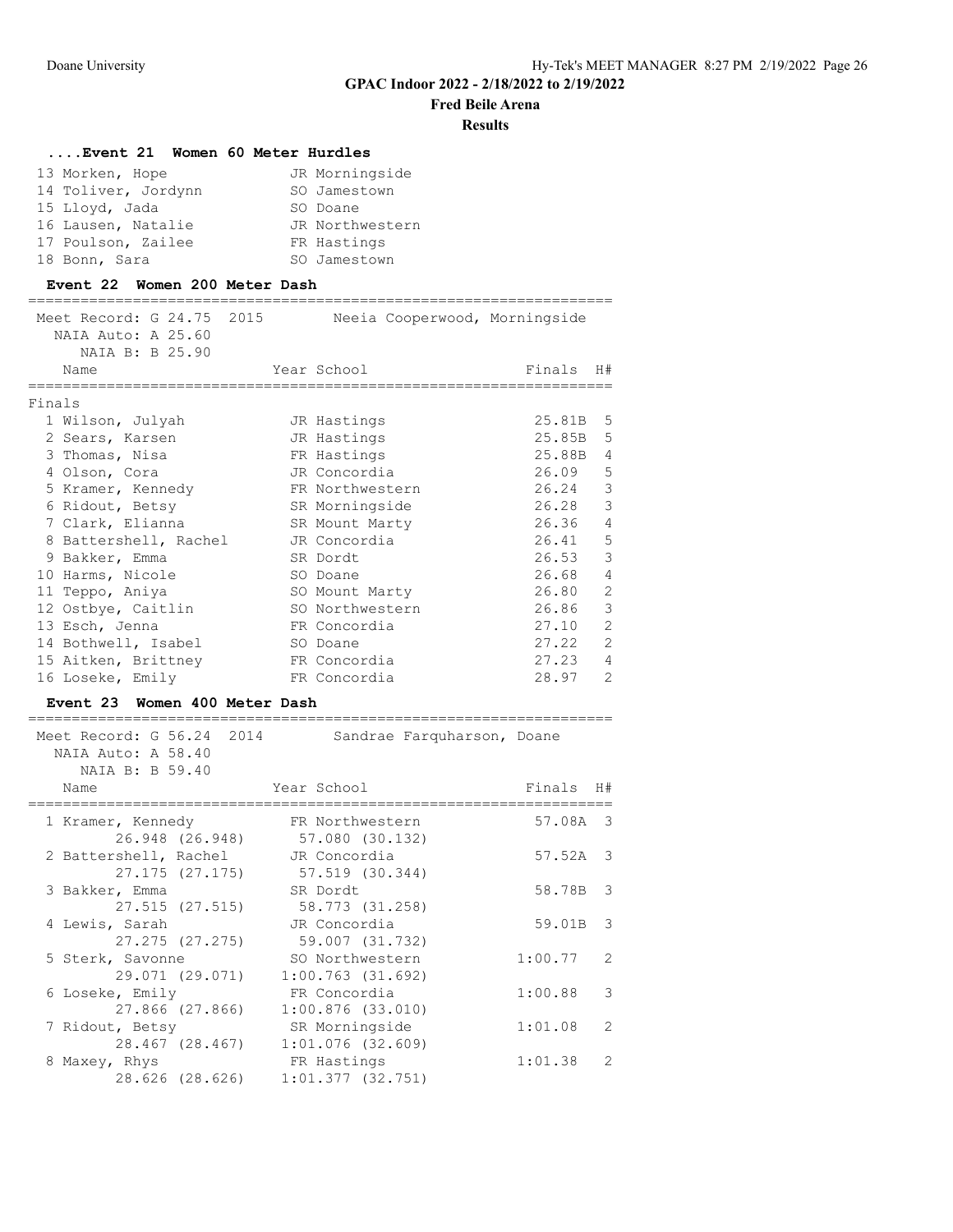**GPAC Indoor 2022 - 2/18/2022 to 2/19/2022**

**Fred Beile Arena**

**Results**

### ....Event 21 Women 60 Meter Hurdles

| Place | Name | Year | School |
|---|---|---|---|
| 13 | Morken, Hope | JR | Morningside |
| 14 | Toliver, Jordynn | SO | Jamestown |
| 15 | Lloyd, Jada | SO | Doane |
| 16 | Lausen, Natalie | JR | Northwestern |
| 17 | Poulson, Zailee | FR | Hastings |
| 18 | Bonn, Sara | SO | Jamestown |

### Event 22 Women 200 Meter Dash

Meet Record: G 24.75 2015 Neeia Cooperwood, Morningside
NAIA Auto: A 25.60
NAIA B: B 25.90

**Finals**

| Place | Name | Year | School | Finals | H# |
|---|---|---|---|---|---|
| 1 | Wilson, Julyah | JR | Hastings | 25.81B | 5 |
| 2 | Sears, Karsen | JR | Hastings | 25.85B | 5 |
| 3 | Thomas, Nisa | FR | Hastings | 25.88B | 4 |
| 4 | Olson, Cora | JR | Concordia | 26.09 | 5 |
| 5 | Kramer, Kennedy | FR | Northwestern | 26.24 | 3 |
| 6 | Ridout, Betsy | SR | Morningside | 26.28 | 3 |
| 7 | Clark, Elianna | SR | Mount Marty | 26.36 | 4 |
| 8 | Battershell, Rachel | JR | Concordia | 26.41 | 5 |
| 9 | Bakker, Emma | SR | Dordt | 26.53 | 3 |
| 10 | Harms, Nicole | SO | Doane | 26.68 | 4 |
| 11 | Teppo, Aniya | SO | Mount Marty | 26.80 | 2 |
| 12 | Ostbye, Caitlin | SO | Northwestern | 26.86 | 3 |
| 13 | Esch, Jenna | FR | Concordia | 27.10 | 2 |
| 14 | Bothwell, Isabel | SO | Doane | 27.22 | 2 |
| 15 | Aitken, Brittney | FR | Concordia | 27.23 | 4 |
| 16 | Loseke, Emily | FR | Concordia | 28.97 | 2 |

### Event 23 Women 400 Meter Dash

Meet Record: G 56.24 2014 Sandrae Farquharson, Doane
NAIA Auto: A 58.40
NAIA B: B 59.40

| Place | Name | Year | School | Finals | H# |
|---|---|---|---|---|---|
| 1 | Kramer, Kennedy | FR | Northwestern | 57.08A | 3 |
| | 26.948 (26.948) | | 57.080 (30.132) | | |
| 2 | Battershell, Rachel | JR | Concordia | 57.52A | 3 |
| | 27.175 (27.175) | | 57.519 (30.344) | | |
| 3 | Bakker, Emma | SR | Dordt | 58.78B | 3 |
| | 27.515 (27.515) | | 58.773 (31.258) | | |
| 4 | Lewis, Sarah | JR | Concordia | 59.01B | 3 |
| | 27.275 (27.275) | | 59.007 (31.732) | | |
| 5 | Sterk, Savonne | SO | Northwestern | 1:00.77 | 2 |
| | 29.071 (29.071) | | 1:00.763 (31.692) | | |
| 6 | Loseke, Emily | FR | Concordia | 1:00.88 | 3 |
| | 27.866 (27.866) | | 1:00.876 (33.010) | | |
| 7 | Ridout, Betsy | SR | Morningside | 1:01.08 | 2 |
| | 28.467 (28.467) | | 1:01.076 (32.609) | | |
| 8 | Maxey, Rhys | FR | Hastings | 1:01.38 | 2 |
| | 28.626 (28.626) | | 1:01.377 (32.751) | | |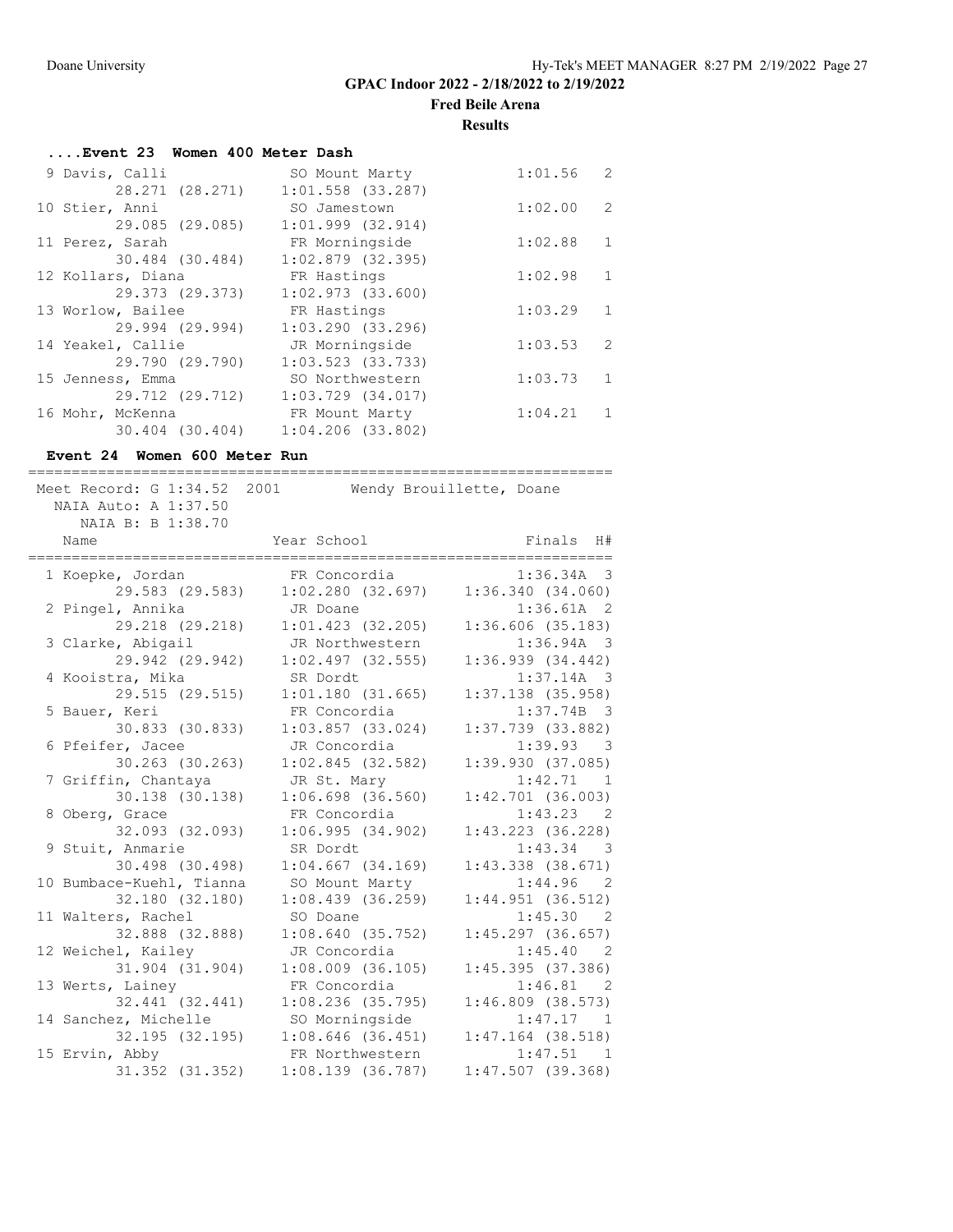# GPAC Indoor 2022 - 2/18/2022 to 2/19/2022

## Fred Beile Arena

### Results

#### ....Event 23 Women 400 Meter Dash

| Place | Name | Year | School | Finals | H# |
|---|---|---|---|---|---|
| 9 | Davis, Calli | SO | Mount Marty | 1:01.56 | 2 |
| | 28.271 (28.271) | | 1:01.558 (33.287) | | |
| 10 | Stier, Anni | SO | Jamestown | 1:02.00 | 2 |
| | 29.085 (29.085) | | 1:01.999 (32.914) | | |
| 11 | Perez, Sarah | FR | Morningside | 1:02.88 | 1 |
| | 30.484 (30.484) | | 1:02.879 (32.395) | | |
| 12 | Kollars, Diana | FR | Hastings | 1:02.98 | 1 |
| | 29.373 (29.373) | | 1:02.973 (33.600) | | |
| 13 | Worlow, Bailee | FR | Hastings | 1:03.29 | 1 |
| | 29.994 (29.994) | | 1:03.290 (33.296) | | |
| 14 | Yeakel, Callie | JR | Morningside | 1:03.53 | 2 |
| | 29.790 (29.790) | | 1:03.523 (33.733) | | |
| 15 | Jenness, Emma | SO | Northwestern | 1:03.73 | 1 |
| | 29.712 (29.712) | | 1:03.729 (34.017) | | |
| 16 | Mohr, McKenna | FR | Mount Marty | 1:04.21 | 1 |
| | 30.404 (30.404) | | 1:04.206 (33.802) | | |

#### Event 24 Women 600 Meter Run

Meet Record: G 1:34.52 2001 Wendy Brouillette, Doane
NAIA Auto: A 1:37.50
NAIA B: B 1:38.70

| Place | Name | Year | School | Finals | H# |
|---|---|---|---|---|---|
| 1 | Koepke, Jordan | FR | Concordia | 1:36.34A | 3 |
| | 29.583 (29.583) | | 1:02.280 (32.697) | 1:36.340 (34.060) | |
| 2 | Pingel, Annika | JR | Doane | 1:36.61A | 2 |
| | 29.218 (29.218) | | 1:01.423 (32.205) | 1:36.606 (35.183) | |
| 3 | Clarke, Abigail | JR | Northwestern | 1:36.94A | 3 |
| | 29.942 (29.942) | | 1:02.497 (32.555) | 1:36.939 (34.442) | |
| 4 | Kooistra, Mika | SR | Dordt | 1:37.14A | 3 |
| | 29.515 (29.515) | | 1:01.180 (31.665) | 1:37.138 (35.958) | |
| 5 | Bauer, Keri | FR | Concordia | 1:37.74B | 3 |
| | 30.833 (30.833) | | 1:03.857 (33.024) | 1:37.739 (33.882) | |
| 6 | Pfeifer, Jacee | JR | Concordia | 1:39.93 | 3 |
| | 30.263 (30.263) | | 1:02.845 (32.582) | 1:39.930 (37.085) | |
| 7 | Griffin, Chantaya | JR | St. Mary | 1:42.71 | 1 |
| | 30.138 (30.138) | | 1:06.698 (36.560) | 1:42.701 (36.003) | |
| 8 | Oberg, Grace | FR | Concordia | 1:43.23 | 2 |
| | 32.093 (32.093) | | 1:06.995 (34.902) | 1:43.223 (36.228) | |
| 9 | Stuit, Anmarie | SR | Dordt | 1:43.34 | 3 |
| | 30.498 (30.498) | | 1:04.667 (34.169) | 1:43.338 (38.671) | |
| 10 | Bumbace-Kuehl, Tianna | SO | Mount Marty | 1:44.96 | 2 |
| | 32.180 (32.180) | | 1:08.439 (36.259) | 1:44.951 (36.512) | |
| 11 | Walters, Rachel | SO | Doane | 1:45.30 | 2 |
| | 32.888 (32.888) | | 1:08.640 (35.752) | 1:45.297 (36.657) | |
| 12 | Weichel, Kailey | JR | Concordia | 1:45.40 | 2 |
| | 31.904 (31.904) | | 1:08.009 (36.105) | 1:45.395 (37.386) | |
| 13 | Werts, Lainey | FR | Concordia | 1:46.81 | 2 |
| | 32.441 (32.441) | | 1:08.236 (35.795) | 1:46.809 (38.573) | |
| 14 | Sanchez, Michelle | SO | Morningside | 1:47.17 | 1 |
| | 32.195 (32.195) | | 1:08.646 (36.451) | 1:47.164 (38.518) | |
| 15 | Ervin, Abby | FR | Northwestern | 1:47.51 | 1 |
| | 31.352 (31.352) | | 1:08.139 (36.787) | 1:47.507 (39.368) | |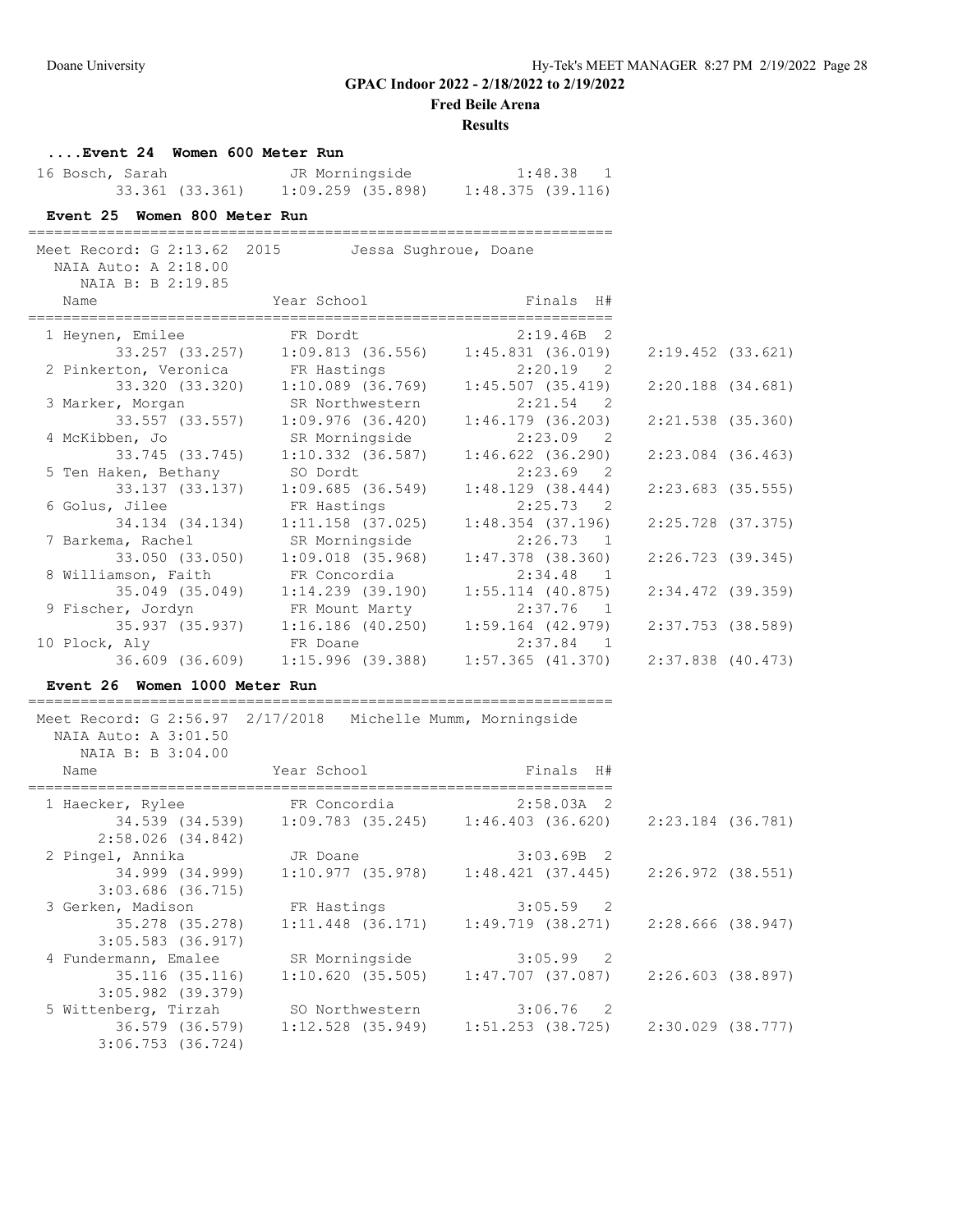## GPAC Indoor 2022 - 2/18/2022 to 2/19/2022

**Fred Beile Arena**

**Results**

### ....Event 24 Women 600 Meter Run

| Name | Year School | Finals | H# | |
|---|---|---|---|---|
| 16 Bosch, Sarah | JR Morningside | 1:48.38 | 1 | |
| 33.361 (33.361) | 1:09.259 (35.898) | 1:48.375 (39.116) | | |

### Event 25 Women 800 Meter Run

Meet Record: G 2:13.62 2015 Jessa Sughroue, Doane
NAIA Auto: A 2:18.00
NAIA B: B 2:19.85

| Name | Year School | Finals | H# | |
|---|---|---|---|---|
| 1 Heynen, Emilee | FR Dordt | 2:19.46B | 2 | |
| 33.257 (33.257) | 1:09.813 (36.556) | 1:45.831 (36.019) | | 2:19.452 (33.621) |
| 2 Pinkerton, Veronica | FR Hastings | 2:20.19 | 2 | |
| 33.320 (33.320) | 1:10.089 (36.769) | 1:45.507 (35.419) | | 2:20.188 (34.681) |
| 3 Marker, Morgan | SR Northwestern | 2:21.54 | 2 | |
| 33.557 (33.557) | 1:09.976 (36.420) | 1:46.179 (36.203) | | 2:21.538 (35.360) |
| 4 McKibben, Jo | SR Morningside | 2:23.09 | 2 | |
| 33.745 (33.745) | 1:10.332 (36.587) | 1:46.622 (36.290) | | 2:23.084 (36.463) |
| 5 Ten Haken, Bethany | SO Dordt | 2:23.69 | 2 | |
| 33.137 (33.137) | 1:09.685 (36.549) | 1:48.129 (38.444) | | 2:23.683 (35.555) |
| 6 Golus, Jilee | FR Hastings | 2:25.73 | 2 | |
| 34.134 (34.134) | 1:11.158 (37.025) | 1:48.354 (37.196) | | 2:25.728 (37.375) |
| 7 Barkema, Rachel | SR Morningside | 2:26.73 | 1 | |
| 33.050 (33.050) | 1:09.018 (35.968) | 1:47.378 (38.360) | | 2:26.723 (39.345) |
| 8 Williamson, Faith | FR Concordia | 2:34.48 | 1 | |
| 35.049 (35.049) | 1:14.239 (39.190) | 1:55.114 (40.875) | | 2:34.472 (39.359) |
| 9 Fischer, Jordyn | FR Mount Marty | 2:37.76 | 1 | |
| 35.937 (35.937) | 1:16.186 (40.250) | 1:59.164 (42.979) | | 2:37.753 (38.589) |
| 10 Plock, Aly | FR Doane | 2:37.84 | 1 | |
| 36.609 (36.609) | 1:15.996 (39.388) | 1:57.365 (41.370) | | 2:37.838 (40.473) |

### Event 26 Women 1000 Meter Run

Meet Record: G 2:56.97 2/17/2018 Michelle Mumm, Morningside
NAIA Auto: A 3:01.50
NAIA B: B 3:04.00

| Name | Year School | Finals | H# | |
|---|---|---|---|---|
| 1 Haecker, Rylee | FR Concordia | 2:58.03A | 2 | |
| 34.539 (34.539) | 1:09.783 (35.245) | 1:46.403 (36.620) | | 2:23.184 (36.781) |
| 2:58.026 (34.842) | | | | |
| 2 Pingel, Annika | JR Doane | 3:03.69B | 2 | |
| 34.999 (34.999) | 1:10.977 (35.978) | 1:48.421 (37.445) | | 2:26.972 (38.551) |
| 3:03.686 (36.715) | | | | |
| 3 Gerken, Madison | FR Hastings | 3:05.59 | 2 | |
| 35.278 (35.278) | 1:11.448 (36.171) | 1:49.719 (38.271) | | 2:28.666 (38.947) |
| 3:05.583 (36.917) | | | | |
| 4 Fundermann, Emalee | SR Morningside | 3:05.99 | 2 | |
| 35.116 (35.116) | 1:10.620 (35.505) | 1:47.707 (37.087) | | 2:26.603 (38.897) |
| 3:05.982 (39.379) | | | | |
| 5 Wittenberg, Tirzah | SO Northwestern | 3:06.76 | 2 | |
| 36.579 (36.579) | 1:12.528 (35.949) | 1:51.253 (38.725) | | 2:30.029 (38.777) |
| 3:06.753 (36.724) | | | | |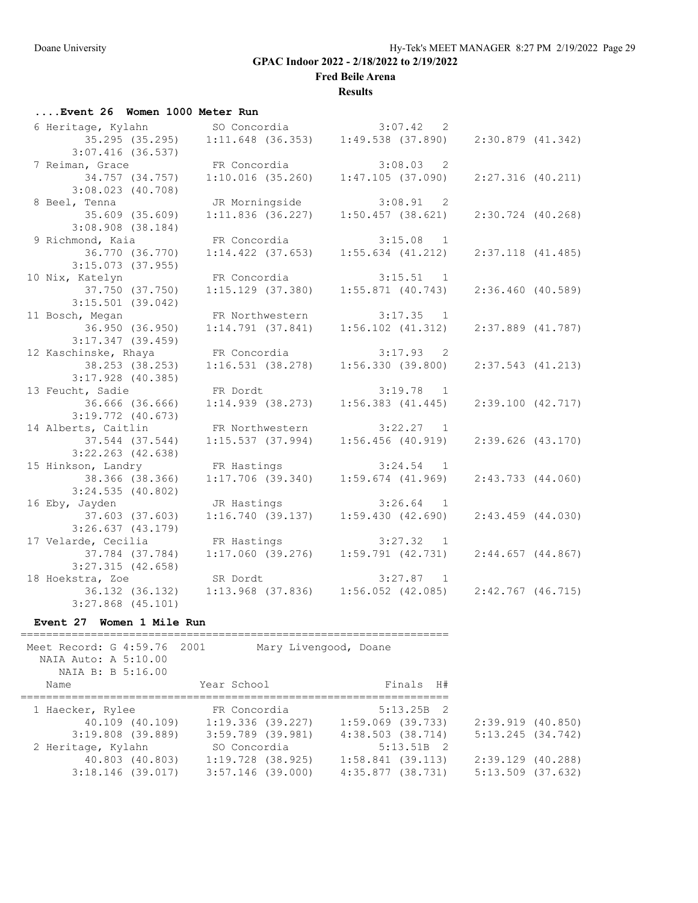GPAC Indoor 2022 - 2/18/2022 to 2/19/2022

Fred Beile Arena

Results

#### ....Event 26 Women 1000 Meter Run

```
  6 Heritage, Kylahn           SO Concordia               3:07.42   2 
       35.295 (35.295)     1:11.648 (36.353)     1:49.538 (37.890)     2:30.879 (41.342)
     3:07.416 (36.537)
  7 Reiman, Grace              FR Concordia               3:08.03   2 
       34.757 (34.757)     1:10.016 (35.260)     1:47.105 (37.090)     2:27.316 (40.211)
     3:08.023 (40.708)
  8 Beel, Tenna                JR Morningside             3:08.91   2 
       35.609 (35.609)     1:11.836 (36.227)     1:50.457 (38.621)     2:30.724 (40.268)
     3:08.908 (38.184)
  9 Richmond, Kaia             FR Concordia               3:15.08   1 
       36.770 (36.770)     1:14.422 (37.653)     1:55.634 (41.212)     2:37.118 (41.485)
     3:15.073 (37.955)
 10 Nix, Katelyn               FR Concordia               3:15.51   1 
       37.750 (37.750)     1:15.129 (37.380)     1:55.871 (40.743)     2:36.460 (40.589)
     3:15.501 (39.042)
 11 Bosch, Megan               FR Northwestern            3:17.35   1 
       36.950 (36.950)     1:14.791 (37.841)     1:56.102 (41.312)     2:37.889 (41.787)
     3:17.347 (39.459)
 12 Kaschinske, Rhaya          FR Concordia               3:17.93   2 
       38.253 (38.253)     1:16.531 (38.278)     1:56.330 (39.800)     2:37.543 (41.213)
     3:17.928 (40.385)
 13 Feucht, Sadie              FR Dordt                   3:19.78   1 
       36.666 (36.666)     1:14.939 (38.273)     1:56.383 (41.445)     2:39.100 (42.717)
     3:19.772 (40.673)
 14 Alberts, Caitlin           FR Northwestern            3:22.27   1 
       37.544 (37.544)     1:15.537 (37.994)     1:56.456 (40.919)     2:39.626 (43.170)
     3:22.263 (42.638)
 15 Hinkson, Landry            FR Hastings                3:24.54   1 
       38.366 (38.366)     1:17.706 (39.340)     1:59.674 (41.969)     2:43.733 (44.060)
     3:24.535 (40.802)
 16 Eby, Jayden                JR Hastings                3:26.64   1 
       37.603 (37.603)     1:16.740 (39.137)     1:59.430 (42.690)     2:43.459 (44.030)
     3:26.637 (43.179)
 17 Velarde, Cecilia           FR Hastings                3:27.32   1 
       37.784 (37.784)     1:17.060 (39.276)     1:59.791 (42.731)     2:44.657 (44.867)
     3:27.315 (42.658)
 18 Hoekstra, Zoe              SR Dordt                   3:27.87   1 
       36.132 (36.132)     1:13.968 (37.836)     1:56.052 (42.085)     2:42.767 (46.715)
     3:27.868 (45.101)
```

#### Event 27 Women 1 Mile Run

```
===================================================================
 Meet Record: G 4:59.76  2001        Mary Livengood, Doane             
   NAIA Auto: A 5:10.00 
     NAIA B: B 5:16.00 
    Name                    Year School                  Finals  H# 
===================================================================
  1 Haecker, Rylee             FR Concordia               5:13.25B  2 
       40.109 (40.109)     1:19.336 (39.227)     1:59.069 (39.733)     2:39.919 (40.850)
     3:19.808 (39.889)     3:59.789 (39.981)     4:38.503 (38.714)     5:13.245 (34.742)
  2 Heritage, Kylahn           SO Concordia               5:13.51B  2 
       40.803 (40.803)     1:19.728 (38.925)     1:58.841 (39.113)     2:39.129 (40.288)
     3:18.146 (39.017)     3:57.146 (39.000)     4:35.877 (38.731)     5:13.509 (37.632)
```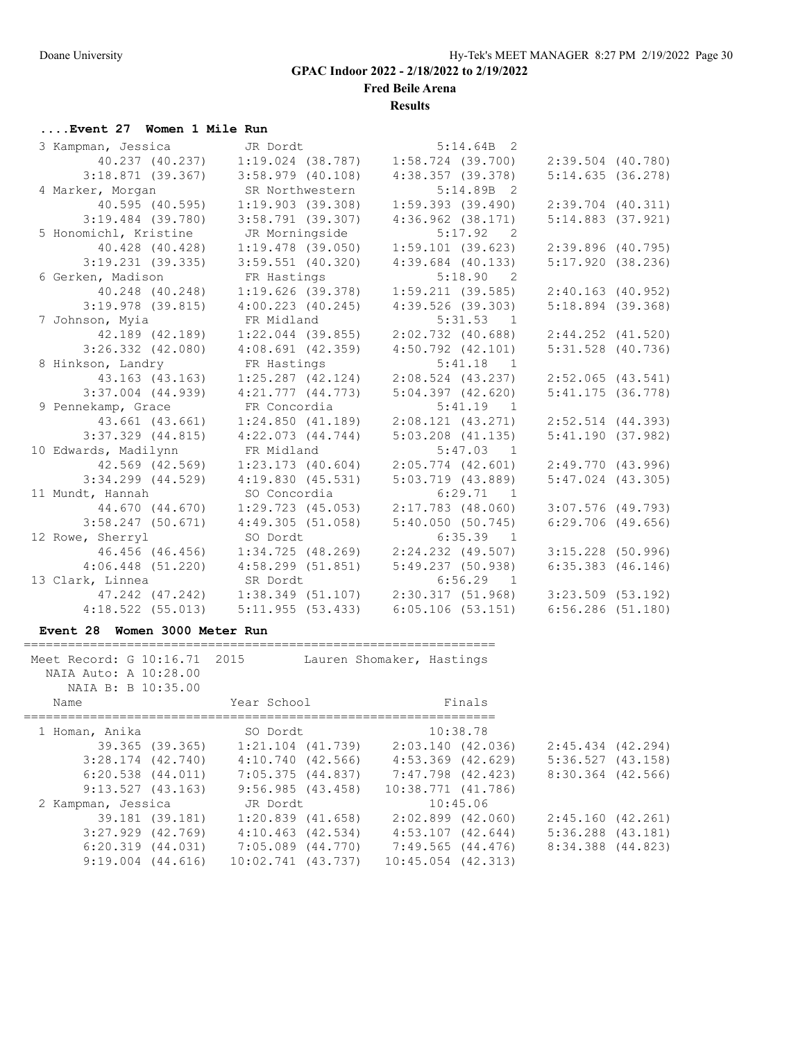# GPAC Indoor 2022 - 2/18/2022 to 2/19/2022

**Fred Beile Arena**

**Results**

### ....Event 27 Women 1 Mile Run

```
 3 Kampman, Jessica          JR Dordt                   5:14.64B  2 
        40.237 (40.237)    1:19.024 (38.787)    1:58.724 (39.700)    2:39.504 (40.780)
      3:18.871 (39.367)    3:58.979 (40.108)    4:38.357 (39.378)    5:14.635 (36.278)
 4 Marker, Morgan            SR Northwestern            5:14.89B  2 
        40.595 (40.595)    1:19.903 (39.308)    1:59.393 (39.490)    2:39.704 (40.311)
      3:19.484 (39.780)    3:58.791 (39.307)    4:36.962 (38.171)    5:14.883 (37.921)
 5 Honomichl, Kristine       JR Morningside             5:17.92   2 
        40.428 (40.428)    1:19.478 (39.050)    1:59.101 (39.623)    2:39.896 (40.795)
      3:19.231 (39.335)    3:59.551 (40.320)    4:39.684 (40.133)    5:17.920 (38.236)
 6 Gerken, Madison           FR Hastings                5:18.90   2 
        40.248 (40.248)    1:19.626 (39.378)    1:59.211 (39.585)    2:40.163 (40.952)
      3:19.978 (39.815)    4:00.223 (40.245)    4:39.526 (39.303)    5:18.894 (39.368)
 7 Johnson, Myia             FR Midland                 5:31.53   1 
        42.189 (42.189)    1:22.044 (39.855)    2:02.732 (40.688)    2:44.252 (41.520)
      3:26.332 (42.080)    4:08.691 (42.359)    4:50.792 (42.101)    5:31.528 (40.736)
 8 Hinkson, Landry           FR Hastings                5:41.18   1 
        43.163 (43.163)    1:25.287 (42.124)    2:08.524 (43.237)    2:52.065 (43.541)
      3:37.004 (44.939)    4:21.777 (44.773)    5:04.397 (42.620)    5:41.175 (36.778)
 9 Pennekamp, Grace          FR Concordia               5:41.19   1 
        43.661 (43.661)    1:24.850 (41.189)    2:08.121 (43.271)    2:52.514 (44.393)
      3:37.329 (44.815)    4:22.073 (44.744)    5:03.208 (41.135)    5:41.190 (37.982)
10 Edwards, Madilynn         FR Midland                 5:47.03   1 
        42.569 (42.569)    1:23.173 (40.604)    2:05.774 (42.601)    2:49.770 (43.996)
      3:34.299 (44.529)    4:19.830 (45.531)    5:03.719 (43.889)    5:47.024 (43.305)
11 Mundt, Hannah             SO Concordia               6:29.71   1 
        44.670 (44.670)    1:29.723 (45.053)    2:17.783 (48.060)    3:07.576 (49.793)
      3:58.247 (50.671)    4:49.305 (51.058)    5:40.050 (50.745)    6:29.706 (49.656)
12 Rowe, Sherryl             SO Dordt                   6:35.39   1 
        46.456 (46.456)    1:34.725 (48.269)    2:24.232 (49.507)    3:15.228 (50.996)
      4:06.448 (51.220)    4:58.299 (51.851)    5:49.237 (50.938)    6:35.383 (46.146)
13 Clark, Linnea             SR Dordt                   6:56.29   1 
        47.242 (47.242)    1:38.349 (51.107)    2:30.317 (51.968)    3:23.509 (53.192)
      4:18.522 (55.013)    5:11.955 (53.433)    6:05.106 (53.151)    6:56.286 (51.180)
```

### Event 28 Women 3000 Meter Run

```
================================================================
 Meet Record: G 10:16.71  2015        Lauren Shomaker, Hastings 
   NAIA Auto: A 10:28.00  
      NAIA B: B 10:35.00  
    Name                    Year School                  Finals 
================================================================
  1 Homan, Anika              SO Dordt                 10:38.78  
        39.365 (39.365)    1:21.104 (41.739)    2:03.140 (42.036)    2:45.434 (42.294)
      3:28.174 (42.740)    4:10.740 (42.566)    4:53.369 (42.629)    5:36.527 (43.158)
      6:20.538 (44.011)    7:05.375 (44.837)    7:47.798 (42.423)    8:30.364 (42.566)
      9:13.527 (43.163)    9:56.985 (43.458)   10:38.771 (41.786)
  2 Kampman, Jessica          JR Dordt                 10:45.06  
        39.181 (39.181)    1:20.839 (41.658)    2:02.899 (42.060)    2:45.160 (42.261)
      3:27.929 (42.769)    4:10.463 (42.534)    4:53.107 (42.644)    5:36.288 (43.181)
      6:20.319 (44.031)    7:05.089 (44.770)    7:49.565 (44.476)    8:34.388 (44.823)
      9:19.004 (44.616)   10:02.741 (43.737)   10:45.054 (42.313)
```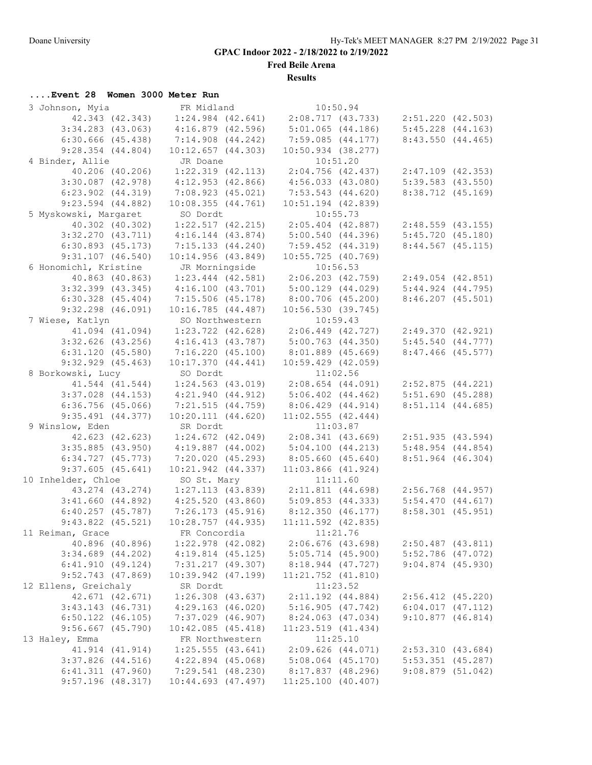**GPAC Indoor 2022 - 2/18/2022 to 2/19/2022**

**Fred Beile Arena**

**Results**

### ....Event 28 Women 3000 Meter Run

```
 3 Johnson, Myia               FR Midland                  10:50.94
        42.343 (42.343)     1:24.984 (42.641)     2:08.717 (43.733)     2:51.220 (42.503)
      3:34.283 (43.063)     4:16.879 (42.596)     5:01.065 (44.186)     5:45.228 (44.163)
      6:30.666 (45.438)     7:14.908 (44.242)     7:59.085 (44.177)     8:43.550 (44.465)
      9:28.354 (44.804)    10:12.657 (44.303)    10:50.934 (38.277)
 4 Binder, Allie               JR Doane                    10:51.20
        40.206 (40.206)     1:22.319 (42.113)     2:04.756 (42.437)     2:47.109 (42.353)
      3:30.087 (42.978)     4:12.953 (42.866)     4:56.033 (43.080)     5:39.583 (43.550)
      6:23.902 (44.319)     7:08.923 (45.021)     7:53.543 (44.620)     8:38.712 (45.169)
      9:23.594 (44.882)    10:08.355 (44.761)    10:51.194 (42.839)
 5 Myskowski, Margaret         SO Dordt                    10:55.73
        40.302 (40.302)     1:22.517 (42.215)     2:05.404 (42.887)     2:48.559 (43.155)
      3:32.270 (43.711)     4:16.144 (43.874)     5:00.540 (44.396)     5:45.720 (45.180)
      6:30.893 (45.173)     7:15.133 (44.240)     7:59.452 (44.319)     8:44.567 (45.115)
      9:31.107 (46.540)    10:14.956 (43.849)    10:55.725 (40.769)
 6 Honomichl, Kristine         JR Morningside              10:56.53
        40.863 (40.863)     1:23.444 (42.581)     2:06.203 (42.759)     2:49.054 (42.851)
      3:32.399 (43.345)     4:16.100 (43.701)     5:00.129 (44.029)     5:44.924 (44.795)
      6:30.328 (45.404)     7:15.506 (45.178)     8:00.706 (45.200)     8:46.207 (45.501)
      9:32.298 (46.091)    10:16.785 (44.487)    10:56.530 (39.745)
 7 Wiese, Katlyn               SO Northwestern             10:59.43
        41.094 (41.094)     1:23.722 (42.628)     2:06.449 (42.727)     2:49.370 (42.921)
      3:32.626 (43.256)     4:16.413 (43.787)     5:00.763 (44.350)     5:45.540 (44.777)
      6:31.120 (45.580)     7:16.220 (45.100)     8:01.889 (45.669)     8:47.466 (45.577)
      9:32.929 (45.463)    10:17.370 (44.441)    10:59.429 (42.059)
 8 Borkowski, Lucy             SO Dordt                    11:02.56
        41.544 (41.544)     1:24.563 (43.019)     2:08.654 (44.091)     2:52.875 (44.221)
      3:37.028 (44.153)     4:21.940 (44.912)     5:06.402 (44.462)     5:51.690 (45.288)
      6:36.756 (45.066)     7:21.515 (44.759)     8:06.429 (44.914)     8:51.114 (44.685)
      9:35.491 (44.377)    10:20.111 (44.620)    11:02.555 (42.444)
 9 Winslow, Eden               SR Dordt                    11:03.87
        42.623 (42.623)     1:24.672 (42.049)     2:08.341 (43.669)     2:51.935 (43.594)
      3:35.885 (43.950)     4:19.887 (44.002)     5:04.100 (44.213)     5:48.954 (44.854)
      6:34.727 (45.773)     7:20.020 (45.293)     8:05.660 (45.640)     8:51.964 (46.304)
      9:37.605 (45.641)    10:21.942 (44.337)    11:03.866 (41.924)
10 Inhelder, Chloe             SO St. Mary                 11:11.60
        43.274 (43.274)     1:27.113 (43.839)     2:11.811 (44.698)     2:56.768 (44.957)
      3:41.660 (44.892)     4:25.520 (43.860)     5:09.853 (44.333)     5:54.470 (44.617)
      6:40.257 (45.787)     7:26.173 (45.916)     8:12.350 (46.177)     8:58.301 (45.951)
      9:43.822 (45.521)    10:28.757 (44.935)    11:11.592 (42.835)
11 Reiman, Grace               FR Concordia                11:21.76
        40.896 (40.896)     1:22.978 (42.082)     2:06.676 (43.698)     2:50.487 (43.811)
      3:34.689 (44.202)     4:19.814 (45.125)     5:05.714 (45.900)     5:52.786 (47.072)
      6:41.910 (49.124)     7:31.217 (49.307)     8:18.944 (47.727)     9:04.874 (45.930)
      9:52.743 (47.869)    10:39.942 (47.199)    11:21.752 (41.810)
12 Ellens, Greichaly           SR Dordt                    11:23.52
        42.671 (42.671)     1:26.308 (43.637)     2:11.192 (44.884)     2:56.412 (45.220)
      3:43.143 (46.731)     4:29.163 (46.020)     5:16.905 (47.742)     6:04.017 (47.112)
      6:50.122 (46.105)     7:37.029 (46.907)     8:24.063 (47.034)     9:10.877 (46.814)
      9:56.667 (45.790)    10:42.085 (45.418)    11:23.519 (41.434)
13 Haley, Emma                 FR Northwestern             11:25.10
        41.914 (41.914)     1:25.555 (43.641)     2:09.626 (44.071)     2:53.310 (43.684)
      3:37.826 (44.516)     4:22.894 (45.068)     5:08.064 (45.170)     5:53.351 (45.287)
      6:41.311 (47.960)     7:29.541 (48.230)     8:17.837 (48.296)     9:08.879 (51.042)
      9:57.196 (48.317)    10:44.693 (47.497)    11:25.100 (40.407)
```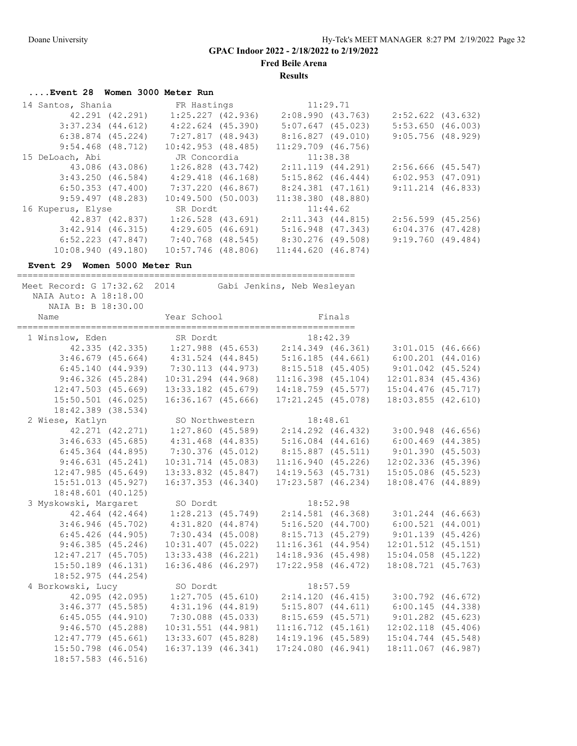**GPAC Indoor 2022 - 2/18/2022 to 2/19/2022**

**Fred Beile Arena**

**Results**

### ....Event 28 Women 3000 Meter Run

```
 14 Santos, Shania             FR Hastings              11:29.71
          42.291 (42.291)     1:25.227 (42.936)     2:08.990 (43.763)     2:52.622 (43.632)
        3:37.234 (44.612)     4:22.624 (45.390)     5:07.647 (45.023)     5:53.650 (46.003)
        6:38.874 (45.224)     7:27.817 (48.943)     8:16.827 (49.010)     9:05.756 (48.929)
        9:54.468 (48.712)    10:42.953 (48.485)    11:29.709 (46.756)
 15 DeLoach, Abi               JR Concordia             11:38.38
          43.086 (43.086)     1:26.828 (43.742)     2:11.119 (44.291)     2:56.666 (45.547)
        3:43.250 (46.584)     4:29.418 (46.168)     5:15.862 (46.444)     6:02.953 (47.091)
        6:50.353 (47.400)     7:37.220 (46.867)     8:24.381 (47.161)     9:11.214 (46.833)
        9:59.497 (48.283)    10:49.500 (50.003)    11:38.380 (48.880)
 16 Kuperus, Elyse             SR Dordt                 11:44.62
          42.837 (42.837)     1:26.528 (43.691)     2:11.343 (44.815)     2:56.599 (45.256)
        3:42.914 (46.315)     4:29.605 (46.691)     5:16.948 (47.343)     6:04.376 (47.428)
        6:52.223 (47.847)     7:40.768 (48.545)     8:30.276 (49.508)     9:19.760 (49.484)
       10:08.940 (49.180)    10:57.746 (48.806)    11:44.620 (46.874)
```

### Event 29 Women 5000 Meter Run

```
===================================================================
 Meet Record: G 17:32.62  2014        Gabi Jenkins, Neb Wesleyan
  NAIA Auto: A 18:18.00
     NAIA B: B 18:30.00
    Name                    Year School                  Finals
===================================================================
  1 Winslow, Eden              SR Dordt                 18:42.39
          42.335 (42.335)     1:27.988 (45.653)     2:14.349 (46.361)     3:01.015 (46.666)
        3:46.679 (45.664)     4:31.524 (44.845)     5:16.185 (44.661)     6:00.201 (44.016)
        6:45.140 (44.939)     7:30.113 (44.973)     8:15.518 (45.405)     9:01.042 (45.524)
        9:46.326 (45.284)    10:31.294 (44.968)    11:16.398 (45.104)    12:01.834 (45.436)
       12:47.503 (45.669)    13:33.182 (45.679)    14:18.759 (45.577)    15:04.476 (45.717)
       15:50.501 (46.025)    16:36.167 (45.666)    17:21.245 (45.078)    18:03.855 (42.610)
       18:42.389 (38.534)
  2 Wiese, Katlyn              SO Northwestern          18:48.61
          42.271 (42.271)     1:27.860 (45.589)     2:14.292 (46.432)     3:00.948 (46.656)
        3:46.633 (45.685)     4:31.468 (44.835)     5:16.084 (44.616)     6:00.469 (44.385)
        6:45.364 (44.895)     7:30.376 (45.012)     8:15.887 (45.511)     9:01.390 (45.503)
        9:46.631 (45.241)    10:31.714 (45.083)    11:16.940 (45.226)    12:02.336 (45.396)
       12:47.985 (45.649)    13:33.832 (45.847)    14:19.563 (45.731)    15:05.086 (45.523)
       15:51.013 (45.927)    16:37.353 (46.340)    17:23.587 (46.234)    18:08.476 (44.889)
       18:48.601 (40.125)
  3 Myskowski, Margaret        SO Dordt                 18:52.98
          42.464 (42.464)     1:28.213 (45.749)     2:14.581 (46.368)     3:01.244 (46.663)
        3:46.946 (45.702)     4:31.820 (44.874)     5:16.520 (44.700)     6:00.521 (44.001)
        6:45.426 (44.905)     7:30.434 (45.008)     8:15.713 (45.279)     9:01.139 (45.426)
        9:46.385 (45.246)    10:31.407 (45.022)    11:16.361 (44.954)    12:01.512 (45.151)
       12:47.217 (45.705)    13:33.438 (46.221)    14:18.936 (45.498)    15:04.058 (45.122)
       15:50.189 (46.131)    16:36.486 (46.297)    17:22.958 (46.472)    18:08.721 (45.763)
       18:52.975 (44.254)
  4 Borkowski, Lucy            SO Dordt                 18:57.59
          42.095 (42.095)     1:27.705 (45.610)     2:14.120 (46.415)     3:00.792 (46.672)
        3:46.377 (45.585)     4:31.196 (44.819)     5:15.807 (44.611)     6:00.145 (44.338)
        6:45.055 (44.910)     7:30.088 (45.033)     8:15.659 (45.571)     9:01.282 (45.623)
        9:46.570 (45.288)    10:31.551 (44.981)    11:16.712 (45.161)    12:02.118 (45.406)
       12:47.779 (45.661)    13:33.607 (45.828)    14:19.196 (45.589)    15:04.744 (45.548)
       15:50.798 (46.054)    16:37.139 (46.341)    17:24.080 (46.941)    18:11.067 (46.987)
       18:57.583 (46.516)
```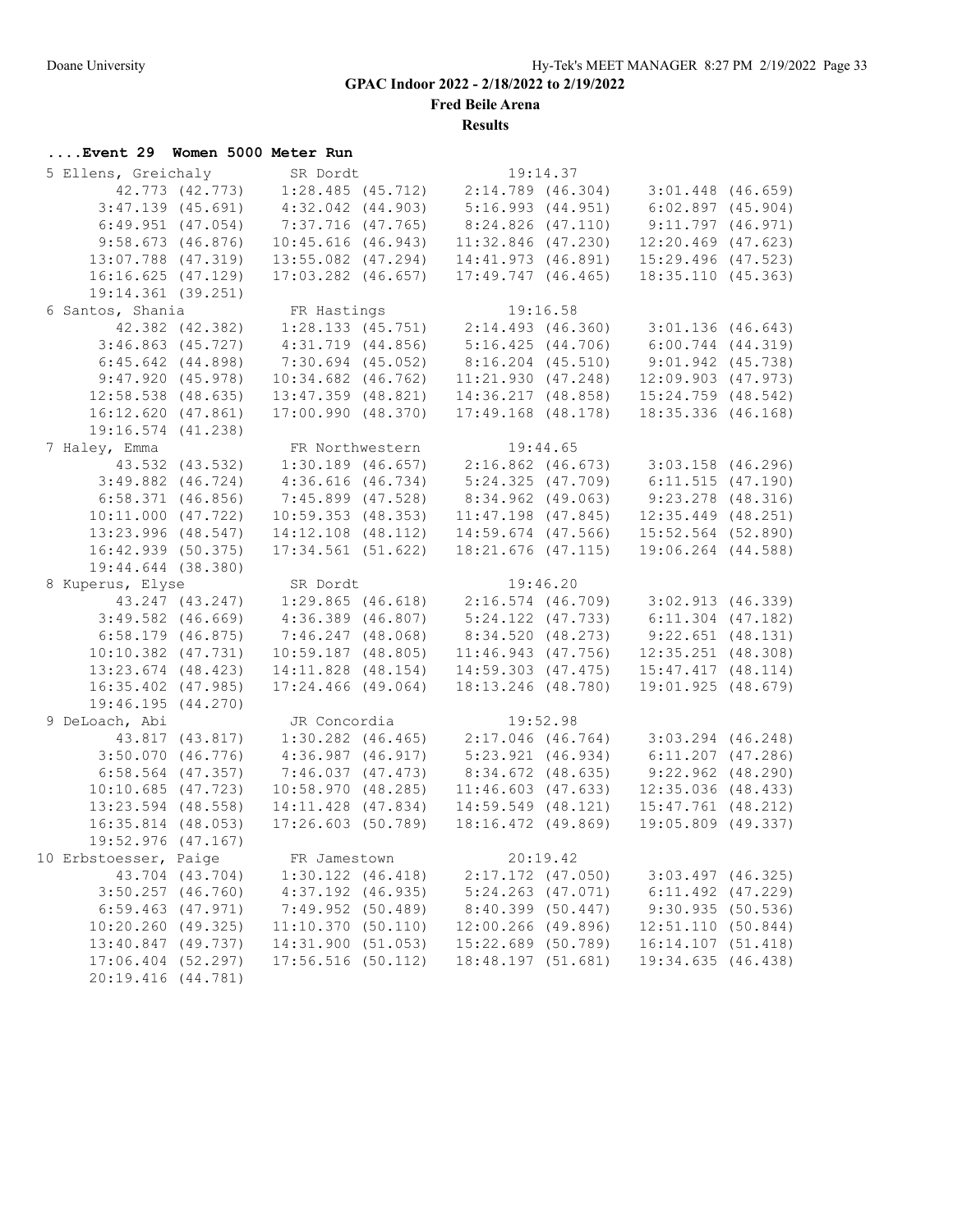GPAC Indoor 2022 - 2/18/2022 to 2/19/2022

Fred Beile Arena

Results

### ....Event 29 Women 5000 Meter Run

```
  5 Ellens, Greichaly          SR Dordt                  19:14.37  
        42.773 (42.773)     1:28.485 (45.712)     2:14.789 (46.304)     3:01.448 (46.659)
      3:47.139 (45.691)     4:32.042 (44.903)     5:16.993 (44.951)     6:02.897 (45.904)
      6:49.951 (47.054)     7:37.716 (47.765)     8:24.826 (47.110)     9:11.797 (46.971)
      9:58.673 (46.876)    10:45.616 (46.943)    11:32.846 (47.230)    12:20.469 (47.623)
     13:07.788 (47.319)    13:55.082 (47.294)    14:41.973 (46.891)    15:29.496 (47.523)
     16:16.625 (47.129)    17:03.282 (46.657)    17:49.747 (46.465)    18:35.110 (45.363)
     19:14.361 (39.251)
  6 Santos, Shania             FR Hastings               19:16.58  
        42.382 (42.382)     1:28.133 (45.751)     2:14.493 (46.360)     3:01.136 (46.643)
      3:46.863 (45.727)     4:31.719 (44.856)     5:16.425 (44.706)     6:00.744 (44.319)
      6:45.642 (44.898)     7:30.694 (45.052)     8:16.204 (45.510)     9:01.942 (45.738)
      9:47.920 (45.978)    10:34.682 (46.762)    11:21.930 (47.248)    12:09.903 (47.973)
     12:58.538 (48.635)    13:47.359 (48.821)    14:36.217 (48.858)    15:24.759 (48.542)
     16:12.620 (47.861)    17:00.990 (48.370)    17:49.168 (48.178)    18:35.336 (46.168)
     19:16.574 (41.238)
  7 Haley, Emma                FR Northwestern           19:44.65  
        43.532 (43.532)     1:30.189 (46.657)     2:16.862 (46.673)     3:03.158 (46.296)
      3:49.882 (46.724)     4:36.616 (46.734)     5:24.325 (47.709)     6:11.515 (47.190)
      6:58.371 (46.856)     7:45.899 (47.528)     8:34.962 (49.063)     9:23.278 (48.316)
     10:11.000 (47.722)    10:59.353 (48.353)    11:47.198 (47.845)    12:35.449 (48.251)
     13:23.996 (48.547)    14:12.108 (48.112)    14:59.674 (47.566)    15:52.564 (52.890)
     16:42.939 (50.375)    17:34.561 (51.622)    18:21.676 (47.115)    19:06.264 (44.588)
     19:44.644 (38.380)
  8 Kuperus, Elyse             SR Dordt                  19:46.20  
        43.247 (43.247)     1:29.865 (46.618)     2:16.574 (46.709)     3:02.913 (46.339)
      3:49.582 (46.669)     4:36.389 (46.807)     5:24.122 (47.733)     6:11.304 (47.182)
      6:58.179 (46.875)     7:46.247 (48.068)     8:34.520 (48.273)     9:22.651 (48.131)
     10:10.382 (47.731)    10:59.187 (48.805)    11:46.943 (47.756)    12:35.251 (48.308)
     13:23.674 (48.423)    14:11.828 (48.154)    14:59.303 (47.475)    15:47.417 (48.114)
     16:35.402 (47.985)    17:24.466 (49.064)    18:13.246 (48.780)    19:01.925 (48.679)
     19:46.195 (44.270)
  9 DeLoach, Abi               JR Concordia              19:52.98  
        43.817 (43.817)     1:30.282 (46.465)     2:17.046 (46.764)     3:03.294 (46.248)
      3:50.070 (46.776)     4:36.987 (46.917)     5:23.921 (46.934)     6:11.207 (47.286)
      6:58.564 (47.357)     7:46.037 (47.473)     8:34.672 (48.635)     9:22.962 (48.290)
     10:10.685 (47.723)    10:58.970 (48.285)    11:46.603 (47.633)    12:35.036 (48.433)
     13:23.594 (48.558)    14:11.428 (47.834)    14:59.549 (48.121)    15:47.761 (48.212)
     16:35.814 (48.053)    17:26.603 (50.789)    18:16.472 (49.869)    19:05.809 (49.337)
     19:52.976 (47.167)
 10 Erbstoesser, Paige         FR Jamestown              20:19.42  
        43.704 (43.704)     1:30.122 (46.418)     2:17.172 (47.050)     3:03.497 (46.325)
      3:50.257 (46.760)     4:37.192 (46.935)     5:24.263 (47.071)     6:11.492 (47.229)
      6:59.463 (47.971)     7:49.952 (50.489)     8:40.399 (50.447)     9:30.935 (50.536)
     10:20.260 (49.325)    11:10.370 (50.110)    12:00.266 (49.896)    12:51.110 (50.844)
     13:40.847 (49.737)    14:31.900 (51.053)    15:22.689 (50.789)    16:14.107 (51.418)
     17:06.404 (52.297)    17:56.516 (50.112)    18:48.197 (51.681)    19:34.635 (46.438)
     20:19.416 (44.781)
```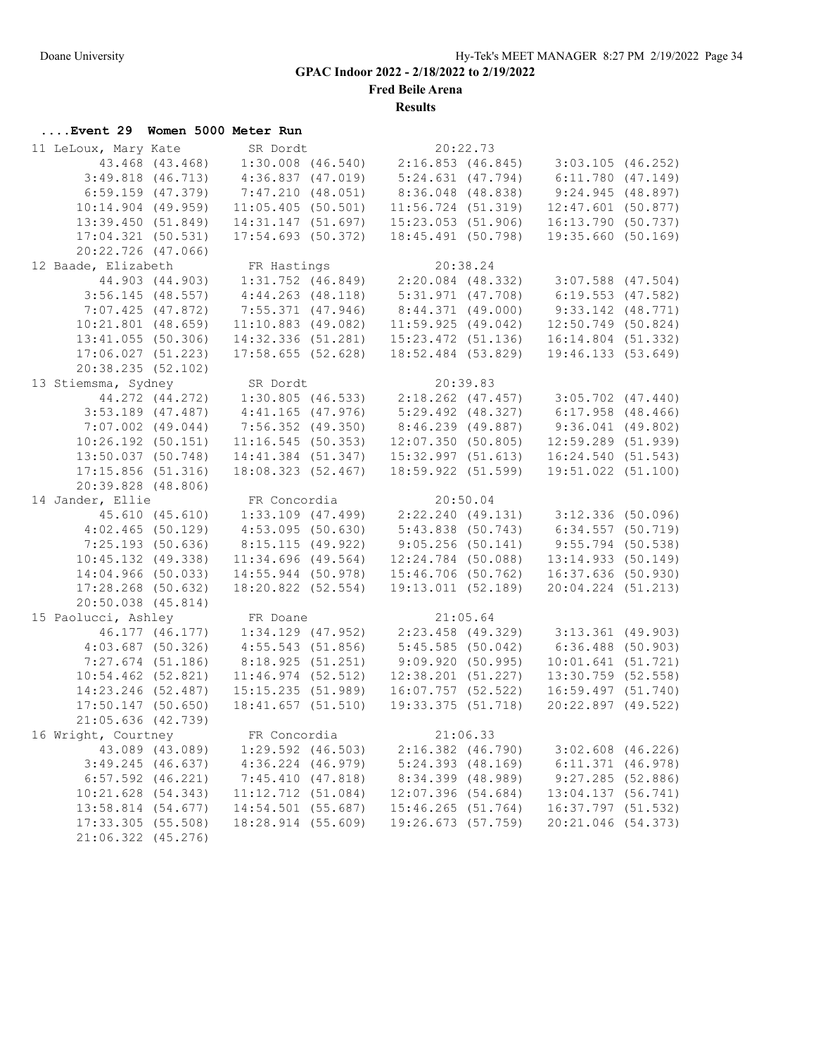# GPAC Indoor 2022 - 2/18/2022 to 2/19/2022

**Fred Beile Arena**

**Results**

### ....Event 29 Women 5000 Meter Run

```
 11 LeLoux, Mary Kate          SR Dordt                  20:22.73  
         43.468 (43.468)    1:30.008 (46.540)    2:16.853 (46.845)    3:03.105 (46.252)
       3:49.818 (46.713)    4:36.837 (47.019)    5:24.631 (47.794)    6:11.780 (47.149)
       6:59.159 (47.379)    7:47.210 (48.051)    8:36.048 (48.838)    9:24.945 (48.897)
      10:14.904 (49.959)   11:05.405 (50.501)   11:56.724 (51.319)   12:47.601 (50.877)
      13:39.450 (51.849)   14:31.147 (51.697)   15:23.053 (51.906)   16:13.790 (50.737)
      17:04.321 (50.531)   17:54.693 (50.372)   18:45.491 (50.798)   19:35.660 (50.169)
      20:22.726 (47.066)
 12 Baade, Elizabeth           FR Hastings               20:38.24  
         44.903 (44.903)    1:31.752 (46.849)    2:20.084 (48.332)    3:07.588 (47.504)
       3:56.145 (48.557)    4:44.263 (48.118)    5:31.971 (47.708)    6:19.553 (47.582)
       7:07.425 (47.872)    7:55.371 (47.946)    8:44.371 (49.000)    9:33.142 (48.771)
      10:21.801 (48.659)   11:10.883 (49.082)   11:59.925 (49.042)   12:50.749 (50.824)
      13:41.055 (50.306)   14:32.336 (51.281)   15:23.472 (51.136)   16:14.804 (51.332)
      17:06.027 (51.223)   17:58.655 (52.628)   18:52.484 (53.829)   19:46.133 (53.649)
      20:38.235 (52.102)
 13 Stiemsma, Sydney           SR Dordt                  20:39.83  
         44.272 (44.272)    1:30.805 (46.533)    2:18.262 (47.457)    3:05.702 (47.440)
       3:53.189 (47.487)    4:41.165 (47.976)    5:29.492 (48.327)    6:17.958 (48.466)
       7:07.002 (49.044)    7:56.352 (49.350)    8:46.239 (49.887)    9:36.041 (49.802)
      10:26.192 (50.151)   11:16.545 (50.353)   12:07.350 (50.805)   12:59.289 (51.939)
      13:50.037 (50.748)   14:41.384 (51.347)   15:32.997 (51.613)   16:24.540 (51.543)
      17:15.856 (51.316)   18:08.323 (52.467)   18:59.922 (51.599)   19:51.022 (51.100)
      20:39.828 (48.806)
 14 Jander, Ellie              FR Concordia              20:50.04  
         45.610 (45.610)    1:33.109 (47.499)    2:22.240 (49.131)    3:12.336 (50.096)
       4:02.465 (50.129)    4:53.095 (50.630)    5:43.838 (50.743)    6:34.557 (50.719)
       7:25.193 (50.636)    8:15.115 (49.922)    9:05.256 (50.141)    9:55.794 (50.538)
      10:45.132 (49.338)   11:34.696 (49.564)   12:24.784 (50.088)   13:14.933 (50.149)
      14:04.966 (50.033)   14:55.944 (50.978)   15:46.706 (50.762)   16:37.636 (50.930)
      17:28.268 (50.632)   18:20.822 (52.554)   19:13.011 (52.189)   20:04.224 (51.213)
      20:50.038 (45.814)
 15 Paolucci, Ashley           FR Doane                  21:05.64  
         46.177 (46.177)    1:34.129 (47.952)    2:23.458 (49.329)    3:13.361 (49.903)
       4:03.687 (50.326)    4:55.543 (51.856)    5:45.585 (50.042)    6:36.488 (50.903)
       7:27.674 (51.186)    8:18.925 (51.251)    9:09.920 (50.995)   10:01.641 (51.721)
      10:54.462 (52.821)   11:46.974 (52.512)   12:38.201 (51.227)   13:30.759 (52.558)
      14:23.246 (52.487)   15:15.235 (51.989)   16:07.757 (52.522)   16:59.497 (51.740)
      17:50.147 (50.650)   18:41.657 (51.510)   19:33.375 (51.718)   20:22.897 (49.522)
      21:05.636 (42.739)
 16 Wright, Courtney           FR Concordia              21:06.33  
         43.089 (43.089)    1:29.592 (46.503)    2:16.382 (46.790)    3:02.608 (46.226)
       3:49.245 (46.637)    4:36.224 (46.979)    5:24.393 (48.169)    6:11.371 (46.978)
       6:57.592 (46.221)    7:45.410 (47.818)    8:34.399 (48.989)    9:27.285 (52.886)
      10:21.628 (54.343)   11:12.712 (51.084)   12:07.396 (54.684)   13:04.137 (56.741)
      13:58.814 (54.677)   14:54.501 (55.687)   15:46.265 (51.764)   16:37.797 (51.532)
      17:33.305 (55.508)   18:28.914 (55.609)   19:26.673 (57.759)   20:21.046 (54.373)
      21:06.322 (45.276)
```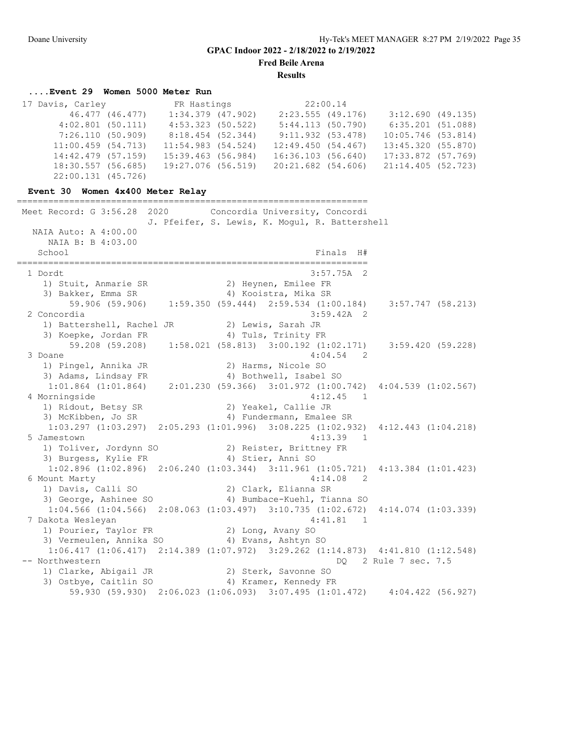## GPAC Indoor 2022 - 2/18/2022 to 2/19/2022

**Fred Beile Arena**

**Results**

### ....Event 29 Women 5000 Meter Run

```
17 Davis, Carley             FR Hastings              22:00.14
        46.477 (46.477)    1:34.379 (47.902)    2:23.555 (49.176)    3:12.690 (49.135)
      4:02.801 (50.111)    4:53.323 (50.522)    5:44.113 (50.790)    6:35.201 (51.088)
      7:26.110 (50.909)    8:18.454 (52.344)    9:11.932 (53.478)   10:05.746 (53.814)
     11:00.459 (54.713)   11:54.983 (54.524)   12:49.450 (54.467)   13:45.320 (55.870)
     14:42.479 (57.159)   15:39.463 (56.984)   16:36.103 (56.640)   17:33.872 (57.769)
     18:30.557 (56.685)   19:27.076 (56.519)   20:21.682 (54.606)   21:14.405 (52.723)
     22:00.131 (45.726)
```

### Event 30 Women 4x400 Meter Relay

```
===================================================================
 Meet Record: G 3:56.28  2020        Concordia University, Concordi
                         J. Pfeifer, S. Lewis, K. Mogul, R. Battershell
   NAIA Auto: A 4:00.00
      NAIA B: B 4:03.00
    School                                            Finals  H#
===================================================================
  1 Dordt                                           3:57.75A  2
     1) Stuit, Anmarie SR               2) Heynen, Emilee FR
     3) Bakker, Emma SR                 4) Kooistra, Mika SR
         59.906 (59.906)    1:59.350 (59.444)  2:59.534 (1:00.184)    3:57.747 (58.213)
  2 Concordia                                       3:59.42A  2
     1) Battershell, Rachel JR          2) Lewis, Sarah JR
     3) Koepke, Jordan FR               4) Tuls, Trinity FR
         59.208 (59.208)    1:58.021 (58.813)  3:00.192 (1:02.171)    3:59.420 (59.228)
  3 Doane                                           4:04.54   2
     1) Pingel, Annika JR               2) Harms, Nicole SO
     3) Adams, Lindsay FR               4) Bothwell, Isabel SO
       1:01.864 (1:01.864)    2:01.230 (59.366)  3:01.972 (1:00.742)  4:04.539 (1:02.567)
  4 Morningside                                     4:12.45   1
     1) Ridout, Betsy SR                2) Yeakel, Callie JR
     3) McKibben, Jo SR                 4) Fundermann, Emalee SR
       1:03.297 (1:03.297)  2:05.293 (1:01.996)  3:08.225 (1:02.932)  4:12.443 (1:04.218)
  5 Jamestown                                       4:13.39   1
     1) Toliver, Jordynn SO             2) Reister, Brittney FR
     3) Burgess, Kylie FR               4) Stier, Anni SO
       1:02.896 (1:02.896)  2:06.240 (1:03.344)  3:11.961 (1:05.721)  4:13.384 (1:01.423)
  6 Mount Marty                                     4:14.08   2
     1) Davis, Calli SO                 2) Clark, Elianna SR
     3) George, Ashinee SO              4) Bumbace-Kuehl, Tianna SO
       1:04.566 (1:04.566)  2:08.063 (1:03.497)  3:10.735 (1:02.672)  4:14.074 (1:03.339)
  7 Dakota Wesleyan                                 4:41.81   1
     1) Pourier, Taylor FR              2) Long, Avany SO
     3) Vermeulen, Annika SO            4) Evans, Ashtyn SO
       1:06.417 (1:06.417)  2:14.389 (1:07.972)  3:29.262 (1:14.873)  4:41.810 (1:12.548)
 -- Northwestern                                       DQ   2 Rule 7 sec. 7.5
     1) Clarke, Abigail JR              2) Sterk, Savonne SO
     3) Ostbye, Caitlin SO              4) Kramer, Kennedy FR
         59.930 (59.930)  2:06.023 (1:06.093)  3:07.495 (1:01.472)    4:04.422 (56.927)
```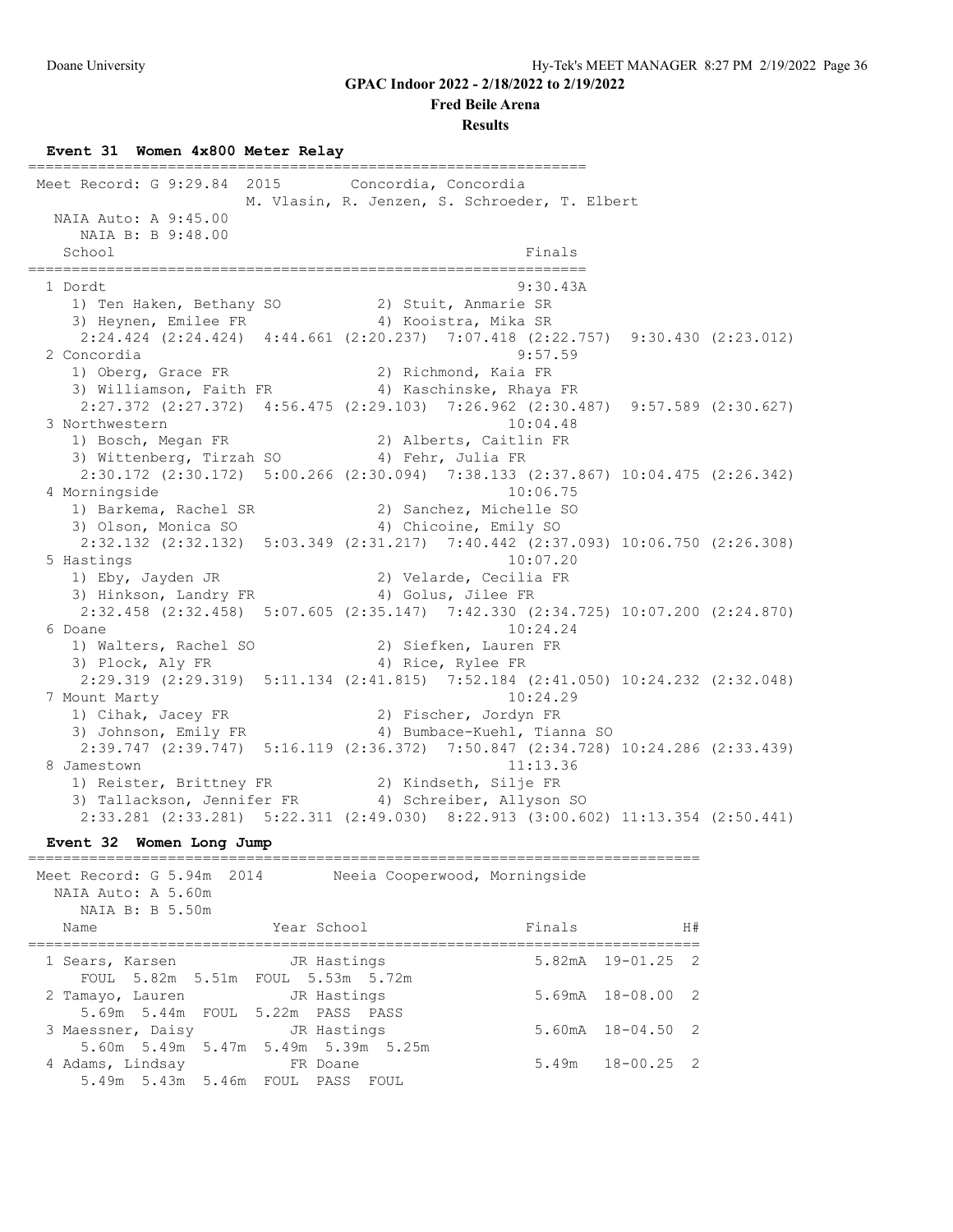**GPAC Indoor 2022 - 2/18/2022 to 2/19/2022**

**Fred Beile Arena**

**Results**

### Event 31 Women 4x800 Meter Relay

Meet Record: G 9:29.84 2015 Concordia, Concordia
M. Vlasin, R. Jenzen, S. Schroeder, T. Elbert

NAIA Auto: A 9:45.00

NAIA B: B 9:48.00

| Place | School | Finals |
|---|---|---|
| 1 | Dordt | 9:30.43A |
| | 1) Ten Haken, Bethany SO; 2) Stuit, Anmarie SR; 3) Heynen, Emilee FR; 4) Kooistra, Mika SR | |
| | 2:24.424 (2:24.424) 4:44.661 (2:20.237) 7:07.418 (2:22.757) 9:30.430 (2:23.012) | |
| 2 | Concordia | 9:57.59 |
| | 1) Oberg, Grace FR; 2) Richmond, Kaia FR; 3) Williamson, Faith FR; 4) Kaschinske, Rhaya FR | |
| | 2:27.372 (2:27.372) 4:56.475 (2:29.103) 7:26.962 (2:30.487) 9:57.589 (2:30.627) | |
| 3 | Northwestern | 10:04.48 |
| | 1) Bosch, Megan FR; 2) Alberts, Caitlin FR; 3) Wittenberg, Tirzah SO; 4) Fehr, Julia FR | |
| | 2:30.172 (2:30.172) 5:00.266 (2:30.094) 7:38.133 (2:37.867) 10:04.475 (2:26.342) | |
| 4 | Morningside | 10:06.75 |
| | 1) Barkema, Rachel SR; 2) Sanchez, Michelle SO; 3) Olson, Monica SO; 4) Chicoine, Emily SO | |
| | 2:32.132 (2:32.132) 5:03.349 (2:31.217) 7:40.442 (2:37.093) 10:06.750 (2:26.308) | |
| 5 | Hastings | 10:07.20 |
| | 1) Eby, Jayden JR; 2) Velarde, Cecilia FR; 3) Hinkson, Landry FR; 4) Golus, Jilee FR | |
| | 2:32.458 (2:32.458) 5:07.605 (2:35.147) 7:42.330 (2:34.725) 10:07.200 (2:24.870) | |
| 6 | Doane | 10:24.24 |
| | 1) Walters, Rachel SO; 2) Siefken, Lauren FR; 3) Plock, Aly FR; 4) Rice, Rylee FR | |
| | 2:29.319 (2:29.319) 5:11.134 (2:41.815) 7:52.184 (2:41.050) 10:24.232 (2:32.048) | |
| 7 | Mount Marty | 10:24.29 |
| | 1) Cihak, Jacey FR; 2) Fischer, Jordyn FR; 3) Johnson, Emily FR; 4) Bumbace-Kuehl, Tianna SO | |
| | 2:39.747 (2:39.747) 5:16.119 (2:36.372) 7:50.847 (2:34.728) 10:24.286 (2:33.439) | |
| 8 | Jamestown | 11:13.36 |
| | 1) Reister, Brittney FR; 2) Kindseth, Silje FR; 3) Tallackson, Jennifer FR; 4) Schreiber, Allyson SO | |
| | 2:33.281 (2:33.281) 5:22.311 (2:49.030) 8:22.913 (3:00.602) 11:13.354 (2:50.441) | |

### Event 32 Women Long Jump

Meet Record: G 5.94m 2014 Neeia Cooperwood, Morningside

NAIA Auto: A 5.60m

NAIA B: B 5.50m

| Place | Name | Year | School | Finals | | H# |
|---|---|---|---|---|---|---|
| 1 | Sears, Karsen | JR | Hastings | 5.82mA | 19-01.25 | 2 |
| | FOUL 5.82m 5.51m FOUL 5.53m 5.72m | | | | | |
| 2 | Tamayo, Lauren | JR | Hastings | 5.69mA | 18-08.00 | 2 |
| | 5.69m 5.44m FOUL 5.22m PASS PASS | | | | | |
| 3 | Maessner, Daisy | JR | Hastings | 5.60mA | 18-04.50 | 2 |
| | 5.60m 5.49m 5.47m 5.49m 5.39m 5.25m | | | | | |
| 4 | Adams, Lindsay | FR | Doane | 5.49m | 18-00.25 | 2 |
| | 5.49m 5.43m 5.46m FOUL PASS FOUL | | | | | |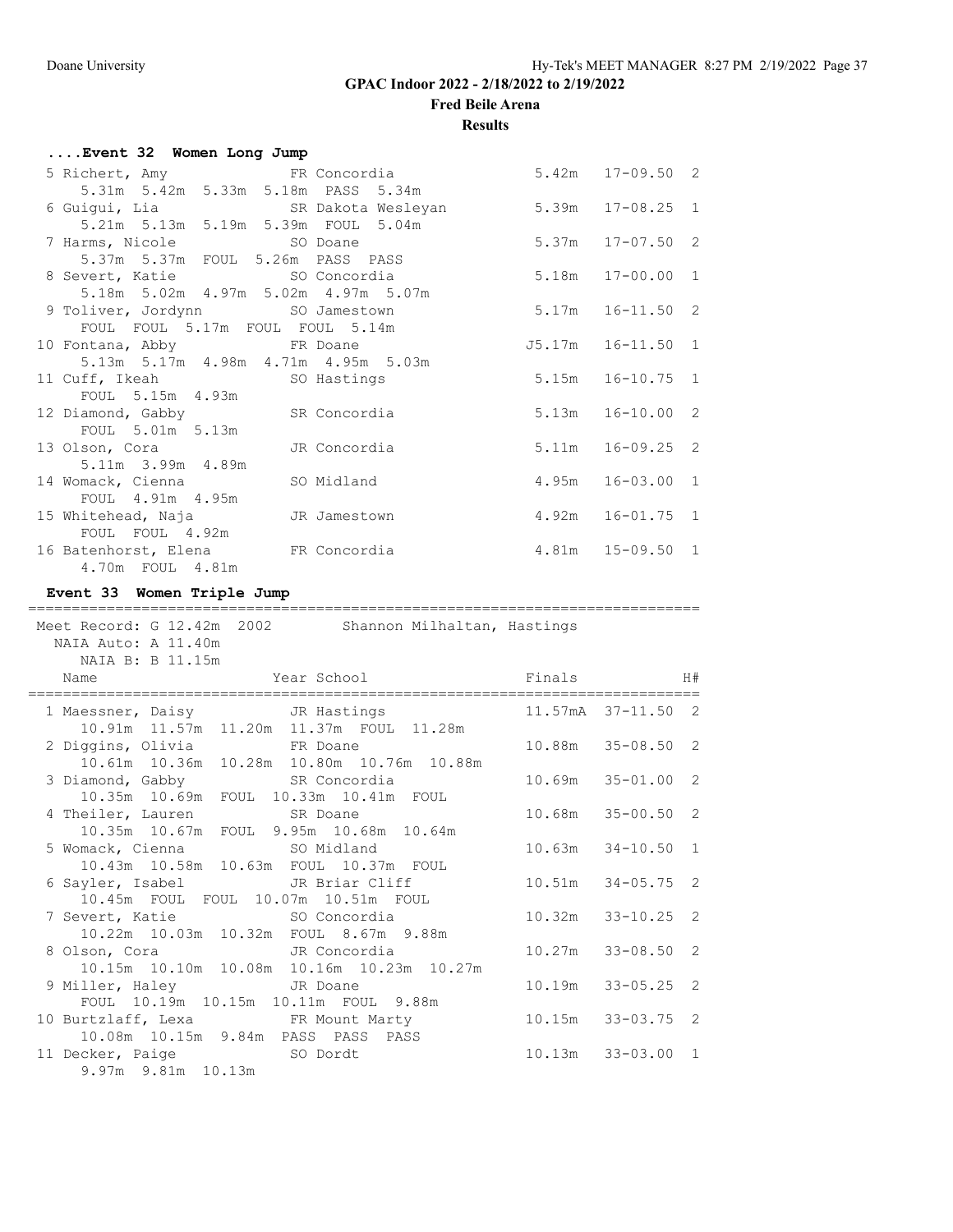## GPAC Indoor 2022 - 2/18/2022 to 2/19/2022

### Fred Beile Arena

### Results

#### ....Event 32 Women Long Jump

```
  5 Richert, Amy              FR Concordia              5.42m   17-09.50  2 
      5.31m  5.42m  5.33m  5.18m  PASS  5.34m
  6 Guigui, Lia               SR Dakota Wesleyan        5.39m   17-08.25  1 
      5.21m  5.13m  5.19m  5.39m  FOUL  5.04m
  7 Harms, Nicole             SO Doane                  5.37m   17-07.50  2 
      5.37m  5.37m  FOUL  5.26m  PASS  PASS
  8 Severt, Katie             SO Concordia              5.18m   17-00.00  1 
      5.18m  5.02m  4.97m  5.02m  4.97m  5.07m
  9 Toliver, Jordynn          SO Jamestown              5.17m   16-11.50  2 
      FOUL  FOUL  5.17m  FOUL  FOUL  5.14m
 10 Fontana, Abby             FR Doane                 J5.17m   16-11.50  1 
      5.13m  5.17m  4.98m  4.71m  4.95m  5.03m
 11 Cuff, Ikeah               SO Hastings               5.15m   16-10.75  1 
      FOUL  5.15m  4.93m
 12 Diamond, Gabby            SR Concordia              5.13m   16-10.00  2 
      FOUL  5.01m  5.13m
 13 Olson, Cora               JR Concordia              5.11m   16-09.25  2 
      5.11m  3.99m  4.89m
 14 Womack, Cienna            SO Midland                4.95m   16-03.00  1 
      FOUL  4.91m  4.95m
 15 Whitehead, Naja           JR Jamestown              4.92m   16-01.75  1 
      FOUL  FOUL  4.92m
 16 Batenhorst, Elena         FR Concordia              4.81m   15-09.50  1 
      4.70m  FOUL  4.81m
```

#### Event 33 Women Triple Jump

```
===============================================================================
 Meet Record: G 12.42m  2002        Shannon Milhaltan, Hastings
   NAIA Auto: A 11.40m
      NAIA B: B 11.15m
   Name                    Year School                 Finals              H#
===============================================================================
  1 Maessner, Daisy           JR Hastings             11.57mA   37-11.50  2 
      10.91m  11.57m  11.20m  11.37m  FOUL  11.28m
  2 Diggins, Olivia           FR Doane                10.88m    35-08.50  2 
      10.61m  10.36m  10.28m  10.80m  10.76m  10.88m
  3 Diamond, Gabby            SR Concordia            10.69m    35-01.00  2 
      10.35m  10.69m  FOUL  10.33m  10.41m  FOUL
  4 Theiler, Lauren           SR Doane                10.68m    35-00.50  2 
      10.35m  10.67m  FOUL  9.95m  10.68m  10.64m
  5 Womack, Cienna            SO Midland              10.63m    34-10.50  1 
      10.43m  10.58m  10.63m  FOUL  10.37m  FOUL
  6 Sayler, Isabel            JR Briar Cliff          10.51m    34-05.75  2 
      10.45m  FOUL  FOUL  10.07m  10.51m  FOUL
  7 Severt, Katie             SO Concordia            10.32m    33-10.25  2 
      10.22m  10.03m  10.32m  FOUL  8.67m  9.88m
  8 Olson, Cora               JR Concordia            10.27m    33-08.50  2 
      10.15m  10.10m  10.08m  10.16m  10.23m  10.27m
  9 Miller, Haley             JR Doane                10.19m    33-05.25  2 
      FOUL  10.19m  10.15m  10.11m  FOUL  9.88m
 10 Burtzlaff, Lexa           FR Mount Marty          10.15m    33-03.75  2 
      10.08m  10.15m  9.84m  PASS  PASS  PASS
 11 Decker, Paige             SO Dordt                10.13m    33-03.00  1 
      9.97m  9.81m  10.13m
```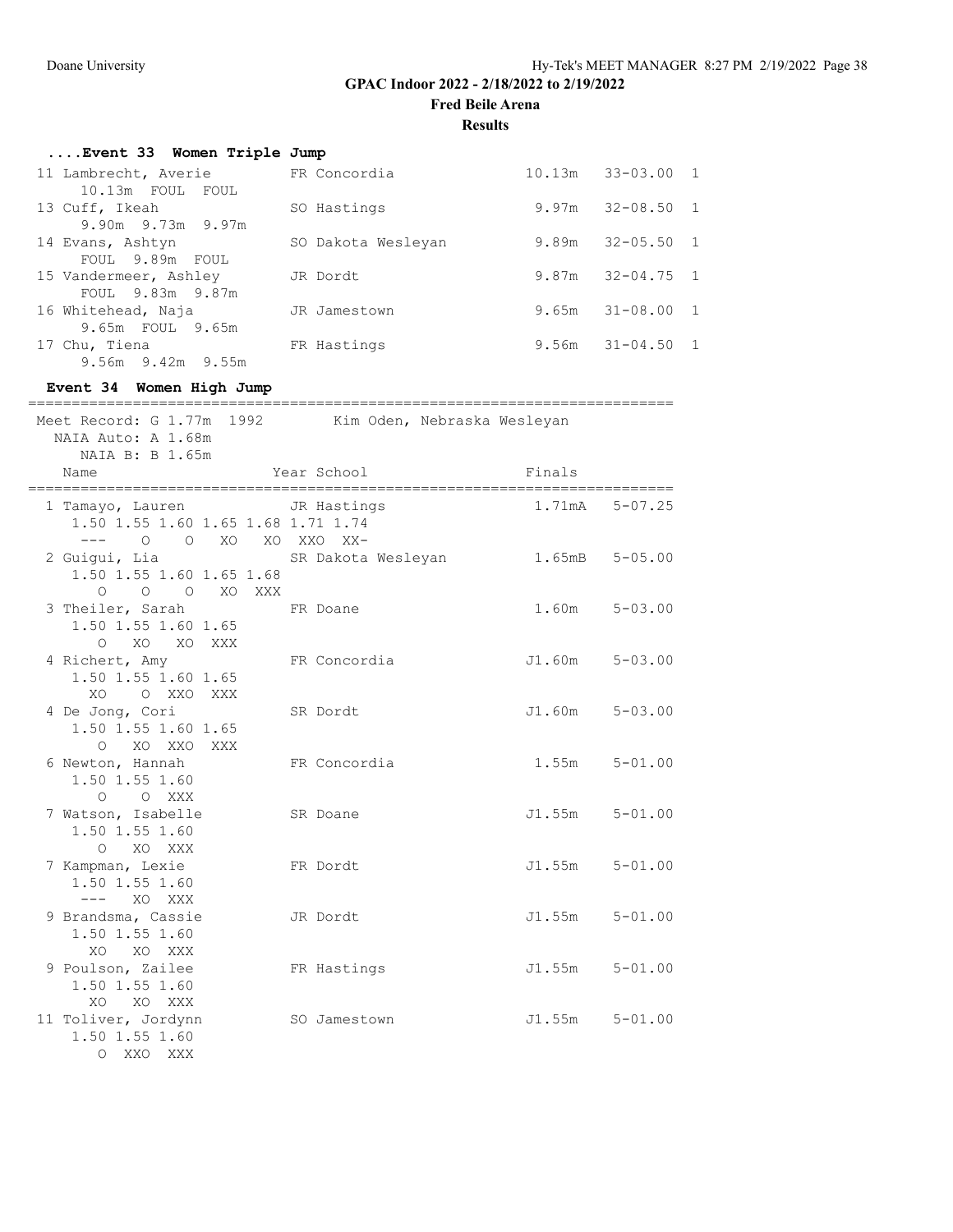GPAC Indoor 2022 - 2/18/2022 to 2/19/2022

Fred Beile Arena

Results

### ....Event 33 Women Triple Jump

```
 11 Lambrecht, Averie         FR Concordia            10.13m   33-03.00  1
      10.13m  FOUL  FOUL
 13 Cuff, Ikeah               SO Hastings              9.97m   32-08.50  1
      9.90m  9.73m  9.97m
 14 Evans, Ashtyn             SO Dakota Wesleyan       9.89m   32-05.50  1
      FOUL  9.89m  FOUL
 15 Vandermeer, Ashley        JR Dordt                 9.87m   32-04.75  1
      FOUL  9.83m  9.87m
 16 Whitehead, Naja           JR Jamestown             9.65m   31-08.00  1
      9.65m  FOUL  9.65m
 17 Chu, Tiena                FR Hastings              9.56m   31-04.50  1
      9.56m  9.42m  9.55m
```

### Event 34 Women High Jump

```
==========================================================================
Meet Record: G 1.77m  1992        Kim Oden, Nebraska Wesleyan
  NAIA Auto: A 1.68m
     NAIA B: B 1.65m
    Name                    Year School                 Finals
==========================================================================
  1 Tamayo, Lauren          JR Hastings                 1.71mA   5-07.25
     1.50 1.55 1.60 1.65 1.68 1.71 1.74
      ---    O    O   XO   XO  XXO  XX-
  2 Guigui, Lia             SR Dakota Wesleyan          1.65mB   5-05.00
     1.50 1.55 1.60 1.65 1.68
        O    O    O   XO  XXX
  3 Theiler, Sarah          FR Doane                    1.60m    5-03.00
     1.50 1.55 1.60 1.65
        O   XO   XO  XXX
  4 Richert, Amy            FR Concordia               J1.60m    5-03.00
     1.50 1.55 1.60 1.65
       XO    O  XXO  XXX
  4 De Jong, Cori           SR Dordt                   J1.60m    5-03.00
     1.50 1.55 1.60 1.65
        O   XO  XXO  XXX
  6 Newton, Hannah          FR Concordia                1.55m    5-01.00
     1.50 1.55 1.60
        O    O  XXX
  7 Watson, Isabelle        SR Doane                   J1.55m    5-01.00
     1.50 1.55 1.60
        O   XO  XXX
  7 Kampman, Lexie          FR Dordt                   J1.55m    5-01.00
     1.50 1.55 1.60
      ---   XO  XXX
  9 Brandsma, Cassie        JR Dordt                   J1.55m    5-01.00
     1.50 1.55 1.60
       XO   XO  XXX
  9 Poulson, Zailee         FR Hastings                J1.55m    5-01.00
     1.50 1.55 1.60
       XO   XO  XXX
 11 Toliver, Jordynn        SO Jamestown               J1.55m    5-01.00
     1.50 1.55 1.60
        O  XXO  XXX
```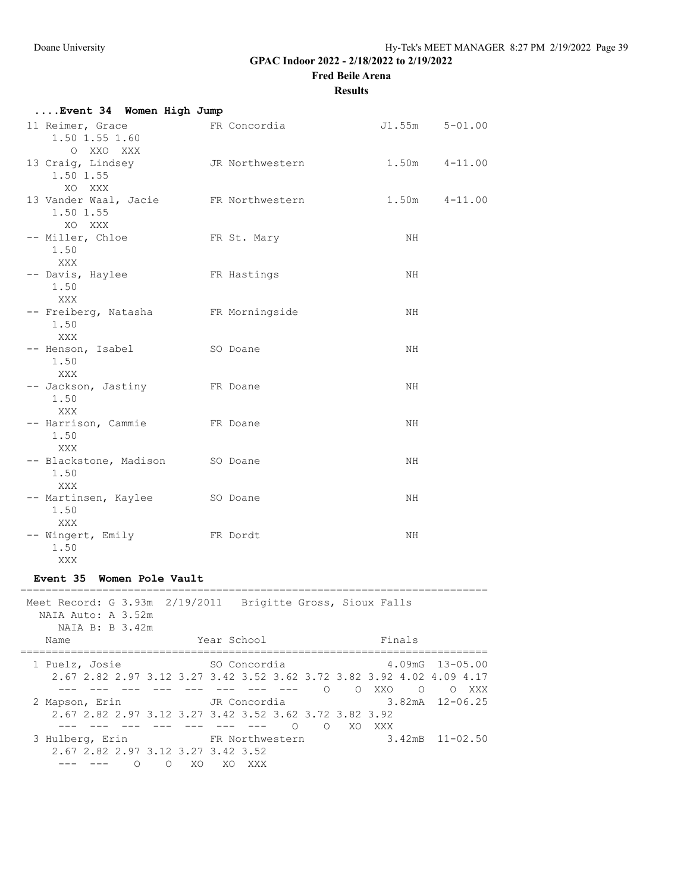**GPAC Indoor 2022 - 2/18/2022 to 2/19/2022**

**Fred Beile Arena**

**Results**

### ....Event 34 Women High Jump

```
 11 Reimer, Grace             FR Concordia              J1.55m    5-01.00
     1.50 1.55 1.60
        O  XXO  XXX
 13 Craig, Lindsey            JR Northwestern            1.50m    4-11.00
     1.50 1.55
       XO  XXX
 13 Vander Waal, Jacie        FR Northwestern            1.50m    4-11.00
     1.50 1.55
       XO  XXX
 -- Miller, Chloe             FR St. Mary                   NH
     1.50
      XXX
 -- Davis, Haylee             FR Hastings                   NH
     1.50
      XXX
 -- Freiberg, Natasha         FR Morningside                NH
     1.50
      XXX
 -- Henson, Isabel            SO Doane                      NH
     1.50
      XXX
 -- Jackson, Jastiny          FR Doane                      NH
     1.50
      XXX
 -- Harrison, Cammie          FR Doane                      NH
     1.50
      XXX
 -- Blackstone, Madison       SO Doane                      NH
     1.50
      XXX
 -- Martinsen, Kaylee         SO Doane                      NH
     1.50
      XXX
 -- Wingert, Emily            FR Dordt                      NH
     1.50
      XXX
```

### Event 35 Women Pole Vault

```
=========================================================================
 Meet Record: G 3.93m  2/19/2011   Brigitte Gross, Sioux Falls
   NAIA Auto: A 3.52m
     NAIA B: B 3.42m
   Name                    Year School                   Finals
=========================================================================
  1 Puelz, Josie             SO Concordia                 4.09mG  13-05.00
     2.67 2.82 2.97 3.12 3.27 3.42 3.52 3.62 3.72 3.82 3.92 4.02 4.09 4.17
      ---  ---  ---  ---  ---  ---  ---  ---    O    O  XXO    O    O  XXX
  2 Mapson, Erin             JR Concordia                 3.82mA  12-06.25
     2.67 2.82 2.97 3.12 3.27 3.42 3.52 3.62 3.72 3.82 3.92
      ---  ---  ---  ---  ---  ---  ---    O    O   XO  XXX
  3 Hulberg, Erin            FR Northwestern              3.42mB  11-02.50
     2.67 2.82 2.97 3.12 3.27 3.42 3.52
      ---  ---    O    O   XO   XO  XXX
```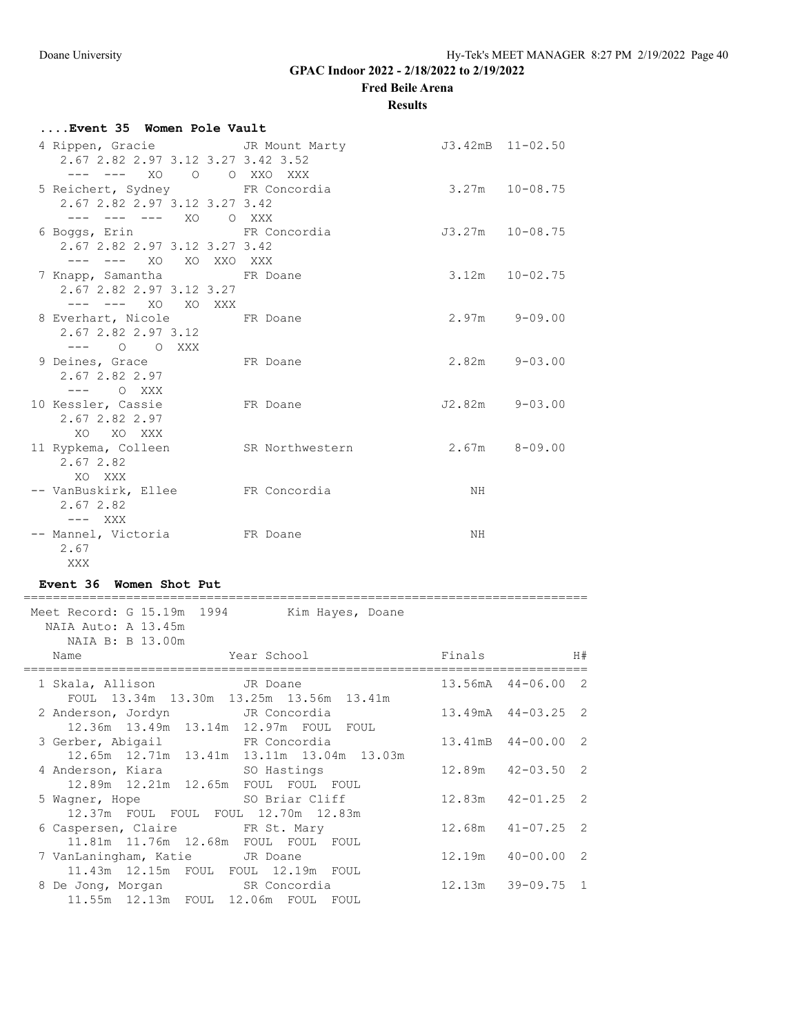## GPAC Indoor 2022 - 2/18/2022 to 2/19/2022

**Fred Beile Arena**

**Results**

### ....Event 35 Women Pole Vault

```
  4 Rippen, Gracie             JR Mount Marty            J3.42mB  11-02.50
     2.67 2.82 2.97 3.12 3.27 3.42 3.52
      --- ---  XO    O    O XXO  XXX
  5 Reichert, Sydney           FR Concordia               3.27m   10-08.75
     2.67 2.82 2.97 3.12 3.27 3.42
      --- ---  ---  XO    O  XXX
  6 Boggs, Erin                FR Concordia              J3.27m   10-08.75
     2.67 2.82 2.97 3.12 3.27 3.42
      --- ---  XO   XO  XXO  XXX
  7 Knapp, Samantha            FR Doane                   3.12m   10-02.75
     2.67 2.82 2.97 3.12 3.27
      --- ---  XO   XO  XXX
  8 Everhart, Nicole           FR Doane                   2.97m    9-09.00
     2.67 2.82 2.97 3.12
      ---    O    O  XXX
  9 Deines, Grace              FR Doane                   2.82m    9-03.00
     2.67 2.82 2.97
      ---    O  XXX
 10 Kessler, Cassie            FR Doane                  J2.82m    9-03.00
     2.67 2.82 2.97
       XO   XO  XXX
 11 Rypkema, Colleen           SR Northwestern            2.67m    8-09.00
     2.67 2.82
       XO  XXX
 -- VanBuskirk, Ellee          FR Concordia                  NH
     2.67 2.82
      ---  XXX
 -- Mannel, Victoria           FR Doane                      NH
     2.67
      XXX
```

### Event 36 Women Shot Put

```
=============================================================================
  Meet Record: G 15.19m  1994        Kim Hayes, Doane
    NAIA Auto: A 13.45m
       NAIA B: B 13.00m
    Name                    Year School                  Finals           H#
=============================================================================
  1 Skala, Allison             JR Doane                  13.56mA  44-06.00   2
      FOUL  13.34m  13.30m  13.25m  13.56m  13.41m
  2 Anderson, Jordyn           JR Concordia              13.49mA  44-03.25   2
      12.36m  13.49m  13.14m  12.97m  FOUL  FOUL
  3 Gerber, Abigail            FR Concordia              13.41mB  44-00.00   2
      12.65m  12.71m  13.41m  13.11m  13.04m  13.03m
  4 Anderson, Kiara            SO Hastings               12.89m   42-03.50   2
      12.89m  12.21m  12.65m  FOUL  FOUL  FOUL
  5 Wagner, Hope               SO Briar Cliff            12.83m   42-01.25   2
      12.37m  FOUL  FOUL  FOUL  12.70m  12.83m
  6 Caspersen, Claire          FR St. Mary               12.68m   41-07.25   2
      11.81m  11.76m  12.68m  FOUL  FOUL  FOUL
  7 VanLaningham, Katie        JR Doane                  12.19m   40-00.00   2
      11.43m  12.15m  FOUL  FOUL  12.19m  FOUL
  8 De Jong, Morgan            SR Concordia              12.13m   39-09.75   1
      11.55m  12.13m  FOUL  12.06m  FOUL  FOUL
```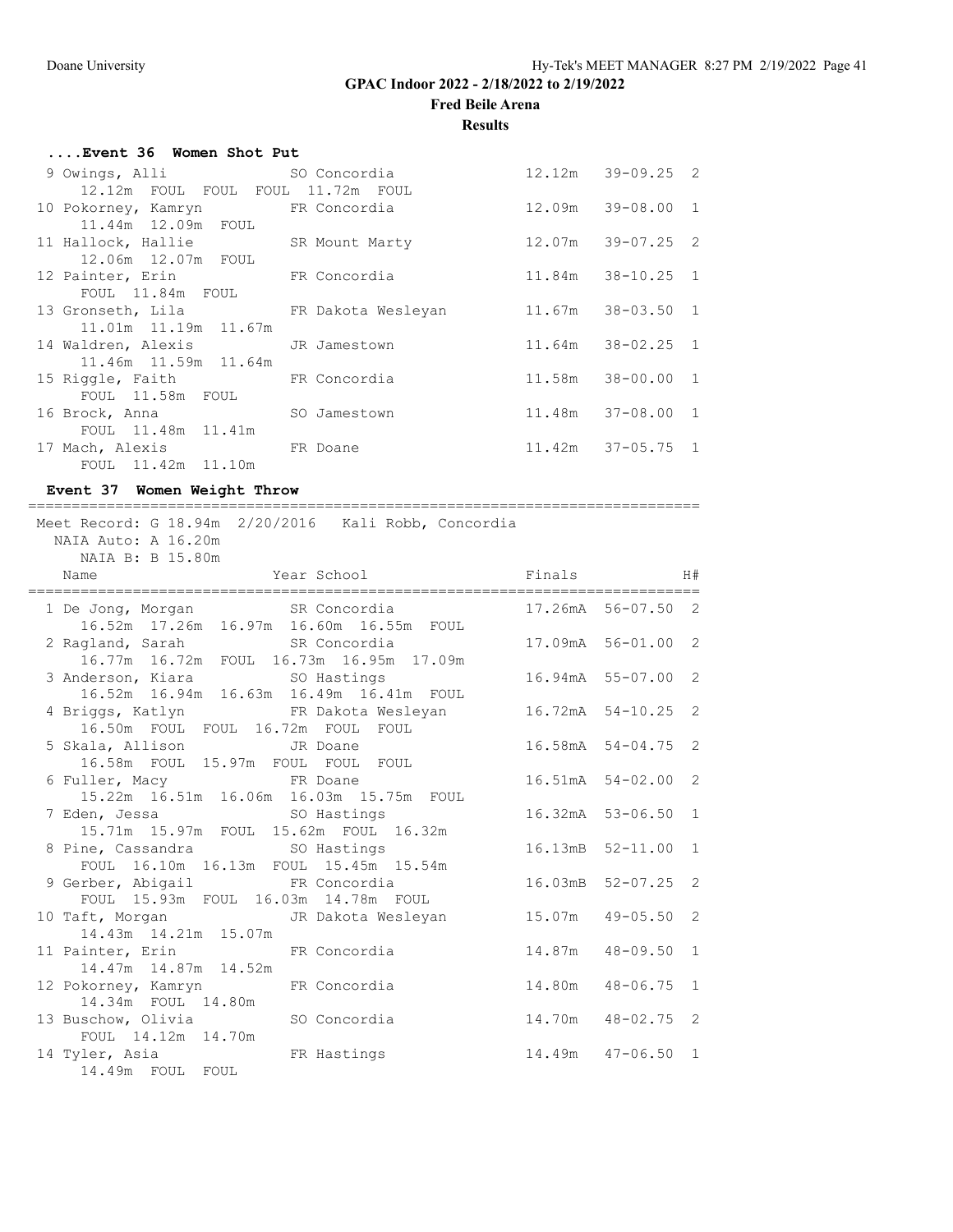# GPAC Indoor 2022 - 2/18/2022 to 2/19/2022

**Fred Beile Arena**

**Results**

### ....Event 36 Women Shot Put

| Place | Name | Year | School | Finals | | H# |
|---|---|---|---|---|---|---|
| 9 | Owings, Alli | SO | Concordia | 12.12m | 39-09.25 | 2 |
| | 12.12m FOUL FOUL FOUL 11.72m FOUL | | | | | |
| 10 | Pokorney, Kamryn | FR | Concordia | 12.09m | 39-08.00 | 1 |
| | 11.44m 12.09m FOUL | | | | | |
| 11 | Hallock, Hallie | SR | Mount Marty | 12.07m | 39-07.25 | 2 |
| | 12.06m 12.07m FOUL | | | | | |
| 12 | Painter, Erin | FR | Concordia | 11.84m | 38-10.25 | 1 |
| | FOUL 11.84m FOUL | | | | | |
| 13 | Gronseth, Lila | FR | Dakota Wesleyan | 11.67m | 38-03.50 | 1 |
| | 11.01m 11.19m 11.67m | | | | | |
| 14 | Waldren, Alexis | JR | Jamestown | 11.64m | 38-02.25 | 1 |
| | 11.46m 11.59m 11.64m | | | | | |
| 15 | Riggle, Faith | FR | Concordia | 11.58m | 38-00.00 | 1 |
| | FOUL 11.58m FOUL | | | | | |
| 16 | Brock, Anna | SO | Jamestown | 11.48m | 37-08.00 | 1 |
| | FOUL 11.48m 11.41m | | | | | |
| 17 | Mach, Alexis | FR | Doane | 11.42m | 37-05.75 | 1 |
| | FOUL 11.42m 11.10m | | | | | |

### Event 37 Women Weight Throw

Meet Record: G 18.94m 2/20/2016 Kali Robb, Concordia
NAIA Auto: A 16.20m
NAIA B: B 15.80m

| Place | Name | Year | School | Finals | | H# |
|---|---|---|---|---|---|---|
| 1 | De Jong, Morgan | SR | Concordia | 17.26mA | 56-07.50 | 2 |
| | 16.52m 17.26m 16.97m 16.60m 16.55m FOUL | | | | | |
| 2 | Ragland, Sarah | SR | Concordia | 17.09mA | 56-01.00 | 2 |
| | 16.77m 16.72m FOUL 16.73m 16.95m 17.09m | | | | | |
| 3 | Anderson, Kiara | SO | Hastings | 16.94mA | 55-07.00 | 2 |
| | 16.52m 16.94m 16.63m 16.49m 16.41m FOUL | | | | | |
| 4 | Briggs, Katlyn | FR | Dakota Wesleyan | 16.72mA | 54-10.25 | 2 |
| | 16.50m FOUL FOUL 16.72m FOUL FOUL | | | | | |
| 5 | Skala, Allison | JR | Doane | 16.58mA | 54-04.75 | 2 |
| | 16.58m FOUL 15.97m FOUL FOUL FOUL | | | | | |
| 6 | Fuller, Macy | FR | Doane | 16.51mA | 54-02.00 | 2 |
| | 15.22m 16.51m 16.06m 16.03m 15.75m FOUL | | | | | |
| 7 | Eden, Jessa | SO | Hastings | 16.32mA | 53-06.50 | 1 |
| | 15.71m 15.97m FOUL 15.62m FOUL 16.32m | | | | | |
| 8 | Pine, Cassandra | SO | Hastings | 16.13mB | 52-11.00 | 1 |
| | FOUL 16.10m 16.13m FOUL 15.45m 15.54m | | | | | |
| 9 | Gerber, Abigail | FR | Concordia | 16.03mB | 52-07.25 | 2 |
| | FOUL 15.93m FOUL 16.03m 14.78m FOUL | | | | | |
| 10 | Taft, Morgan | JR | Dakota Wesleyan | 15.07m | 49-05.50 | 2 |
| | 14.43m 14.21m 15.07m | | | | | |
| 11 | Painter, Erin | FR | Concordia | 14.87m | 48-09.50 | 1 |
| | 14.47m 14.87m 14.52m | | | | | |
| 12 | Pokorney, Kamryn | FR | Concordia | 14.80m | 48-06.75 | 1 |
| | 14.34m FOUL 14.80m | | | | | |
| 13 | Buschow, Olivia | SO | Concordia | 14.70m | 48-02.75 | 2 |
| | FOUL 14.12m 14.70m | | | | | |
| 14 | Tyler, Asia | FR | Hastings | 14.49m | 47-06.50 | 1 |
| | 14.49m FOUL FOUL | | | | | |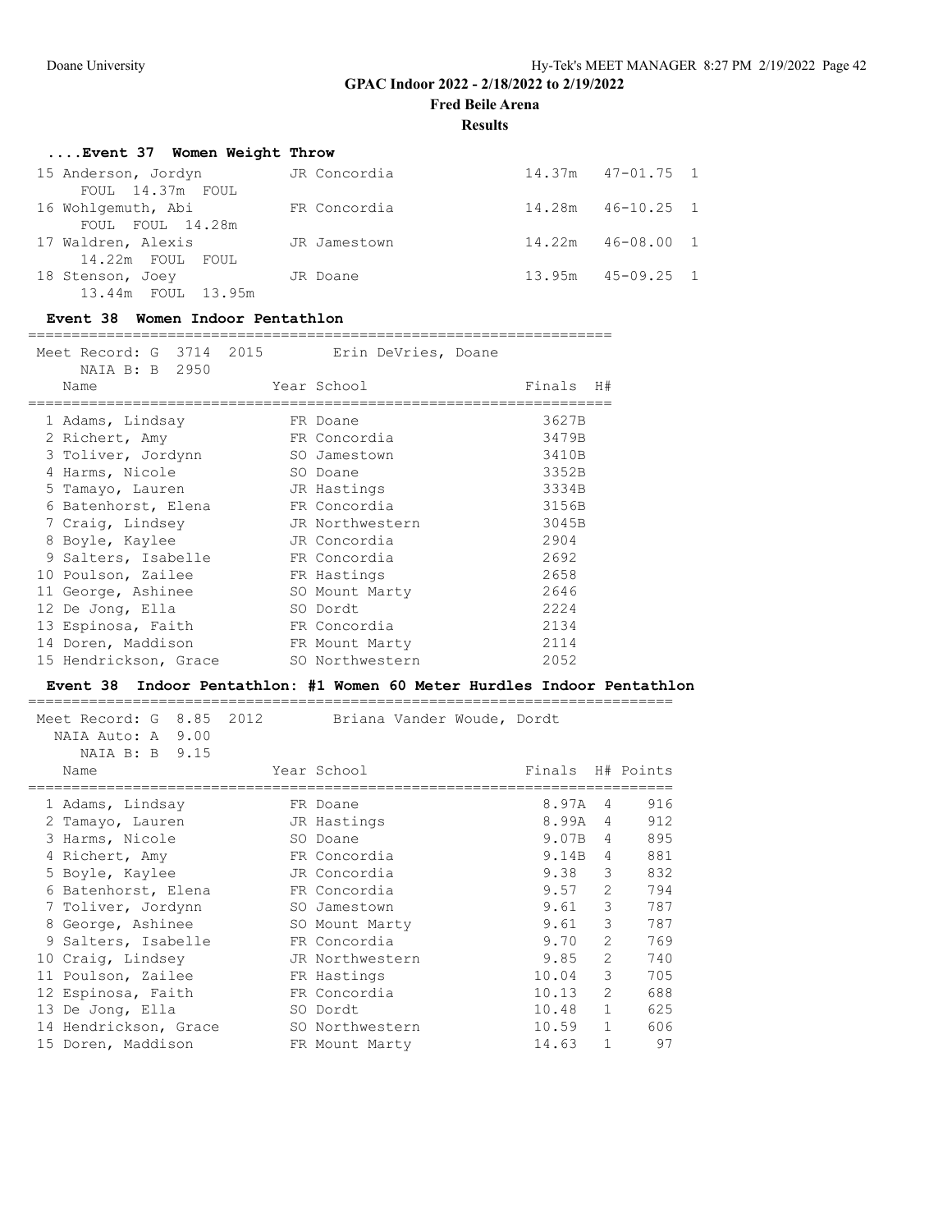## GPAC Indoor 2022 - 2/18/2022 to 2/19/2022

**Fred Beile Arena**

**Results**

### ....Event 37 Women Weight Throw

| Place | Name | Year | School | Finals | | H# |
|---|---|---|---|---|---|---|
| 15 | Anderson, Jordyn | JR | Concordia | 14.37m | 47-01.75 | 1 |
| | FOUL 14.37m FOUL | | | | | |
| 16 | Wohlgemuth, Abi | FR | Concordia | 14.28m | 46-10.25 | 1 |
| | FOUL FOUL 14.28m | | | | | |
| 17 | Waldren, Alexis | JR | Jamestown | 14.22m | 46-08.00 | 1 |
| | 14.22m FOUL FOUL | | | | | |
| 18 | Stenson, Joey | JR | Doane | 13.95m | 45-09.25 | 1 |
| | 13.44m FOUL 13.95m | | | | | |

### Event 38 Women Indoor Pentathlon

Meet Record: G 3714 2015 Erin DeVries, Doane
NAIA B: B 2950

| Place | Name | Year | School | Finals | H# |
|---|---|---|---|---|---|
| 1 | Adams, Lindsay | FR | Doane | 3627B | |
| 2 | Richert, Amy | FR | Concordia | 3479B | |
| 3 | Toliver, Jordynn | SO | Jamestown | 3410B | |
| 4 | Harms, Nicole | SO | Doane | 3352B | |
| 5 | Tamayo, Lauren | JR | Hastings | 3334B | |
| 6 | Batenhorst, Elena | FR | Concordia | 3156B | |
| 7 | Craig, Lindsey | JR | Northwestern | 3045B | |
| 8 | Boyle, Kaylee | JR | Concordia | 2904 | |
| 9 | Salters, Isabelle | FR | Concordia | 2692 | |
| 10 | Poulson, Zailee | FR | Hastings | 2658 | |
| 11 | George, Ashinee | SO | Mount Marty | 2646 | |
| 12 | De Jong, Ella | SO | Dordt | 2224 | |
| 13 | Espinosa, Faith | FR | Concordia | 2134 | |
| 14 | Doren, Maddison | FR | Mount Marty | 2114 | |
| 15 | Hendrickson, Grace | SO | Northwestern | 2052 | |

### Event 38 Indoor Pentathlon: #1 Women 60 Meter Hurdles Indoor Pentathlon

Meet Record: G 8.85 2012 Briana Vander Woude, Dordt
NAIA Auto: A 9.00
NAIA B: B 9.15

| Place | Name | Year | School | Finals | H# | Points |
|---|---|---|---|---|---|---|
| 1 | Adams, Lindsay | FR | Doane | 8.97A | 4 | 916 |
| 2 | Tamayo, Lauren | JR | Hastings | 8.99A | 4 | 912 |
| 3 | Harms, Nicole | SO | Doane | 9.07B | 4 | 895 |
| 4 | Richert, Amy | FR | Concordia | 9.14B | 4 | 881 |
| 5 | Boyle, Kaylee | JR | Concordia | 9.38 | 3 | 832 |
| 6 | Batenhorst, Elena | FR | Concordia | 9.57 | 2 | 794 |
| 7 | Toliver, Jordynn | SO | Jamestown | 9.61 | 3 | 787 |
| 8 | George, Ashinee | SO | Mount Marty | 9.61 | 3 | 787 |
| 9 | Salters, Isabelle | FR | Concordia | 9.70 | 2 | 769 |
| 10 | Craig, Lindsey | JR | Northwestern | 9.85 | 2 | 740 |
| 11 | Poulson, Zailee | FR | Hastings | 10.04 | 3 | 705 |
| 12 | Espinosa, Faith | FR | Concordia | 10.13 | 2 | 688 |
| 13 | De Jong, Ella | SO | Dordt | 10.48 | 1 | 625 |
| 14 | Hendrickson, Grace | SO | Northwestern | 10.59 | 1 | 606 |
| 15 | Doren, Maddison | FR | Mount Marty | 14.63 | 1 | 97 |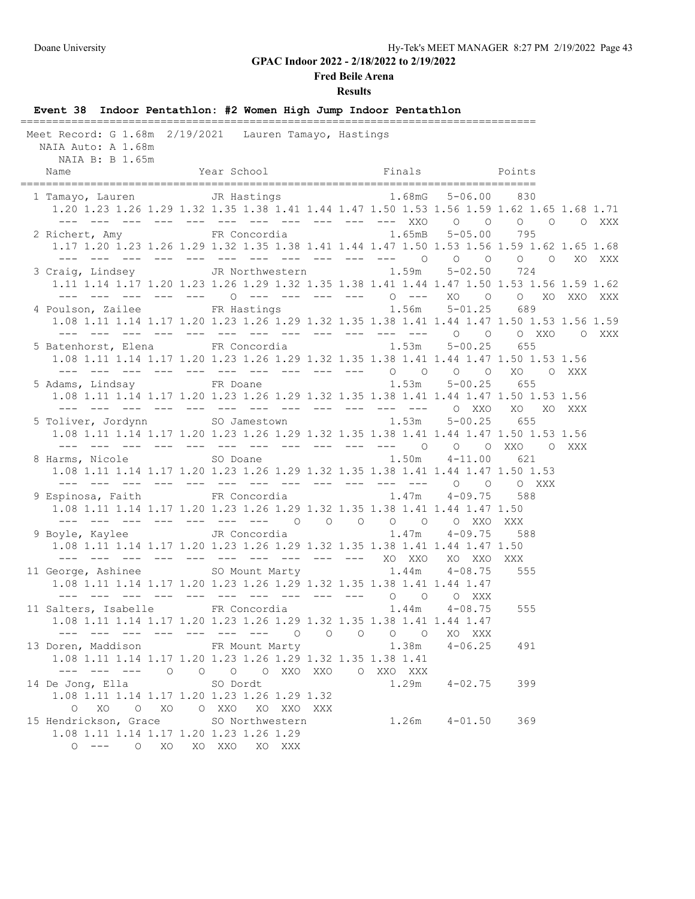## GPAC Indoor 2022 - 2/18/2022 to 2/19/2022

**Fred Beile Arena**

**Results**

### Event 38 Indoor Pentathlon: #2 Women High Jump Indoor Pentathlon

```
================================================================================
Meet Record: G 1.68m  2/19/2021   Lauren Tamayo, Hastings
  NAIA Auto: A 1.68m
    NAIA B: B 1.65m
    Name                    Year School                  Finals            Points
================================================================================
  1 Tamayo, Lauren          JR Hastings                 1.68mG   5-06.00    830
     1.20 1.23 1.26 1.29 1.32 1.35 1.38 1.41 1.44 1.47 1.50 1.53 1.56 1.59 1.62 1.65 1.68 1.71
      ---  ---  ---  ---  ---  ---  ---  ---  ---  ---  --- XXO    O    O    O    O    O  XXX
  2 Richert, Amy            FR Concordia                1.65mB   5-05.00    795
     1.17 1.20 1.23 1.26 1.29 1.32 1.35 1.38 1.41 1.44 1.47 1.50 1.53 1.56 1.59 1.62 1.65 1.68
      ---  ---  ---  ---  ---  ---  ---  ---  ---  ---  ---    O    O    O    O    O   XO  XXX
  3 Craig, Lindsey          JR Northwestern             1.59m    5-02.50    724
     1.11 1.14 1.17 1.20 1.23 1.26 1.29 1.32 1.35 1.38 1.41 1.44 1.47 1.50 1.53 1.56 1.59 1.62
      ---  ---  ---  ---  ---    O  ---  ---  ---  ---    O  ---   XO    O    O   XO  XXO  XXX
  4 Poulson, Zailee         FR Hastings                 1.56m    5-01.25    689
     1.08 1.11 1.14 1.17 1.20 1.23 1.26 1.29 1.32 1.35 1.38 1.41 1.44 1.47 1.50 1.53 1.56 1.59
      ---  ---  ---  ---  ---  ---  ---  ---  ---  ---  ---  ---    O    O    O  XXO    O  XXX
  5 Batenhorst, Elena       FR Concordia                1.53m    5-00.25    655
     1.08 1.11 1.14 1.17 1.20 1.23 1.26 1.29 1.32 1.35 1.38 1.41 1.44 1.47 1.50 1.53 1.56
      ---  ---  ---  ---  ---  ---  ---  ---  ---  ---    O    O    O    O   XO    O  XXX
  5 Adams, Lindsay          FR Doane                    1.53m    5-00.25    655
     1.08 1.11 1.14 1.17 1.20 1.23 1.26 1.29 1.32 1.35 1.38 1.41 1.44 1.47 1.50 1.53 1.56
      ---  ---  ---  ---  ---  ---  ---  ---  ---  ---  ---  ---    O  XXO   XO   XO  XXX
  5 Toliver, Jordynn        SO Jamestown                1.53m    5-00.25    655
     1.08 1.11 1.14 1.17 1.20 1.23 1.26 1.29 1.32 1.35 1.38 1.41 1.44 1.47 1.50 1.53 1.56
      ---  ---  ---  ---  ---  ---  ---  ---  ---  ---  ---    O    O    O  XXO    O  XXX
  8 Harms, Nicole           SO Doane                    1.50m    4-11.00    621
     1.08 1.11 1.14 1.17 1.20 1.23 1.26 1.29 1.32 1.35 1.38 1.41 1.44 1.47 1.50 1.53
      ---  ---  ---  ---  ---  ---  ---  ---  ---  ---  ---  ---    O    O    O  XXX
  9 Espinosa, Faith         FR Concordia                1.47m    4-09.75    588
     1.08 1.11 1.14 1.17 1.20 1.23 1.26 1.29 1.32 1.35 1.38 1.41 1.44 1.47 1.50
      ---  ---  ---  ---  ---  ---  ---    O    O    O    O    O    O  XXO  XXX
  9 Boyle, Kaylee           JR Concordia                1.47m    4-09.75    588
     1.08 1.11 1.14 1.17 1.20 1.23 1.26 1.29 1.32 1.35 1.38 1.41 1.44 1.47 1.50
      ---  ---  ---  ---  ---  ---  ---  ---  ---  ---   XO  XXO   XO  XXO  XXX
 11 George, Ashinee         SO Mount Marty              1.44m    4-08.75    555
     1.08 1.11 1.14 1.17 1.20 1.23 1.26 1.29 1.32 1.35 1.38 1.41 1.44 1.47
      ---  ---  ---  ---  ---  ---  ---  ---  ---  ---    O    O    O  XXX
 11 Salters, Isabelle       FR Concordia                1.44m    4-08.75    555
     1.08 1.11 1.14 1.17 1.20 1.23 1.26 1.29 1.32 1.35 1.38 1.41 1.44 1.47
      ---  ---  ---  ---  ---  ---  ---    O    O    O    O    O   XO  XXX
 13 Doren, Maddison         FR Mount Marty              1.38m    4-06.25    491
     1.08 1.11 1.14 1.17 1.20 1.23 1.26 1.29 1.32 1.35 1.38 1.41
      ---  ---  ---    O    O    O    O  XXO  XXO    O  XXO  XXX
 14 De Jong, Ella           SO Dordt                    1.29m    4-02.75    399
     1.08 1.11 1.14 1.17 1.20 1.23 1.26 1.29 1.32
        O   XO    O   XO    O  XXO   XO  XXO  XXX
 15 Hendrickson, Grace      SO Northwestern             1.26m    4-01.50    369
     1.08 1.11 1.14 1.17 1.20 1.23 1.26 1.29
        O  ---    O   XO   XO  XXO   XO  XXX
```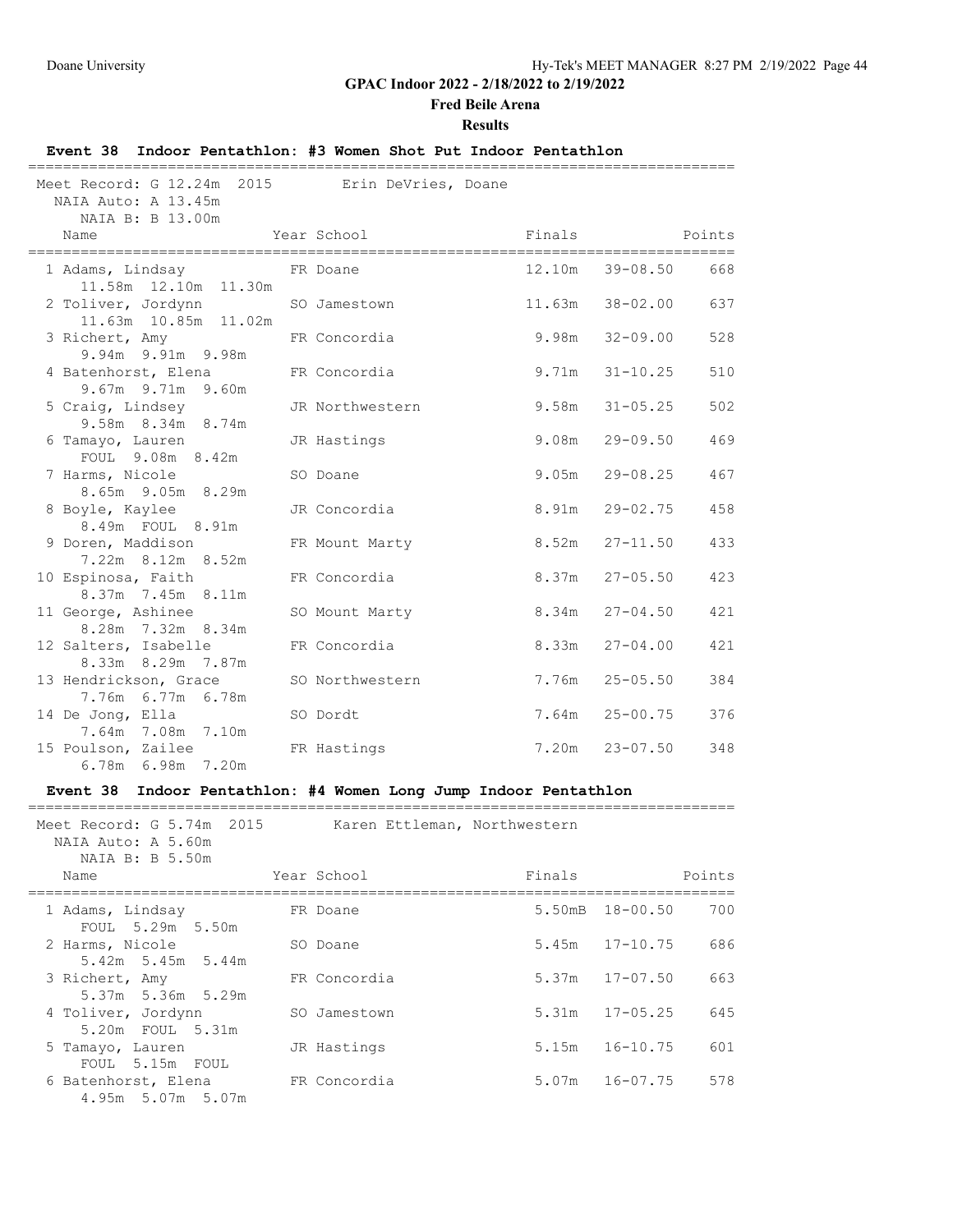GPAC Indoor 2022 - 2/18/2022 to 2/19/2022

Fred Beile Arena

Results

## Event 38 Indoor Pentathlon: #3 Women Shot Put Indoor Pentathlon

Meet Record: G 12.24m 2015 Erin DeVries, Doane
NAIA Auto: A 13.45m
NAIA B: B 13.00m

| Name | Year | School | Finals | | Points |
|---|---|---|---|---|---|
| 1 Adams, Lindsay | FR | Doane | 12.10m | 39-08.50 | 668 |
| 11.58m 12.10m 11.30m | | | | | |
| 2 Toliver, Jordynn | SO | Jamestown | 11.63m | 38-02.00 | 637 |
| 11.63m 10.85m 11.02m | | | | | |
| 3 Richert, Amy | FR | Concordia | 9.98m | 32-09.00 | 528 |
| 9.94m 9.91m 9.98m | | | | | |
| 4 Batenhorst, Elena | FR | Concordia | 9.71m | 31-10.25 | 510 |
| 9.67m 9.71m 9.60m | | | | | |
| 5 Craig, Lindsey | JR | Northwestern | 9.58m | 31-05.25 | 502 |
| 9.58m 8.34m 8.74m | | | | | |
| 6 Tamayo, Lauren | JR | Hastings | 9.08m | 29-09.50 | 469 |
| FOUL 9.08m 8.42m | | | | | |
| 7 Harms, Nicole | SO | Doane | 9.05m | 29-08.25 | 467 |
| 8.65m 9.05m 8.29m | | | | | |
| 8 Boyle, Kaylee | JR | Concordia | 8.91m | 29-02.75 | 458 |
| 8.49m FOUL 8.91m | | | | | |
| 9 Doren, Maddison | FR | Mount Marty | 8.52m | 27-11.50 | 433 |
| 7.22m 8.12m 8.52m | | | | | |
| 10 Espinosa, Faith | FR | Concordia | 8.37m | 27-05.50 | 423 |
| 8.37m 7.45m 8.11m | | | | | |
| 11 George, Ashinee | SO | Mount Marty | 8.34m | 27-04.50 | 421 |
| 8.28m 7.32m 8.34m | | | | | |
| 12 Salters, Isabelle | FR | Concordia | 8.33m | 27-04.00 | 421 |
| 8.33m 8.29m 7.87m | | | | | |
| 13 Hendrickson, Grace | SO | Northwestern | 7.76m | 25-05.50 | 384 |
| 7.76m 6.77m 6.78m | | | | | |
| 14 De Jong, Ella | SO | Dordt | 7.64m | 25-00.75 | 376 |
| 7.64m 7.08m 7.10m | | | | | |
| 15 Poulson, Zailee | FR | Hastings | 7.20m | 23-07.50 | 348 |
| 6.78m 6.98m 7.20m | | | | | |

## Event 38 Indoor Pentathlon: #4 Women Long Jump Indoor Pentathlon

Meet Record: G 5.74m 2015 Karen Ettleman, Northwestern
NAIA Auto: A 5.60m
NAIA B: B 5.50m

| Name | Year | School | Finals | | Points |
|---|---|---|---|---|---|
| 1 Adams, Lindsay | FR | Doane | 5.50mB | 18-00.50 | 700 |
| FOUL 5.29m 5.50m | | | | | |
| 2 Harms, Nicole | SO | Doane | 5.45m | 17-10.75 | 686 |
| 5.42m 5.45m 5.44m | | | | | |
| 3 Richert, Amy | FR | Concordia | 5.37m | 17-07.50 | 663 |
| 5.37m 5.36m 5.29m | | | | | |
| 4 Toliver, Jordynn | SO | Jamestown | 5.31m | 17-05.25 | 645 |
| 5.20m FOUL 5.31m | | | | | |
| 5 Tamayo, Lauren | JR | Hastings | 5.15m | 16-10.75 | 601 |
| FOUL 5.15m FOUL | | | | | |
| 6 Batenhorst, Elena | FR | Concordia | 5.07m | 16-07.75 | 578 |
| 4.95m 5.07m 5.07m | | | | | |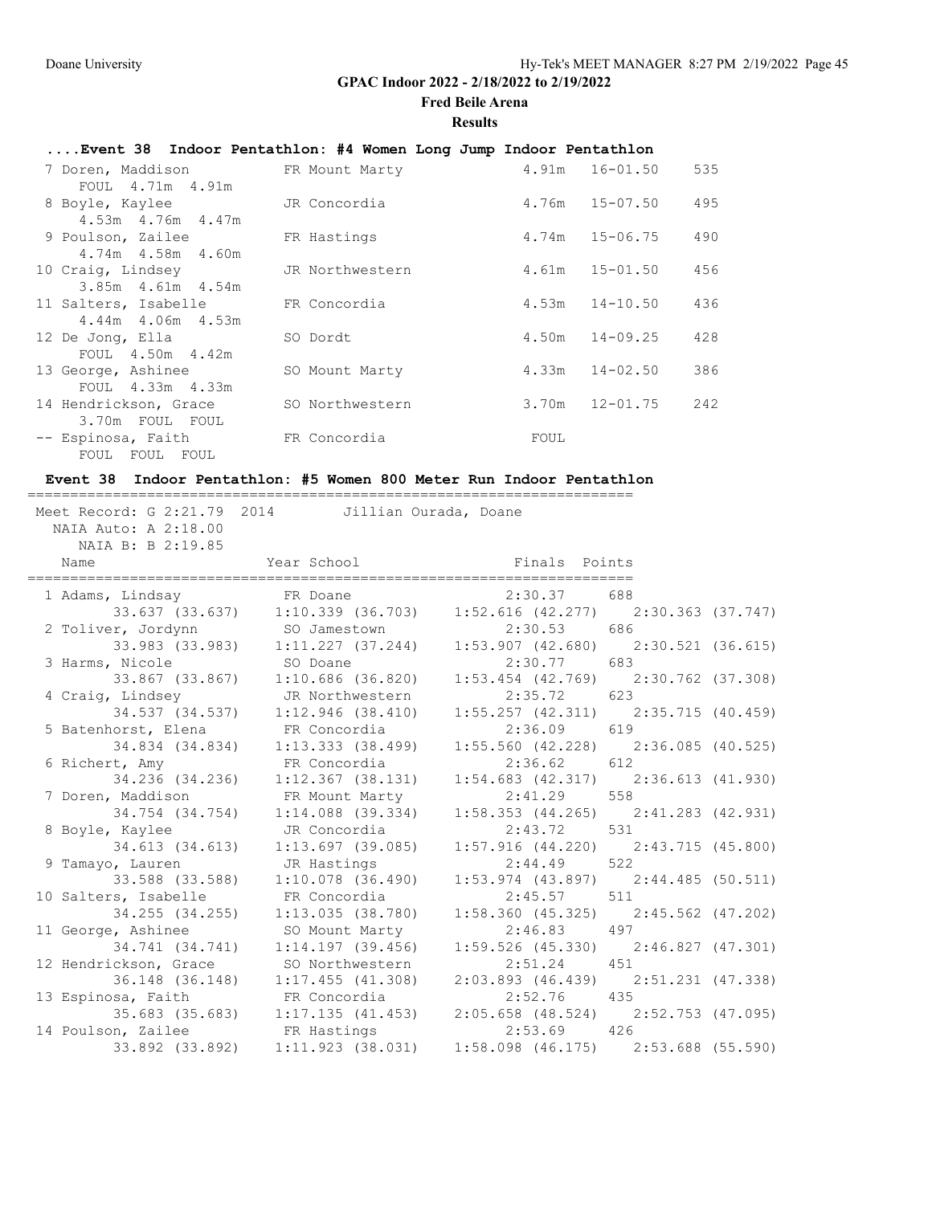## GPAC Indoor 2022 - 2/18/2022 to 2/19/2022

**Fred Beile Arena**

**Results**

### ....Event 38 Indoor Pentathlon: #4 Women Long Jump Indoor Pentathlon

| Place | Name | Year | School | Finals | | Points |
|---|---|---|---|---|---|---|
| 7 | Doren, Maddison | FR | Mount Marty | 4.91m | 16-01.50 | 535 |
| | FOUL 4.71m 4.91m | | | | | |
| 8 | Boyle, Kaylee | JR | Concordia | 4.76m | 15-07.50 | 495 |
| | 4.53m 4.76m 4.47m | | | | | |
| 9 | Poulson, Zailee | FR | Hastings | 4.74m | 15-06.75 | 490 |
| | 4.74m 4.58m 4.60m | | | | | |
| 10 | Craig, Lindsey | JR | Northwestern | 4.61m | 15-01.50 | 456 |
| | 3.85m 4.61m 4.54m | | | | | |
| 11 | Salters, Isabelle | FR | Concordia | 4.53m | 14-10.50 | 436 |
| | 4.44m 4.06m 4.53m | | | | | |
| 12 | De Jong, Ella | SO | Dordt | 4.50m | 14-09.25 | 428 |
| | FOUL 4.50m 4.42m | | | | | |
| 13 | George, Ashinee | SO | Mount Marty | 4.33m | 14-02.50 | 386 |
| | FOUL 4.33m 4.33m | | | | | |
| 14 | Hendrickson, Grace | SO | Northwestern | 3.70m | 12-01.75 | 242 |
| | 3.70m FOUL FOUL | | | | | |
| -- | Espinosa, Faith | FR | Concordia | FOUL | | |
| | FOUL FOUL FOUL | | | | | |

### Event 38 Indoor Pentathlon: #5 Women 800 Meter Run Indoor Pentathlon

Meet Record: G 2:21.79 2014 Jillian Ourada, Doane
NAIA Auto: A 2:18.00
NAIA B: B 2:19.85

| Place | Name | Year | School | Finals | Points |
|---|---|---|---|---|---|
| 1 | Adams, Lindsay | FR | Doane | 2:30.37 | 688 |
| | 33.637 (33.637) 1:10.339 (36.703) 1:52.616 (42.277) 2:30.363 (37.747) | | | | |
| 2 | Toliver, Jordynn | SO | Jamestown | 2:30.53 | 686 |
| | 33.983 (33.983) 1:11.227 (37.244) 1:53.907 (42.680) 2:30.521 (36.615) | | | | |
| 3 | Harms, Nicole | SO | Doane | 2:30.77 | 683 |
| | 33.867 (33.867) 1:10.686 (36.820) 1:53.454 (42.769) 2:30.762 (37.308) | | | | |
| 4 | Craig, Lindsey | JR | Northwestern | 2:35.72 | 623 |
| | 34.537 (34.537) 1:12.946 (38.410) 1:55.257 (42.311) 2:35.715 (40.459) | | | | |
| 5 | Batenhorst, Elena | FR | Concordia | 2:36.09 | 619 |
| | 34.834 (34.834) 1:13.333 (38.499) 1:55.560 (42.228) 2:36.085 (40.525) | | | | |
| 6 | Richert, Amy | FR | Concordia | 2:36.62 | 612 |
| | 34.236 (34.236) 1:12.367 (38.131) 1:54.683 (42.317) 2:36.613 (41.930) | | | | |
| 7 | Doren, Maddison | FR | Mount Marty | 2:41.29 | 558 |
| | 34.754 (34.754) 1:14.088 (39.334) 1:58.353 (44.265) 2:41.283 (42.931) | | | | |
| 8 | Boyle, Kaylee | JR | Concordia | 2:43.72 | 531 |
| | 34.613 (34.613) 1:13.697 (39.085) 1:57.916 (44.220) 2:43.715 (45.800) | | | | |
| 9 | Tamayo, Lauren | JR | Hastings | 2:44.49 | 522 |
| | 33.588 (33.588) 1:10.078 (36.490) 1:53.974 (43.897) 2:44.485 (50.511) | | | | |
| 10 | Salters, Isabelle | FR | Concordia | 2:45.57 | 511 |
| | 34.255 (34.255) 1:13.035 (38.780) 1:58.360 (45.325) 2:45.562 (47.202) | | | | |
| 11 | George, Ashinee | SO | Mount Marty | 2:46.83 | 497 |
| | 34.741 (34.741) 1:14.197 (39.456) 1:59.526 (45.330) 2:46.827 (47.301) | | | | |
| 12 | Hendrickson, Grace | SO | Northwestern | 2:51.24 | 451 |
| | 36.148 (36.148) 1:17.455 (41.308) 2:03.893 (46.439) 2:51.231 (47.338) | | | | |
| 13 | Espinosa, Faith | FR | Concordia | 2:52.76 | 435 |
| | 35.683 (35.683) 1:17.135 (41.453) 2:05.658 (48.524) 2:52.753 (47.095) | | | | |
| 14 | Poulson, Zailee | FR | Hastings | 2:53.69 | 426 |
| | 33.892 (33.892) 1:11.923 (38.031) 1:58.098 (46.175) 2:53.688 (55.590) | | | | |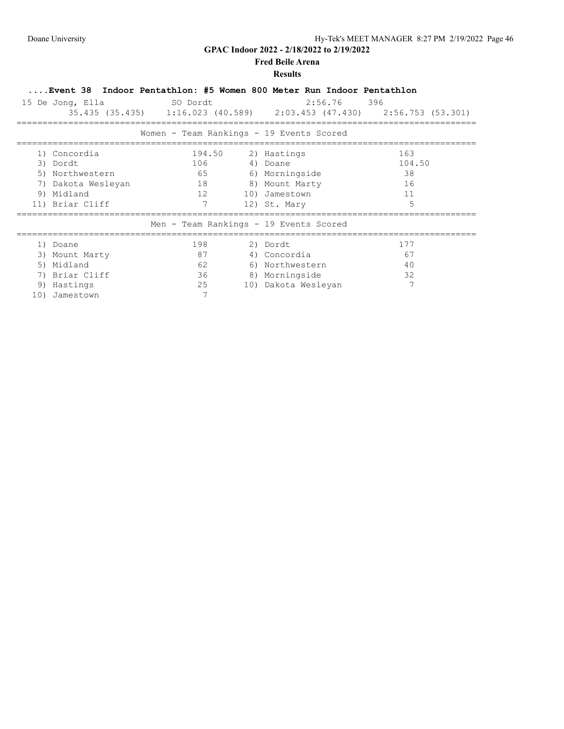GPAC Indoor 2022 - 2/18/2022 to 2/19/2022

**Fred Beile Arena**

**Results**

### ....Event 38 Indoor Pentathlon: #5 Women 800 Meter Run Indoor Pentathlon

```
 15 De Jong, Ella            SO Dordt                   2:56.76     396
        35.435 (35.435)    1:16.023 (40.589)    2:03.453 (47.430)    2:56.753 (53.301)
```

#### Women - Team Rankings - 19 Events Scored

| | | | |
|---|---|---|---|
| 1) Concordia | 194.50 | 2) Hastings | 163 |
| 3) Dordt | 106 | 4) Doane | 104.50 |
| 5) Northwestern | 65 | 6) Morningside | 38 |
| 7) Dakota Wesleyan | 18 | 8) Mount Marty | 16 |
| 9) Midland | 12 | 10) Jamestown | 11 |
| 11) Briar Cliff | 7 | 12) St. Mary | 5 |

#### Men - Team Rankings - 19 Events Scored

| | | | |
|---|---|---|---|
| 1) Doane | 198 | 2) Dordt | 177 |
| 3) Mount Marty | 87 | 4) Concordia | 67 |
| 5) Midland | 62 | 6) Northwestern | 40 |
| 7) Briar Cliff | 36 | 8) Morningside | 32 |
| 9) Hastings | 25 | 10) Dakota Wesleyan | 7 |
| 10) Jamestown | 7 | | |